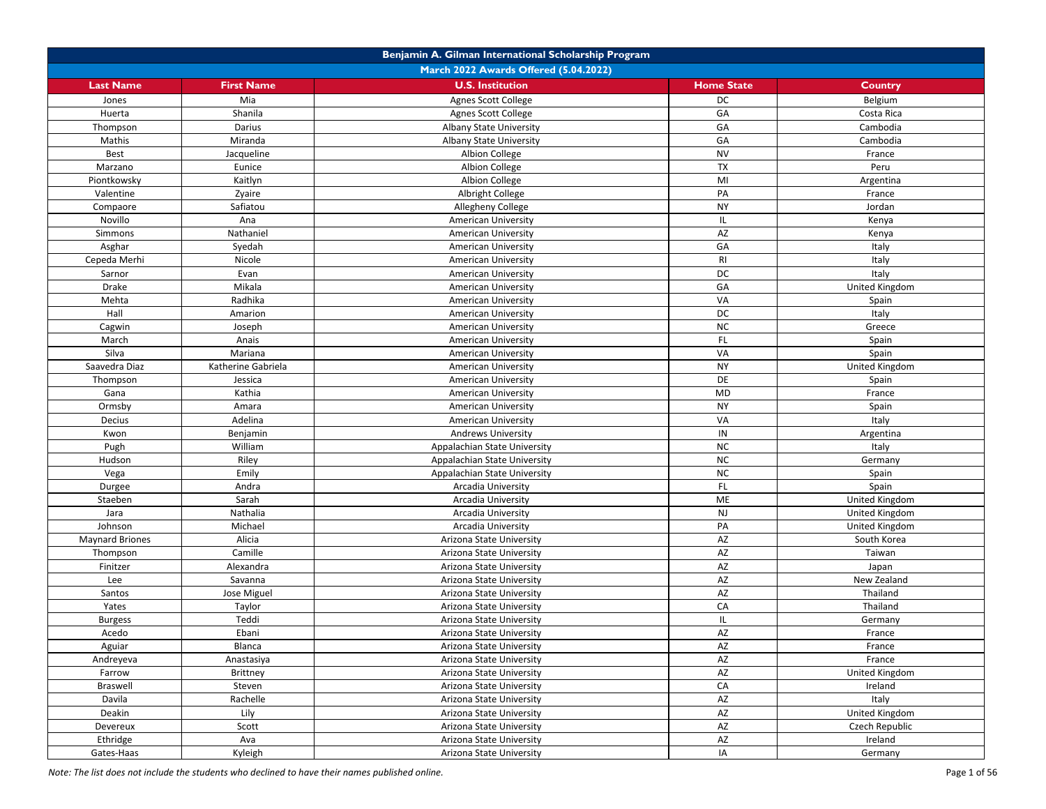# Benjamin A. Gilman International Scholarship Program

## March 2022 Awards Offered (5.04.2022)

| Last Name | First Name | U.S. Institution | Home State | Country |
|---|---|---|---|---|
| Jones | Mia | Agnes Scott College | DC | Belgium |
| Huerta | Shanila | Agnes Scott College | GA | Costa Rica |
| Thompson | Darius | Albany State University | GA | Cambodia |
| Mathis | Miranda | Albany State University | GA | Cambodia |
| Best | Jacqueline | Albion College | NV | France |
| Marzano | Eunice | Albion College | TX | Peru |
| Piontkowsky | Kaitlyn | Albion College | MI | Argentina |
| Valentine | Zyaire | Albright College | PA | France |
| Compaore | Safiatou | Allegheny College | NY | Jordan |
| Novillo | Ana | American University | IL | Kenya |
| Simmons | Nathaniel | American University | AZ | Kenya |
| Asghar | Syedah | American University | GA | Italy |
| Cepeda Merhi | Nicole | American University | RI | Italy |
| Sarnor | Evan | American University | DC | Italy |
| Drake | Mikala | American University | GA | United Kingdom |
| Mehta | Radhika | American University | VA | Spain |
| Hall | Amarion | American University | DC | Italy |
| Cagwin | Joseph | American University | NC | Greece |
| March | Anais | American University | FL | Spain |
| Silva | Mariana | American University | VA | Spain |
| Saavedra Diaz | Katherine Gabriela | American University | NY | United Kingdom |
| Thompson | Jessica | American University | DE | Spain |
| Gana | Kathia | American University | MD | France |
| Ormsby | Amara | American University | NY | Spain |
| Decius | Adelina | American University | VA | Italy |
| Kwon | Benjamin | Andrews University | IN | Argentina |
| Pugh | William | Appalachian State University | NC | Italy |
| Hudson | Riley | Appalachian State University | NC | Germany |
| Vega | Emily | Appalachian State University | NC | Spain |
| Durgee | Andra | Arcadia University | FL | Spain |
| Staeben | Sarah | Arcadia University | ME | United Kingdom |
| Jara | Nathalia | Arcadia University | NJ | United Kingdom |
| Johnson | Michael | Arcadia University | PA | United Kingdom |
| Maynard Briones | Alicia | Arizona State University | AZ | South Korea |
| Thompson | Camille | Arizona State University | AZ | Taiwan |
| Finitzer | Alexandra | Arizona State University | AZ | Japan |
| Lee | Savanna | Arizona State University | AZ | New Zealand |
| Santos | Jose Miguel | Arizona State University | AZ | Thailand |
| Yates | Taylor | Arizona State University | CA | Thailand |
| Burgess | Teddi | Arizona State University | IL | Germany |
| Acedo | Ebani | Arizona State University | AZ | France |
| Aguiar | Blanca | Arizona State University | AZ | France |
| Andreyeva | Anastasiya | Arizona State University | AZ | France |
| Farrow | Brittney | Arizona State University | AZ | United Kingdom |
| Braswell | Steven | Arizona State University | CA | Ireland |
| Davila | Rachelle | Arizona State University | AZ | Italy |
| Deakin | Lily | Arizona State University | AZ | United Kingdom |
| Devereux | Scott | Arizona State University | AZ | Czech Republic |
| Ethridge | Ava | Arizona State University | AZ | Ireland |
| Gates-Haas | Kyleigh | Arizona State University | IA | Germany |

*Note: The list does not include the students who declined to have their names published online.*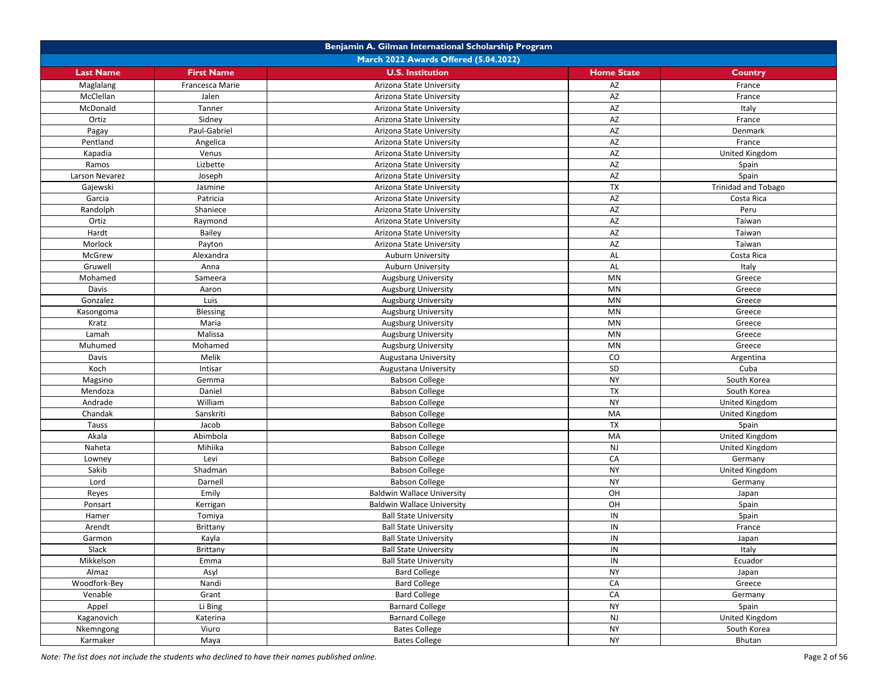| Benjamin A. Gilman International Scholarship Program | | | | |
|---|---|---|---|---|
| March 2022 Awards Offered (5.04.2022) | | | | |
| **Last Name** | **First Name** | **U.S. Institution** | **Home State** | **Country** |
| Maglalang | Francesca Marie | Arizona State University | AZ | France |
| McClellan | Jalen | Arizona State University | AZ | France |
| McDonald | Tanner | Arizona State University | AZ | Italy |
| Ortiz | Sidney | Arizona State University | AZ | France |
| Pagay | Paul-Gabriel | Arizona State University | AZ | Denmark |
| Pentland | Angelica | Arizona State University | AZ | France |
| Kapadia | Venus | Arizona State University | AZ | United Kingdom |
| Ramos | Lizbette | Arizona State University | AZ | Spain |
| Larson Nevarez | Joseph | Arizona State University | AZ | Spain |
| Gajewski | Jasmine | Arizona State University | TX | Trinidad and Tobago |
| Garcia | Patricia | Arizona State University | AZ | Costa Rica |
| Randolph | Shaniece | Arizona State University | AZ | Peru |
| Ortiz | Raymond | Arizona State University | AZ | Taiwan |
| Hardt | Bailey | Arizona State University | AZ | Taiwan |
| Morlock | Payton | Arizona State University | AZ | Taiwan |
| McGrew | Alexandra | Auburn University | AL | Costa Rica |
| Gruwell | Anna | Auburn University | AL | Italy |
| Mohamed | Sameera | Augsburg University | MN | Greece |
| Davis | Aaron | Augsburg University | MN | Greece |
| Gonzalez | Luis | Augsburg University | MN | Greece |
| Kasongoma | Blessing | Augsburg University | MN | Greece |
| Kratz | Maria | Augsburg University | MN | Greece |
| Lamah | Malissa | Augsburg University | MN | Greece |
| Muhumed | Mohamed | Augsburg University | MN | Greece |
| Davis | Melik | Augustana University | CO | Argentina |
| Koch | Intisar | Augustana University | SD | Cuba |
| Magsino | Gemma | Babson College | NY | South Korea |
| Mendoza | Daniel | Babson College | TX | South Korea |
| Andrade | William | Babson College | NY | United Kingdom |
| Chandak | Sanskriti | Babson College | MA | United Kingdom |
| Tauss | Jacob | Babson College | TX | Spain |
| Akala | Abimbola | Babson College | MA | United Kingdom |
| Naheta | Mihiika | Babson College | NJ | United Kingdom |
| Lowney | Levi | Babson College | CA | Germany |
| Sakib | Shadman | Babson College | NY | United Kingdom |
| Lord | Darnell | Babson College | NY | Germany |
| Reyes | Emily | Baldwin Wallace University | OH | Japan |
| Ponsart | Kerrigan | Baldwin Wallace University | OH | Spain |
| Hamer | Tomiya | Ball State University | IN | Spain |
| Arendt | Brittany | Ball State University | IN | France |
| Garmon | Kayla | Ball State University | IN | Japan |
| Slack | Brittany | Ball State University | IN | Italy |
| Mikkelson | Emma | Ball State University | IN | Ecuador |
| Almaz | Asyl | Bard College | NY | Japan |
| Woodfork-Bey | Nandi | Bard College | CA | Greece |
| Venable | Grant | Bard College | CA | Germany |
| Appel | Li Bing | Barnard College | NY | Spain |
| Kaganovich | Katerina | Barnard College | NJ | United Kingdom |
| Nkemngong | Viuro | Bates College | NY | South Korea |
| Karmaker | Maya | Bates College | NY | Bhutan |

*Note: The list does not include the students who declined to have their names published online.*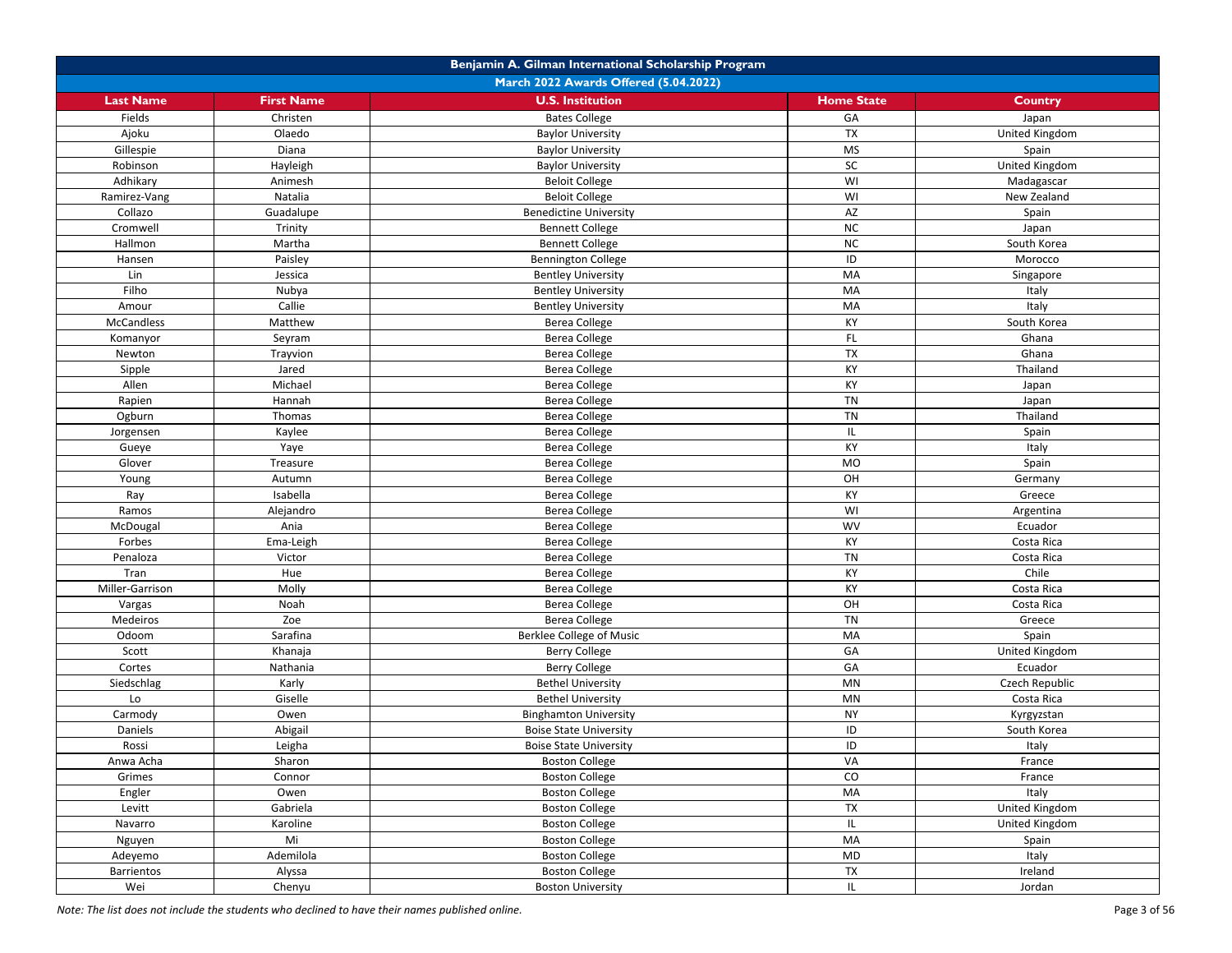| Benjamin A. Gilman International Scholarship Program | | | | |
|---|---|---|---|---|
| March 2022 Awards Offered (5.04.2022) | | | | |
| **Last Name** | **First Name** | **U.S. Institution** | **Home State** | **Country** |
| Fields | Christen | Bates College | GA | Japan |
| Ajoku | Olaedo | Baylor University | TX | United Kingdom |
| Gillespie | Diana | Baylor University | MS | Spain |
| Robinson | Hayleigh | Baylor University | SC | United Kingdom |
| Adhikary | Animesh | Beloit College | WI | Madagascar |
| Ramirez-Vang | Natalia | Beloit College | WI | New Zealand |
| Collazo | Guadalupe | Benedictine University | AZ | Spain |
| Cromwell | Trinity | Bennett College | NC | Japan |
| Hallmon | Martha | Bennett College | NC | South Korea |
| Hansen | Paisley | Bennington College | ID | Morocco |
| Lin | Jessica | Bentley University | MA | Singapore |
| Filho | Nubya | Bentley University | MA | Italy |
| Amour | Callie | Bentley University | MA | Italy |
| McCandless | Matthew | Berea College | KY | South Korea |
| Komanyor | Seyram | Berea College | FL | Ghana |
| Newton | Trayvion | Berea College | TX | Ghana |
| Sipple | Jared | Berea College | KY | Thailand |
| Allen | Michael | Berea College | KY | Japan |
| Rapien | Hannah | Berea College | TN | Japan |
| Ogburn | Thomas | Berea College | TN | Thailand |
| Jorgensen | Kaylee | Berea College | IL | Spain |
| Gueye | Yaye | Berea College | KY | Italy |
| Glover | Treasure | Berea College | MO | Spain |
| Young | Autumn | Berea College | OH | Germany |
| Ray | Isabella | Berea College | KY | Greece |
| Ramos | Alejandro | Berea College | WI | Argentina |
| McDougal | Ania | Berea College | WV | Ecuador |
| Forbes | Ema-Leigh | Berea College | KY | Costa Rica |
| Penaloza | Victor | Berea College | TN | Costa Rica |
| Tran | Hue | Berea College | KY | Chile |
| Miller-Garrison | Molly | Berea College | KY | Costa Rica |
| Vargas | Noah | Berea College | OH | Costa Rica |
| Medeiros | Zoe | Berea College | TN | Greece |
| Odoom | Sarafina | Berklee College of Music | MA | Spain |
| Scott | Khanaja | Berry College | GA | United Kingdom |
| Cortes | Nathania | Berry College | GA | Ecuador |
| Siedschlag | Karly | Bethel University | MN | Czech Republic |
| Lo | Giselle | Bethel University | MN | Costa Rica |
| Carmody | Owen | Binghamton University | NY | Kyrgyzstan |
| Daniels | Abigail | Boise State University | ID | South Korea |
| Rossi | Leigha | Boise State University | ID | Italy |
| Anwa Acha | Sharon | Boston College | VA | France |
| Grimes | Connor | Boston College | CO | France |
| Engler | Owen | Boston College | MA | Italy |
| Levitt | Gabriela | Boston College | TX | United Kingdom |
| Navarro | Karoline | Boston College | IL | United Kingdom |
| Nguyen | Mi | Boston College | MA | Spain |
| Adeyemo | Ademilola | Boston College | MD | Italy |
| Barrientos | Alyssa | Boston College | TX | Ireland |
| Wei | Chenyu | Boston University | IL | Jordan |

*Note: The list does not include the students who declined to have their names published online.*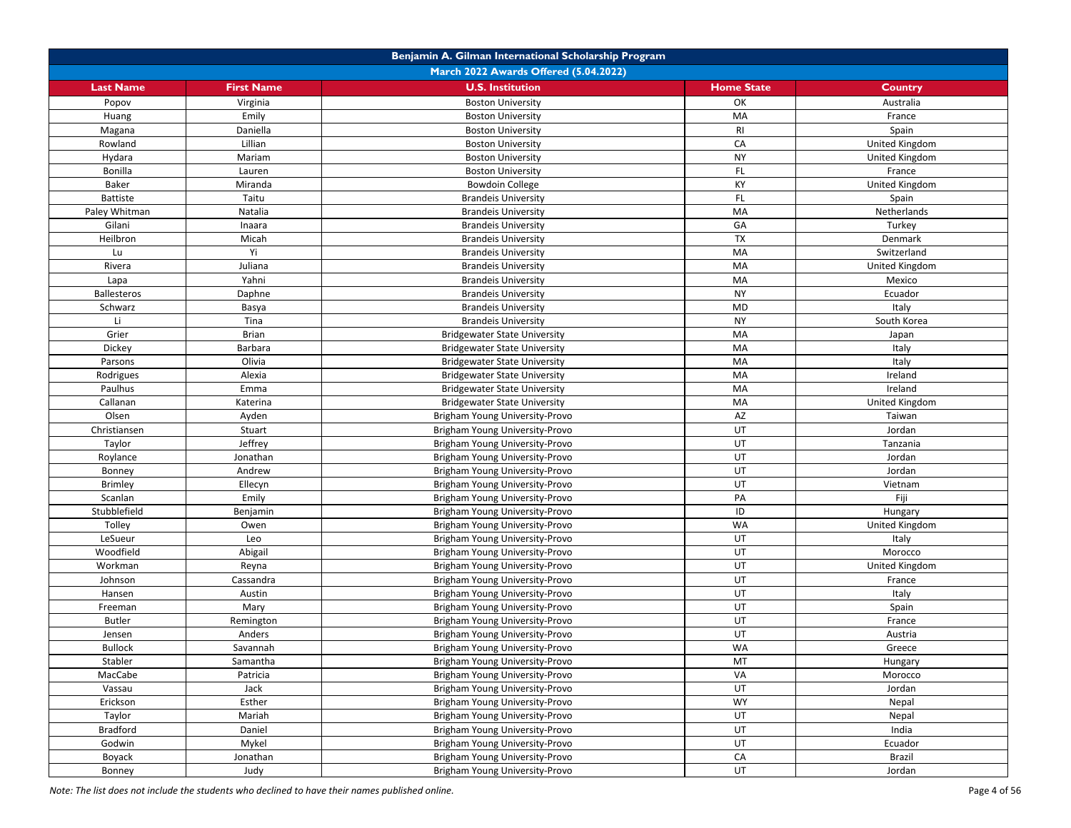| Benjamin A. Gilman International Scholarship Program | | | | |
|---|---|---|---|---|
| March 2022 Awards Offered (5.04.2022) | | | | |
| **Last Name** | **First Name** | **U.S. Institution** | **Home State** | **Country** |
| Popov | Virginia | Boston University | OK | Australia |
| Huang | Emily | Boston University | MA | France |
| Magana | Daniella | Boston University | RI | Spain |
| Rowland | Lillian | Boston University | CA | United Kingdom |
| Hydara | Mariam | Boston University | NY | United Kingdom |
| Bonilla | Lauren | Boston University | FL | France |
| Baker | Miranda | Bowdoin College | KY | United Kingdom |
| Battiste | Taitu | Brandeis University | FL | Spain |
| Paley Whitman | Natalia | Brandeis University | MA | Netherlands |
| Gilani | Inaara | Brandeis University | GA | Turkey |
| Heilbron | Micah | Brandeis University | TX | Denmark |
| Lu | Yi | Brandeis University | MA | Switzerland |
| Rivera | Juliana | Brandeis University | MA | United Kingdom |
| Lapa | Yahni | Brandeis University | MA | Mexico |
| Ballesteros | Daphne | Brandeis University | NY | Ecuador |
| Schwarz | Basya | Brandeis University | MD | Italy |
| Li | Tina | Brandeis University | NY | South Korea |
| Grier | Brian | Bridgewater State University | MA | Japan |
| Dickey | Barbara | Bridgewater State University | MA | Italy |
| Parsons | Olivia | Bridgewater State University | MA | Italy |
| Rodrigues | Alexia | Bridgewater State University | MA | Ireland |
| Paulhus | Emma | Bridgewater State University | MA | Ireland |
| Callanan | Katerina | Bridgewater State University | MA | United Kingdom |
| Olsen | Ayden | Brigham Young University-Provo | AZ | Taiwan |
| Christiansen | Stuart | Brigham Young University-Provo | UT | Jordan |
| Taylor | Jeffrey | Brigham Young University-Provo | UT | Tanzania |
| Roylance | Jonathan | Brigham Young University-Provo | UT | Jordan |
| Bonney | Andrew | Brigham Young University-Provo | UT | Jordan |
| Brimley | Ellecyn | Brigham Young University-Provo | UT | Vietnam |
| Scanlan | Emily | Brigham Young University-Provo | PA | Fiji |
| Stubblefield | Benjamin | Brigham Young University-Provo | ID | Hungary |
| Tolley | Owen | Brigham Young University-Provo | WA | United Kingdom |
| LeSueur | Leo | Brigham Young University-Provo | UT | Italy |
| Woodfield | Abigail | Brigham Young University-Provo | UT | Morocco |
| Workman | Reyna | Brigham Young University-Provo | UT | United Kingdom |
| Johnson | Cassandra | Brigham Young University-Provo | UT | France |
| Hansen | Austin | Brigham Young University-Provo | UT | Italy |
| Freeman | Mary | Brigham Young University-Provo | UT | Spain |
| Butler | Remington | Brigham Young University-Provo | UT | France |
| Jensen | Anders | Brigham Young University-Provo | UT | Austria |
| Bullock | Savannah | Brigham Young University-Provo | WA | Greece |
| Stabler | Samantha | Brigham Young University-Provo | MT | Hungary |
| MacCabe | Patricia | Brigham Young University-Provo | VA | Morocco |
| Vassau | Jack | Brigham Young University-Provo | UT | Jordan |
| Erickson | Esther | Brigham Young University-Provo | WY | Nepal |
| Taylor | Mariah | Brigham Young University-Provo | UT | Nepal |
| Bradford | Daniel | Brigham Young University-Provo | UT | India |
| Godwin | Mykel | Brigham Young University-Provo | UT | Ecuador |
| Boyack | Jonathan | Brigham Young University-Provo | CA | Brazil |
| Bonney | Judy | Brigham Young University-Provo | UT | Jordan |

*Note: The list does not include the students who declined to have their names published online.*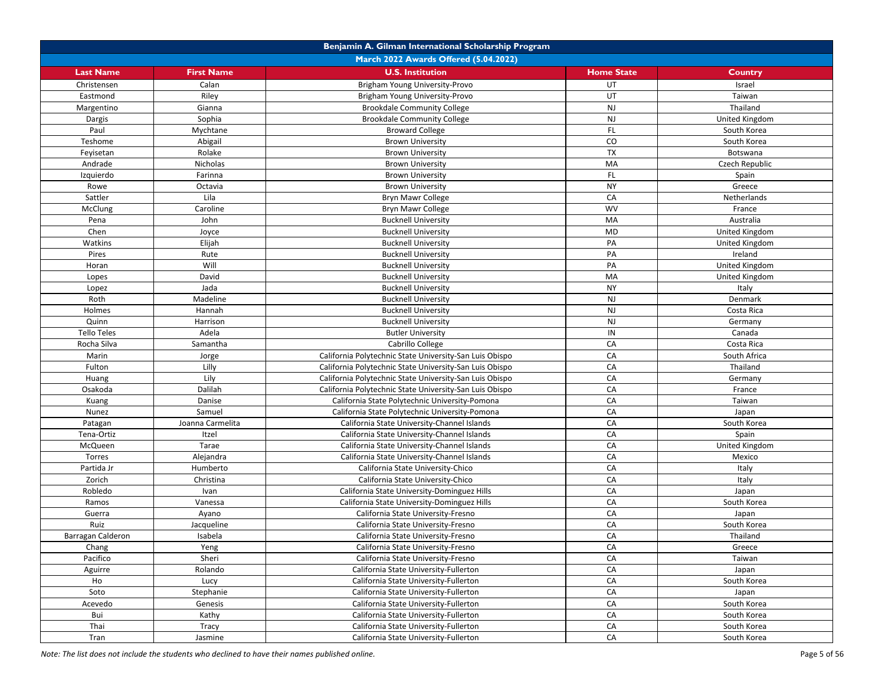| Benjamin A. Gilman International Scholarship Program | | | | |
|---|---|---|---|---|
| March 2022 Awards Offered (5.04.2022) | | | | |
| **Last Name** | **First Name** | **U.S. Institution** | **Home State** | **Country** |
| Christensen | Calan | Brigham Young University-Provo | UT | Israel |
| Eastmond | Riley | Brigham Young University-Provo | UT | Taiwan |
| Margentino | Gianna | Brookdale Community College | NJ | Thailand |
| Dargis | Sophia | Brookdale Community College | NJ | United Kingdom |
| Paul | Mychtane | Broward College | FL | South Korea |
| Teshome | Abigail | Brown University | CO | South Korea |
| Feyisetan | Rolake | Brown University | TX | Botswana |
| Andrade | Nicholas | Brown University | MA | Czech Republic |
| Izquierdo | Farinna | Brown University | FL | Spain |
| Rowe | Octavia | Brown University | NY | Greece |
| Sattler | Lila | Bryn Mawr College | CA | Netherlands |
| McClung | Caroline | Bryn Mawr College | WV | France |
| Pena | John | Bucknell University | MA | Australia |
| Chen | Joyce | Bucknell University | MD | United Kingdom |
| Watkins | Elijah | Bucknell University | PA | United Kingdom |
| Pires | Rute | Bucknell University | PA | Ireland |
| Horan | Will | Bucknell University | PA | United Kingdom |
| Lopes | David | Bucknell University | MA | United Kingdom |
| Lopez | Jada | Bucknell University | NY | Italy |
| Roth | Madeline | Bucknell University | NJ | Denmark |
| Holmes | Hannah | Bucknell University | NJ | Costa Rica |
| Quinn | Harrison | Bucknell University | NJ | Germany |
| Tello Teles | Adela | Butler University | IN | Canada |
| Rocha Silva | Samantha | Cabrillo College | CA | Costa Rica |
| Marin | Jorge | California Polytechnic State University-San Luis Obispo | CA | South Africa |
| Fulton | Lilly | California Polytechnic State University-San Luis Obispo | CA | Thailand |
| Huang | Lily | California Polytechnic State University-San Luis Obispo | CA | Germany |
| Osakoda | Dalilah | California Polytechnic State University-San Luis Obispo | CA | France |
| Kuang | Danise | California State Polytechnic University-Pomona | CA | Taiwan |
| Nunez | Samuel | California State Polytechnic University-Pomona | CA | Japan |
| Patagan | Joanna Carmelita | California State University-Channel Islands | CA | South Korea |
| Tena-Ortiz | Itzel | California State University-Channel Islands | CA | Spain |
| McQueen | Tarae | California State University-Channel Islands | CA | United Kingdom |
| Torres | Alejandra | California State University-Channel Islands | CA | Mexico |
| Partida Jr | Humberto | California State University-Chico | CA | Italy |
| Zorich | Christina | California State University-Chico | CA | Italy |
| Robledo | Ivan | California State University-Dominguez Hills | CA | Japan |
| Ramos | Vanessa | California State University-Dominguez Hills | CA | South Korea |
| Guerra | Ayano | California State University-Fresno | CA | Japan |
| Ruiz | Jacqueline | California State University-Fresno | CA | South Korea |
| Barragan Calderon | Isabela | California State University-Fresno | CA | Thailand |
| Chang | Yeng | California State University-Fresno | CA | Greece |
| Pacifico | Sheri | California State University-Fresno | CA | Taiwan |
| Aguirre | Rolando | California State University-Fullerton | CA | Japan |
| Ho | Lucy | California State University-Fullerton | CA | South Korea |
| Soto | Stephanie | California State University-Fullerton | CA | Japan |
| Acevedo | Genesis | California State University-Fullerton | CA | South Korea |
| Bui | Kathy | California State University-Fullerton | CA | South Korea |
| Thai | Tracy | California State University-Fullerton | CA | South Korea |
| Tran | Jasmine | California State University-Fullerton | CA | South Korea |

*Note: The list does not include the students who declined to have their names published online.*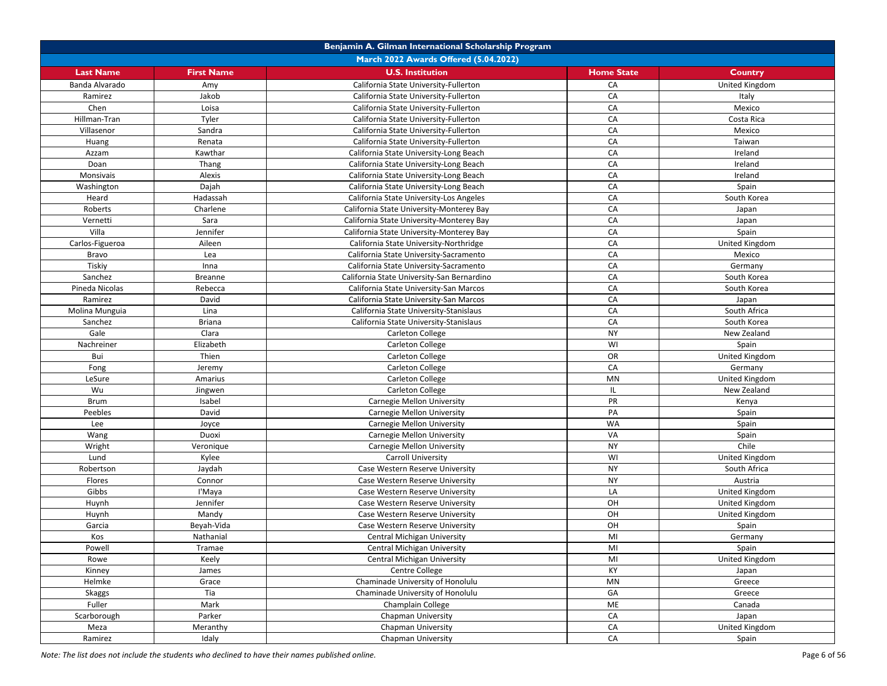## Benjamin A. Gilman International Scholarship Program

### March 2022 Awards Offered (5.04.2022)

| Last Name | First Name | U.S. Institution | Home State | Country |
| --- | --- | --- | --- | --- |
| Banda Alvarado | Amy | California State University-Fullerton | CA | United Kingdom |
| Ramirez | Jakob | California State University-Fullerton | CA | Italy |
| Chen | Loisa | California State University-Fullerton | CA | Mexico |
| Hillman-Tran | Tyler | California State University-Fullerton | CA | Costa Rica |
| Villasenor | Sandra | California State University-Fullerton | CA | Mexico |
| Huang | Renata | California State University-Fullerton | CA | Taiwan |
| Azzam | Kawthar | California State University-Long Beach | CA | Ireland |
| Doan | Thang | California State University-Long Beach | CA | Ireland |
| Monsivais | Alexis | California State University-Long Beach | CA | Ireland |
| Washington | Dajah | California State University-Long Beach | CA | Spain |
| Heard | Hadassah | California State University-Los Angeles | CA | South Korea |
| Roberts | Charlene | California State University-Monterey Bay | CA | Japan |
| Vernetti | Sara | California State University-Monterey Bay | CA | Japan |
| Villa | Jennifer | California State University-Monterey Bay | CA | Spain |
| Carlos-Figueroa | Aileen | California State University-Northridge | CA | United Kingdom |
| Bravo | Lea | California State University-Sacramento | CA | Mexico |
| Tiskiy | Inna | California State University-Sacramento | CA | Germany |
| Sanchez | Breanne | California State University-San Bernardino | CA | South Korea |
| Pineda Nicolas | Rebecca | California State University-San Marcos | CA | South Korea |
| Ramirez | David | California State University-San Marcos | CA | Japan |
| Molina Munguia | Lina | California State University-Stanislaus | CA | South Africa |
| Sanchez | Briana | California State University-Stanislaus | CA | South Korea |
| Gale | Clara | Carleton College | NY | New Zealand |
| Nachreiner | Elizabeth | Carleton College | WI | Spain |
| Bui | Thien | Carleton College | OR | United Kingdom |
| Fong | Jeremy | Carleton College | CA | Germany |
| LeSure | Amarius | Carleton College | MN | United Kingdom |
| Wu | Jingwen | Carleton College | IL | New Zealand |
| Brum | Isabel | Carnegie Mellon University | PR | Kenya |
| Peebles | David | Carnegie Mellon University | PA | Spain |
| Lee | Joyce | Carnegie Mellon University | WA | Spain |
| Wang | Duoxi | Carnegie Mellon University | VA | Spain |
| Wright | Veronique | Carnegie Mellon University | NY | Chile |
| Lund | Kylee | Carroll University | WI | United Kingdom |
| Robertson | Jaydah | Case Western Reserve University | NY | South Africa |
| Flores | Connor | Case Western Reserve University | NY | Austria |
| Gibbs | I'Maya | Case Western Reserve University | LA | United Kingdom |
| Huynh | Jennifer | Case Western Reserve University | OH | United Kingdom |
| Huynh | Mandy | Case Western Reserve University | OH | United Kingdom |
| Garcia | Beyah-Vida | Case Western Reserve University | OH | Spain |
| Kos | Nathanial | Central Michigan University | MI | Germany |
| Powell | Tramae | Central Michigan University | MI | Spain |
| Rowe | Keely | Central Michigan University | MI | United Kingdom |
| Kinney | James | Centre College | KY | Japan |
| Helmke | Grace | Chaminade University of Honolulu | MN | Greece |
| Skaggs | Tia | Chaminade University of Honolulu | GA | Greece |
| Fuller | Mark | Champlain College | ME | Canada |
| Scarborough | Parker | Chapman University | CA | Japan |
| Meza | Meranthy | Chapman University | CA | United Kingdom |
| Ramirez | Idaly | Chapman University | CA | Spain |

*Note: The list does not include the students who declined to have their names published online.*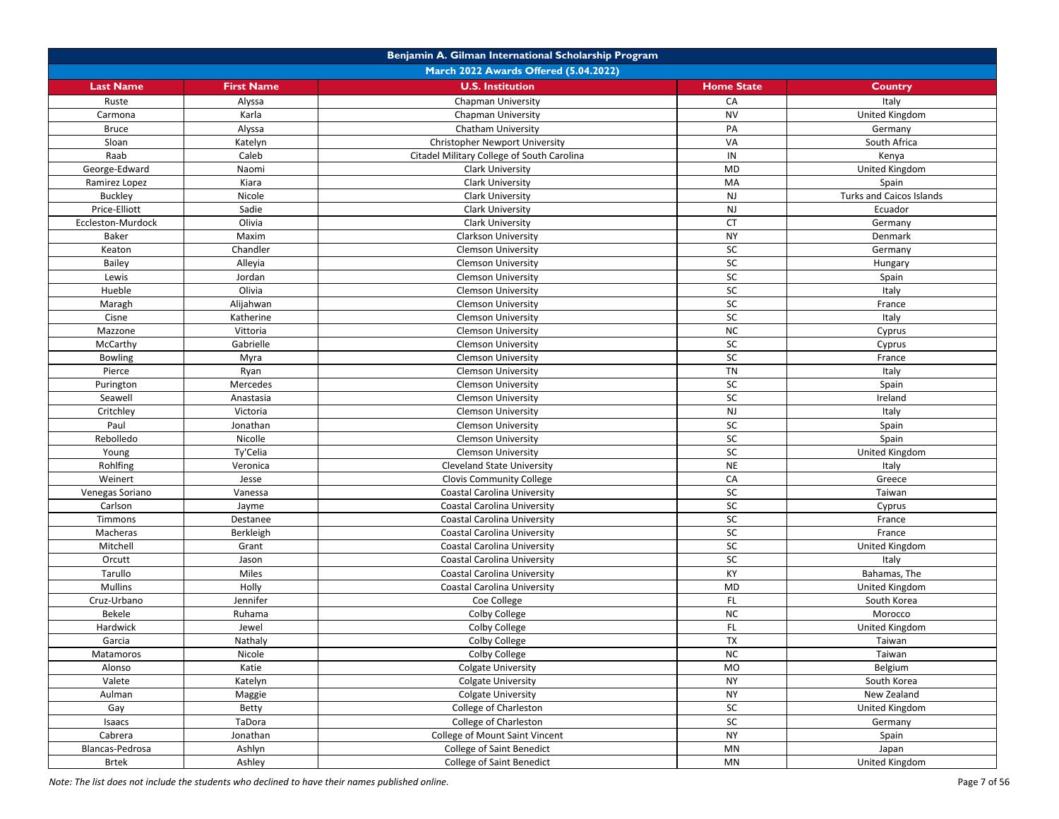| Benjamin A. Gilman International Scholarship Program | | | | |
|---|---|---|---|---|
| March 2022 Awards Offered (5.04.2022) | | | | |
| **Last Name** | **First Name** | **U.S. Institution** | **Home State** | **Country** |
| Ruste | Alyssa | Chapman University | CA | Italy |
| Carmona | Karla | Chapman University | NV | United Kingdom |
| Bruce | Alyssa | Chatham University | PA | Germany |
| Sloan | Katelyn | Christopher Newport University | VA | South Africa |
| Raab | Caleb | Citadel Military College of South Carolina | IN | Kenya |
| George-Edward | Naomi | Clark University | MD | United Kingdom |
| Ramirez Lopez | Kiara | Clark University | MA | Spain |
| Buckley | Nicole | Clark University | NJ | Turks and Caicos Islands |
| Price-Elliott | Sadie | Clark University | NJ | Ecuador |
| Eccleston-Murdock | Olivia | Clark University | CT | Germany |
| Baker | Maxim | Clarkson University | NY | Denmark |
| Keaton | Chandler | Clemson University | SC | Germany |
| Bailey | Alleyia | Clemson University | SC | Hungary |
| Lewis | Jordan | Clemson University | SC | Spain |
| Hueble | Olivia | Clemson University | SC | Italy |
| Maragh | Alijahwan | Clemson University | SC | France |
| Cisne | Katherine | Clemson University | SC | Italy |
| Mazzone | Vittoria | Clemson University | NC | Cyprus |
| McCarthy | Gabrielle | Clemson University | SC | Cyprus |
| Bowling | Myra | Clemson University | SC | France |
| Pierce | Ryan | Clemson University | TN | Italy |
| Purington | Mercedes | Clemson University | SC | Spain |
| Seawell | Anastasia | Clemson University | SC | Ireland |
| Critchley | Victoria | Clemson University | NJ | Italy |
| Paul | Jonathan | Clemson University | SC | Spain |
| Rebolledo | Nicolle | Clemson University | SC | Spain |
| Young | Ty'Celia | Clemson University | SC | United Kingdom |
| Rohlfing | Veronica | Cleveland State University | NE | Italy |
| Weinert | Jesse | Clovis Community College | CA | Greece |
| Venegas Soriano | Vanessa | Coastal Carolina University | SC | Taiwan |
| Carlson | Jayme | Coastal Carolina University | SC | Cyprus |
| Timmons | Destanee | Coastal Carolina University | SC | France |
| Macheras | Berkleigh | Coastal Carolina University | SC | France |
| Mitchell | Grant | Coastal Carolina University | SC | United Kingdom |
| Orcutt | Jason | Coastal Carolina University | SC | Italy |
| Tarullo | Miles | Coastal Carolina University | KY | Bahamas, The |
| Mullins | Holly | Coastal Carolina University | MD | United Kingdom |
| Cruz-Urbano | Jennifer | Coe College | FL | South Korea |
| Bekele | Ruhama | Colby College | NC | Morocco |
| Hardwick | Jewel | Colby College | FL | United Kingdom |
| Garcia | Nathaly | Colby College | TX | Taiwan |
| Matamoros | Nicole | Colby College | NC | Taiwan |
| Alonso | Katie | Colgate University | MO | Belgium |
| Valete | Katelyn | Colgate University | NY | South Korea |
| Aulman | Maggie | Colgate University | NY | New Zealand |
| Gay | Betty | College of Charleston | SC | United Kingdom |
| Isaacs | TaDora | College of Charleston | SC | Germany |
| Cabrera | Jonathan | College of Mount Saint Vincent | NY | Spain |
| Blancas-Pedrosa | Ashlyn | College of Saint Benedict | MN | Japan |
| Brtek | Ashley | College of Saint Benedict | MN | United Kingdom |

*Note: The list does not include the students who declined to have their names published online.*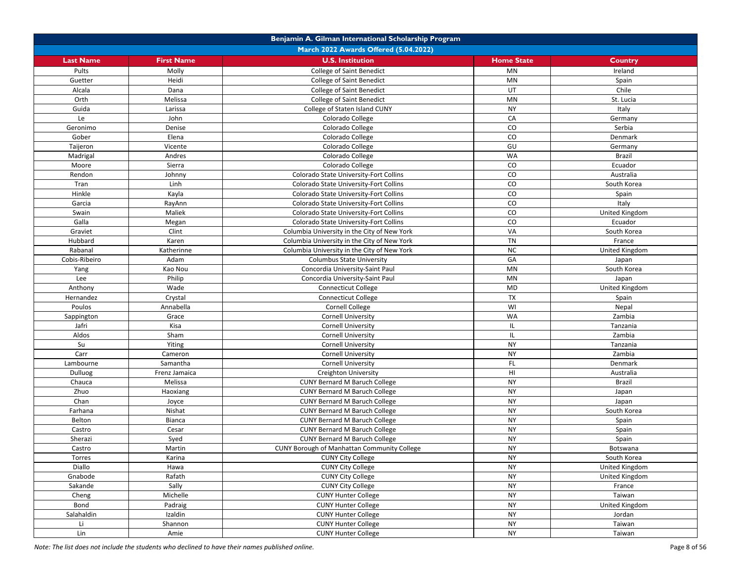| Benjamin A. Gilman International Scholarship Program | | | | |
|---|---|---|---|---|
| March 2022 Awards Offered (5.04.2022) | | | | |
| **Last Name** | **First Name** | **U.S. Institution** | **Home State** | **Country** |
| Pults | Molly | College of Saint Benedict | MN | Ireland |
| Guetter | Heidi | College of Saint Benedict | MN | Spain |
| Alcala | Dana | College of Saint Benedict | UT | Chile |
| Orth | Melissa | College of Saint Benedict | MN | St. Lucia |
| Guida | Larissa | College of Staten Island CUNY | NY | Italy |
| Le | John | Colorado College | CA | Germany |
| Geronimo | Denise | Colorado College | CO | Serbia |
| Gober | Elena | Colorado College | CO | Denmark |
| Taijeron | Vicente | Colorado College | GU | Germany |
| Madrigal | Andres | Colorado College | WA | Brazil |
| Moore | Sierra | Colorado College | CO | Ecuador |
| Rendon | Johnny | Colorado State University-Fort Collins | CO | Australia |
| Tran | Linh | Colorado State University-Fort Collins | CO | South Korea |
| Hinkle | Kayla | Colorado State University-Fort Collins | CO | Spain |
| Garcia | RayAnn | Colorado State University-Fort Collins | CO | Italy |
| Swain | Maliek | Colorado State University-Fort Collins | CO | United Kingdom |
| Galla | Megan | Colorado State University-Fort Collins | CO | Ecuador |
| Graviet | Clint | Columbia University in the City of New York | VA | South Korea |
| Hubbard | Karen | Columbia University in the City of New York | TN | France |
| Rabanal | Katherinne | Columbia University in the City of New York | NC | United Kingdom |
| Cobis-Ribeiro | Adam | Columbus State University | GA | Japan |
| Yang | Kao Nou | Concordia University-Saint Paul | MN | South Korea |
| Lee | Philip | Concordia University-Saint Paul | MN | Japan |
| Anthony | Wade | Connecticut College | MD | United Kingdom |
| Hernandez | Crystal | Connecticut College | TX | Spain |
| Poulos | Annabella | Cornell College | WI | Nepal |
| Sappington | Grace | Cornell University | WA | Zambia |
| Jafri | Kisa | Cornell University | IL | Tanzania |
| Aldos | Sham | Cornell University | IL | Zambia |
| Su | Yiting | Cornell University | NY | Tanzania |
| Carr | Cameron | Cornell University | NY | Zambia |
| Lambourne | Samantha | Cornell University | FL | Denmark |
| Dulluog | Frenz Jamaica | Creighton University | HI | Australia |
| Chauca | Melissa | CUNY Bernard M Baruch College | NY | Brazil |
| Zhuo | Haoxiang | CUNY Bernard M Baruch College | NY | Japan |
| Chan | Joyce | CUNY Bernard M Baruch College | NY | Japan |
| Farhana | Nishat | CUNY Bernard M Baruch College | NY | South Korea |
| Belton | Bianca | CUNY Bernard M Baruch College | NY | Spain |
| Castro | Cesar | CUNY Bernard M Baruch College | NY | Spain |
| Sherazi | Syed | CUNY Bernard M Baruch College | NY | Spain |
| Castro | Martin | CUNY Borough of Manhattan Community College | NY | Botswana |
| Torres | Karina | CUNY City College | NY | South Korea |
| Diallo | Hawa | CUNY City College | NY | United Kingdom |
| Gnabode | Rafath | CUNY City College | NY | United Kingdom |
| Sakande | Sally | CUNY City College | NY | France |
| Cheng | Michelle | CUNY Hunter College | NY | Taiwan |
| Bond | Padraig | CUNY Hunter College | NY | United Kingdom |
| Salahaldin | Izaldin | CUNY Hunter College | NY | Jordan |
| Li | Shannon | CUNY Hunter College | NY | Taiwan |
| Lin | Amie | CUNY Hunter College | NY | Taiwan |

*Note: The list does not include the students who declined to have their names published online.*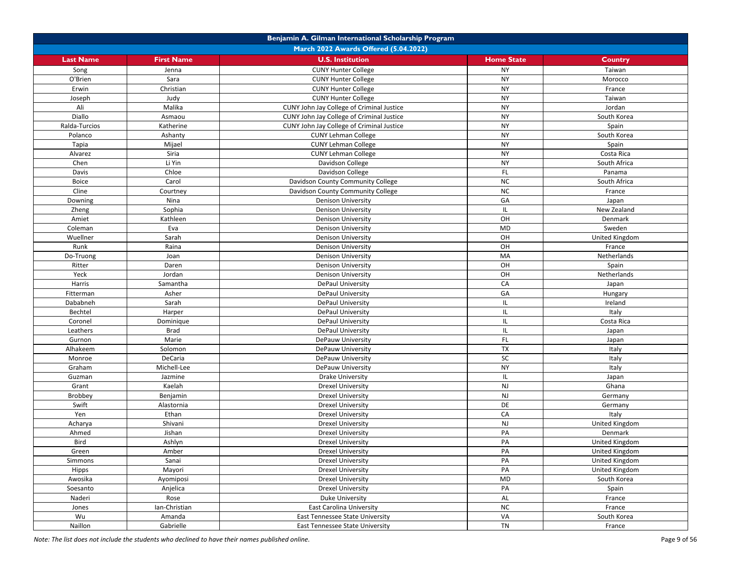# Benjamin A. Gilman International Scholarship Program

## March 2022 Awards Offered (5.04.2022)

| Last Name | First Name | U.S. Institution | Home State | Country |
|---|---|---|---|---|
| Song | Jenna | CUNY Hunter College | NY | Taiwan |
| O'Brien | Sara | CUNY Hunter College | NY | Morocco |
| Erwin | Christian | CUNY Hunter College | NY | France |
| Joseph | Judy | CUNY Hunter College | NY | Taiwan |
| Ali | Malika | CUNY John Jay College of Criminal Justice | NY | Jordan |
| Diallo | Asmaou | CUNY John Jay College of Criminal Justice | NY | South Korea |
| Ralda-Turcios | Katherine | CUNY John Jay College of Criminal Justice | NY | Spain |
| Polanco | Ashanty | CUNY Lehman College | NY | South Korea |
| Tapia | Mijael | CUNY Lehman College | NY | Spain |
| Alvarez | Siria | CUNY Lehman College | NY | Costa Rica |
| Chen | Li Yin | Davidson College | NY | South Africa |
| Davis | Chloe | Davidson College | FL | Panama |
| Boice | Carol | Davidson County Community College | NC | South Africa |
| Cline | Courtney | Davidson County Community College | NC | France |
| Downing | Nina | Denison University | GA | Japan |
| Zheng | Sophia | Denison University | IL | New Zealand |
| Amiet | Kathleen | Denison University | OH | Denmark |
| Coleman | Eva | Denison University | MD | Sweden |
| Wuellner | Sarah | Denison University | OH | United Kingdom |
| Runk | Raina | Denison University | OH | France |
| Do-Truong | Joan | Denison University | MA | Netherlands |
| Ritter | Daren | Denison University | OH | Spain |
| Yeck | Jordan | Denison University | OH | Netherlands |
| Harris | Samantha | DePaul University | CA | Japan |
| Fitterman | Asher | DePaul University | GA | Hungary |
| Dababneh | Sarah | DePaul University | IL | Ireland |
| Bechtel | Harper | DePaul University | IL | Italy |
| Coronel | Dominique | DePaul University | IL | Costa Rica |
| Leathers | Brad | DePaul University | IL | Japan |
| Gurnon | Marie | DePauw University | FL | Japan |
| Alhakeem | Solomon | DePauw University | TX | Italy |
| Monroe | DeCaria | DePauw University | SC | Italy |
| Graham | Michell-Lee | DePauw University | NY | Italy |
| Guzman | Jazmine | Drake University | IL | Japan |
| Grant | Kaelah | Drexel University | NJ | Ghana |
| Brobbey | Benjamin | Drexel University | NJ | Germany |
| Swift | Alastornia | Drexel University | DE | Germany |
| Yen | Ethan | Drexel University | CA | Italy |
| Acharya | Shivani | Drexel University | NJ | United Kingdom |
| Ahmed | Jishan | Drexel University | PA | Denmark |
| Bird | Ashlyn | Drexel University | PA | United Kingdom |
| Green | Amber | Drexel University | PA | United Kingdom |
| Simmons | Sanai | Drexel University | PA | United Kingdom |
| Hipps | Mayori | Drexel University | PA | United Kingdom |
| Awosika | Ayomiposi | Drexel University | MD | South Korea |
| Soesanto | Anjelica | Drexel University | PA | Spain |
| Naderi | Rose | Duke University | AL | France |
| Jones | Ian-Christian | East Carolina University | NC | France |
| Wu | Amanda | East Tennessee State University | VA | South Korea |
| Naillon | Gabrielle | East Tennessee State University | TN | France |

*Note: The list does not include the students who declined to have their names published online.*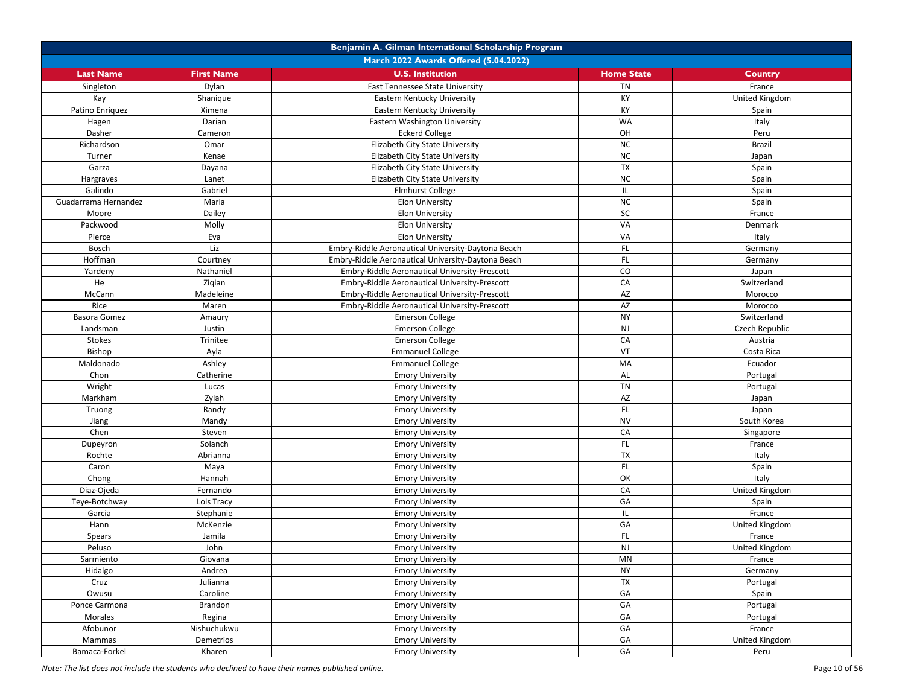| Benjamin A. Gilman International Scholarship Program | | | | |
|---|---|---|---|---|
| March 2022 Awards Offered (5.04.2022) | | | | |
| **Last Name** | **First Name** | **U.S. Institution** | **Home State** | **Country** |
| Singleton | Dylan | East Tennessee State University | TN | France |
| Kay | Shanique | Eastern Kentucky University | KY | United Kingdom |
| Patino Enriquez | Ximena | Eastern Kentucky University | KY | Spain |
| Hagen | Darian | Eastern Washington University | WA | Italy |
| Dasher | Cameron | Eckerd College | OH | Peru |
| Richardson | Omar | Elizabeth City State University | NC | Brazil |
| Turner | Kenae | Elizabeth City State University | NC | Japan |
| Garza | Dayana | Elizabeth City State University | TX | Spain |
| Hargraves | Lanet | Elizabeth City State University | NC | Spain |
| Galindo | Gabriel | Elmhurst College | IL | Spain |
| Guadarrama Hernandez | Maria | Elon University | NC | Spain |
| Moore | Dailey | Elon University | SC | France |
| Packwood | Molly | Elon University | VA | Denmark |
| Pierce | Eva | Elon University | VA | Italy |
| Bosch | Liz | Embry-Riddle Aeronautical University-Daytona Beach | FL | Germany |
| Hoffman | Courtney | Embry-Riddle Aeronautical University-Daytona Beach | FL | Germany |
| Yardeny | Nathaniel | Embry-Riddle Aeronautical University-Prescott | CO | Japan |
| He | Ziqian | Embry-Riddle Aeronautical University-Prescott | CA | Switzerland |
| McCann | Madeleine | Embry-Riddle Aeronautical University-Prescott | AZ | Morocco |
| Rice | Maren | Embry-Riddle Aeronautical University-Prescott | AZ | Morocco |
| Basora Gomez | Amaury | Emerson College | NY | Switzerland |
| Landsman | Justin | Emerson College | NJ | Czech Republic |
| Stokes | Trinitee | Emerson College | CA | Austria |
| Bishop | Ayla | Emmanuel College | VT | Costa Rica |
| Maldonado | Ashley | Emmanuel College | MA | Ecuador |
| Chon | Catherine | Emory University | AL | Portugal |
| Wright | Lucas | Emory University | TN | Portugal |
| Markham | Zylah | Emory University | AZ | Japan |
| Truong | Randy | Emory University | FL | Japan |
| Jiang | Mandy | Emory University | NV | South Korea |
| Chen | Steven | Emory University | CA | Singapore |
| Dupeyron | Solanch | Emory University | FL | France |
| Rochte | Abrianna | Emory University | TX | Italy |
| Caron | Maya | Emory University | FL | Spain |
| Chong | Hannah | Emory University | OK | Italy |
| Diaz-Ojeda | Fernando | Emory University | CA | United Kingdom |
| Teye-Botchway | Lois Tracy | Emory University | GA | Spain |
| Garcia | Stephanie | Emory University | IL | France |
| Hann | McKenzie | Emory University | GA | United Kingdom |
| Spears | Jamila | Emory University | FL | France |
| Peluso | John | Emory University | NJ | United Kingdom |
| Sarmiento | Giovana | Emory University | MN | France |
| Hidalgo | Andrea | Emory University | NY | Germany |
| Cruz | Julianna | Emory University | TX | Portugal |
| Owusu | Caroline | Emory University | GA | Spain |
| Ponce Carmona | Brandon | Emory University | GA | Portugal |
| Morales | Regina | Emory University | GA | Portugal |
| Afobunor | Nishuchukwu | Emory University | GA | France |
| Mammas | Demetrios | Emory University | GA | United Kingdom |
| Bamaca-Forkel | Kharen | Emory University | GA | Peru |

*Note: The list does not include the students who declined to have their names published online.*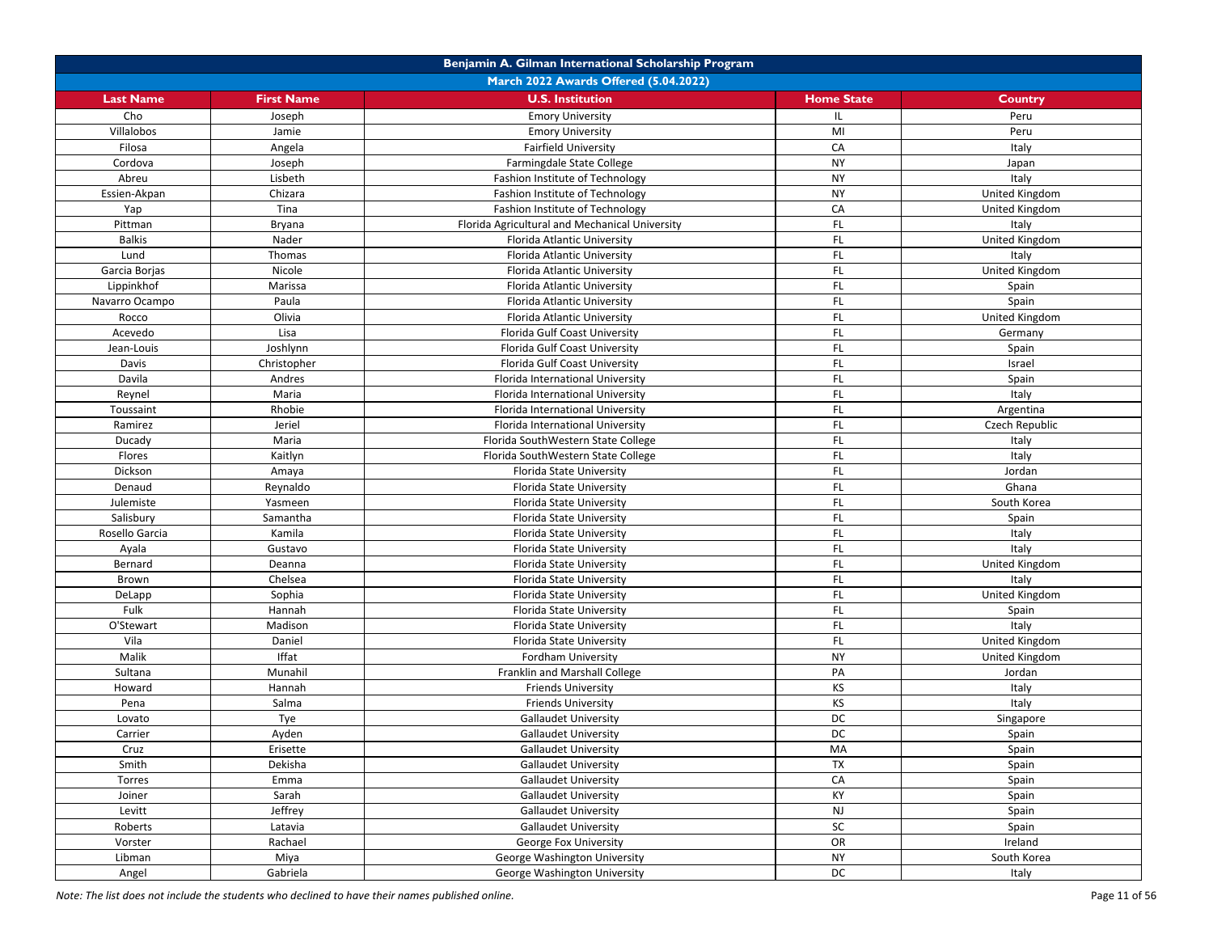| Benjamin A. Gilman International Scholarship Program | | | | |
|---|---|---|---|---|
| March 2022 Awards Offered (5.04.2022) | | | | |
| **Last Name** | **First Name** | **U.S. Institution** | **Home State** | **Country** |
| Cho | Joseph | Emory University | IL | Peru |
| Villalobos | Jamie | Emory University | MI | Peru |
| Filosa | Angela | Fairfield University | CA | Italy |
| Cordova | Joseph | Farmingdale State College | NY | Japan |
| Abreu | Lisbeth | Fashion Institute of Technology | NY | Italy |
| Essien-Akpan | Chizara | Fashion Institute of Technology | NY | United Kingdom |
| Yap | Tina | Fashion Institute of Technology | CA | United Kingdom |
| Pittman | Bryana | Florida Agricultural and Mechanical University | FL | Italy |
| Balkis | Nader | Florida Atlantic University | FL | United Kingdom |
| Lund | Thomas | Florida Atlantic University | FL | Italy |
| Garcia Borjas | Nicole | Florida Atlantic University | FL | United Kingdom |
| Lippinkhof | Marissa | Florida Atlantic University | FL | Spain |
| Navarro Ocampo | Paula | Florida Atlantic University | FL | Spain |
| Rocco | Olivia | Florida Atlantic University | FL | United Kingdom |
| Acevedo | Lisa | Florida Gulf Coast University | FL | Germany |
| Jean-Louis | Joshlynn | Florida Gulf Coast University | FL | Spain |
| Davis | Christopher | Florida Gulf Coast University | FL | Israel |
| Davila | Andres | Florida International University | FL | Spain |
| Reynel | Maria | Florida International University | FL | Italy |
| Toussaint | Rhobie | Florida International University | FL | Argentina |
| Ramirez | Jeriel | Florida International University | FL | Czech Republic |
| Ducady | Maria | Florida SouthWestern State College | FL | Italy |
| Flores | Kaitlyn | Florida SouthWestern State College | FL | Italy |
| Dickson | Amaya | Florida State University | FL | Jordan |
| Denaud | Reynaldo | Florida State University | FL | Ghana |
| Julemiste | Yasmeen | Florida State University | FL | South Korea |
| Salisbury | Samantha | Florida State University | FL | Spain |
| Rosello Garcia | Kamila | Florida State University | FL | Italy |
| Ayala | Gustavo | Florida State University | FL | Italy |
| Bernard | Deanna | Florida State University | FL | United Kingdom |
| Brown | Chelsea | Florida State University | FL | Italy |
| DeLapp | Sophia | Florida State University | FL | United Kingdom |
| Fulk | Hannah | Florida State University | FL | Spain |
| O'Stewart | Madison | Florida State University | FL | Italy |
| Vila | Daniel | Florida State University | FL | United Kingdom |
| Malik | Iffat | Fordham University | NY | United Kingdom |
| Sultana | Munahil | Franklin and Marshall College | PA | Jordan |
| Howard | Hannah | Friends University | KS | Italy |
| Pena | Salma | Friends University | KS | Italy |
| Lovato | Tye | Gallaudet University | DC | Singapore |
| Carrier | Ayden | Gallaudet University | DC | Spain |
| Cruz | Erisette | Gallaudet University | MA | Spain |
| Smith | Dekisha | Gallaudet University | TX | Spain |
| Torres | Emma | Gallaudet University | CA | Spain |
| Joiner | Sarah | Gallaudet University | KY | Spain |
| Levitt | Jeffrey | Gallaudet University | NJ | Spain |
| Roberts | Latavia | Gallaudet University | SC | Spain |
| Vorster | Rachael | George Fox University | OR | Ireland |
| Libman | Miya | George Washington University | NY | South Korea |
| Angel | Gabriela | George Washington University | DC | Italy |

*Note: The list does not include the students who declined to have their names published online.*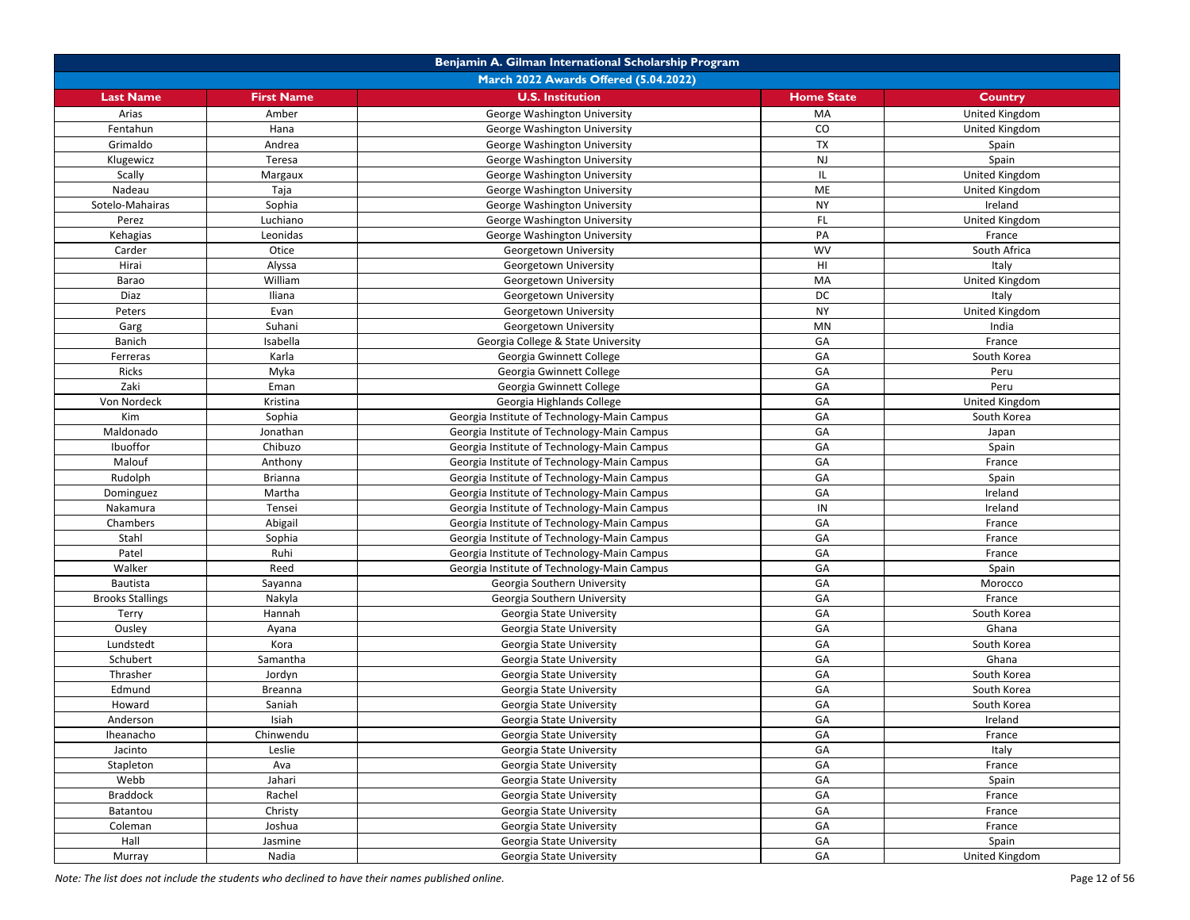| Benjamin A. Gilman International Scholarship Program | | | | |
|---|---|---|---|---|
| March 2022 Awards Offered (5.04.2022) | | | | |
| **Last Name** | **First Name** | **U.S. Institution** | **Home State** | **Country** |
| Arias | Amber | George Washington University | MA | United Kingdom |
| Fentahun | Hana | George Washington University | CO | United Kingdom |
| Grimaldo | Andrea | George Washington University | TX | Spain |
| Klugewicz | Teresa | George Washington University | NJ | Spain |
| Scally | Margaux | George Washington University | IL | United Kingdom |
| Nadeau | Taja | George Washington University | ME | United Kingdom |
| Sotelo-Mahairas | Sophia | George Washington University | NY | Ireland |
| Perez | Luchiano | George Washington University | FL | United Kingdom |
| Kehagias | Leonidas | George Washington University | PA | France |
| Carder | Otice | Georgetown University | WV | South Africa |
| Hirai | Alyssa | Georgetown University | HI | Italy |
| Barao | William | Georgetown University | MA | United Kingdom |
| Diaz | Iliana | Georgetown University | DC | Italy |
| Peters | Evan | Georgetown University | NY | United Kingdom |
| Garg | Suhani | Georgetown University | MN | India |
| Banich | Isabella | Georgia College & State University | GA | France |
| Ferreras | Karla | Georgia Gwinnett College | GA | South Korea |
| Ricks | Myka | Georgia Gwinnett College | GA | Peru |
| Zaki | Eman | Georgia Gwinnett College | GA | Peru |
| Von Nordeck | Kristina | Georgia Highlands College | GA | United Kingdom |
| Kim | Sophia | Georgia Institute of Technology-Main Campus | GA | South Korea |
| Maldonado | Jonathan | Georgia Institute of Technology-Main Campus | GA | Japan |
| Ibuoffor | Chibuzo | Georgia Institute of Technology-Main Campus | GA | Spain |
| Malouf | Anthony | Georgia Institute of Technology-Main Campus | GA | France |
| Rudolph | Brianna | Georgia Institute of Technology-Main Campus | GA | Spain |
| Dominguez | Martha | Georgia Institute of Technology-Main Campus | GA | Ireland |
| Nakamura | Tensei | Georgia Institute of Technology-Main Campus | IN | Ireland |
| Chambers | Abigail | Georgia Institute of Technology-Main Campus | GA | France |
| Stahl | Sophia | Georgia Institute of Technology-Main Campus | GA | France |
| Patel | Ruhi | Georgia Institute of Technology-Main Campus | GA | France |
| Walker | Reed | Georgia Institute of Technology-Main Campus | GA | Spain |
| Bautista | Sayanna | Georgia Southern University | GA | Morocco |
| Brooks Stallings | Nakyla | Georgia Southern University | GA | France |
| Terry | Hannah | Georgia State University | GA | South Korea |
| Ousley | Ayana | Georgia State University | GA | Ghana |
| Lundstedt | Kora | Georgia State University | GA | South Korea |
| Schubert | Samantha | Georgia State University | GA | Ghana |
| Thrasher | Jordyn | Georgia State University | GA | South Korea |
| Edmund | Breanna | Georgia State University | GA | South Korea |
| Howard | Saniah | Georgia State University | GA | South Korea |
| Anderson | Isiah | Georgia State University | GA | Ireland |
| Iheanacho | Chinwendu | Georgia State University | GA | France |
| Jacinto | Leslie | Georgia State University | GA | Italy |
| Stapleton | Ava | Georgia State University | GA | France |
| Webb | Jahari | Georgia State University | GA | Spain |
| Braddock | Rachel | Georgia State University | GA | France |
| Batantou | Christy | Georgia State University | GA | France |
| Coleman | Joshua | Georgia State University | GA | France |
| Hall | Jasmine | Georgia State University | GA | Spain |
| Murray | Nadia | Georgia State University | GA | United Kingdom |

*Note: The list does not include the students who declined to have their names published online.*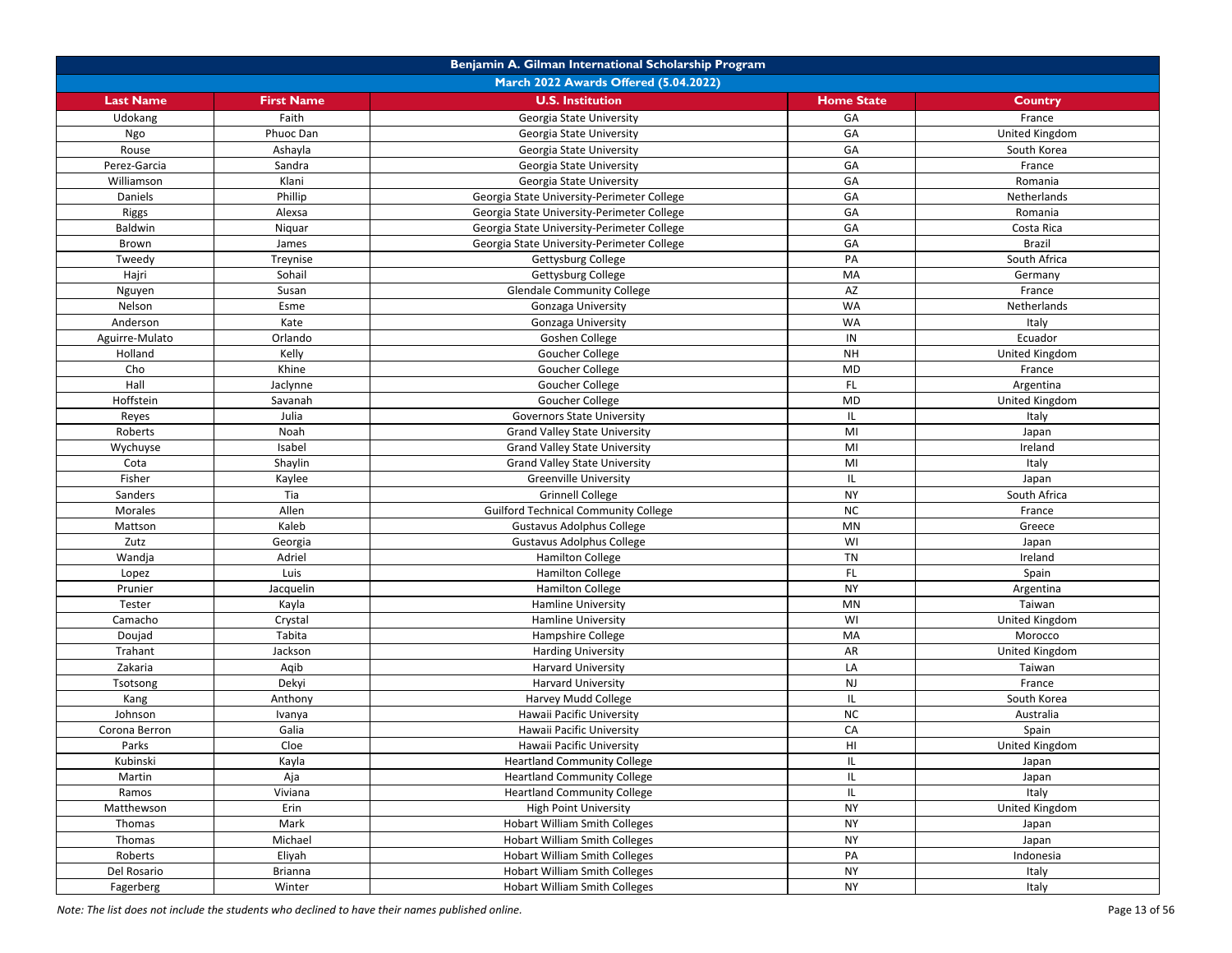| Benjamin A. Gilman International Scholarship Program | | | | |
|---|---|---|---|---|
| March 2022 Awards Offered (5.04.2022) | | | | |
| **Last Name** | **First Name** | **U.S. Institution** | **Home State** | **Country** |
| Udokang | Faith | Georgia State University | GA | France |
| Ngo | Phuoc Dan | Georgia State University | GA | United Kingdom |
| Rouse | Ashayla | Georgia State University | GA | South Korea |
| Perez-Garcia | Sandra | Georgia State University | GA | France |
| Williamson | Klani | Georgia State University | GA | Romania |
| Daniels | Phillip | Georgia State University-Perimeter College | GA | Netherlands |
| Riggs | Alexsa | Georgia State University-Perimeter College | GA | Romania |
| Baldwin | Niquar | Georgia State University-Perimeter College | GA | Costa Rica |
| Brown | James | Georgia State University-Perimeter College | GA | Brazil |
| Tweedy | Treynise | Gettysburg College | PA | South Africa |
| Hajri | Sohail | Gettysburg College | MA | Germany |
| Nguyen | Susan | Glendale Community College | AZ | France |
| Nelson | Esme | Gonzaga University | WA | Netherlands |
| Anderson | Kate | Gonzaga University | WA | Italy |
| Aguirre-Mulato | Orlando | Goshen College | IN | Ecuador |
| Holland | Kelly | Goucher College | NH | United Kingdom |
| Cho | Khine | Goucher College | MD | France |
| Hall | Jaclynne | Goucher College | FL | Argentina |
| Hoffstein | Savanah | Goucher College | MD | United Kingdom |
| Reyes | Julia | Governors State University | IL | Italy |
| Roberts | Noah | Grand Valley State University | MI | Japan |
| Wychuyse | Isabel | Grand Valley State University | MI | Ireland |
| Cota | Shaylin | Grand Valley State University | MI | Italy |
| Fisher | Kaylee | Greenville University | IL | Japan |
| Sanders | Tia | Grinnell College | NY | South Africa |
| Morales | Allen | Guilford Technical Community College | NC | France |
| Mattson | Kaleb | Gustavus Adolphus College | MN | Greece |
| Zutz | Georgia | Gustavus Adolphus College | WI | Japan |
| Wandja | Adriel | Hamilton College | TN | Ireland |
| Lopez | Luis | Hamilton College | FL | Spain |
| Prunier | Jacquelin | Hamilton College | NY | Argentina |
| Tester | Kayla | Hamline University | MN | Taiwan |
| Camacho | Crystal | Hamline University | WI | United Kingdom |
| Doujad | Tabita | Hampshire College | MA | Morocco |
| Trahant | Jackson | Harding University | AR | United Kingdom |
| Zakaria | Aqib | Harvard University | LA | Taiwan |
| Tsotsong | Dekyi | Harvard University | NJ | France |
| Kang | Anthony | Harvey Mudd College | IL | South Korea |
| Johnson | Ivanya | Hawaii Pacific University | NC | Australia |
| Corona Berron | Galia | Hawaii Pacific University | CA | Spain |
| Parks | Cloe | Hawaii Pacific University | HI | United Kingdom |
| Kubinski | Kayla | Heartland Community College | IL | Japan |
| Martin | Aja | Heartland Community College | IL | Japan |
| Ramos | Viviana | Heartland Community College | IL | Italy |
| Matthewson | Erin | High Point University | NY | United Kingdom |
| Thomas | Mark | Hobart William Smith Colleges | NY | Japan |
| Thomas | Michael | Hobart William Smith Colleges | NY | Japan |
| Roberts | Eliyah | Hobart William Smith Colleges | PA | Indonesia |
| Del Rosario | Brianna | Hobart William Smith Colleges | NY | Italy |
| Fagerberg | Winter | Hobart William Smith Colleges | NY | Italy |

*Note: The list does not include the students who declined to have their names published online.*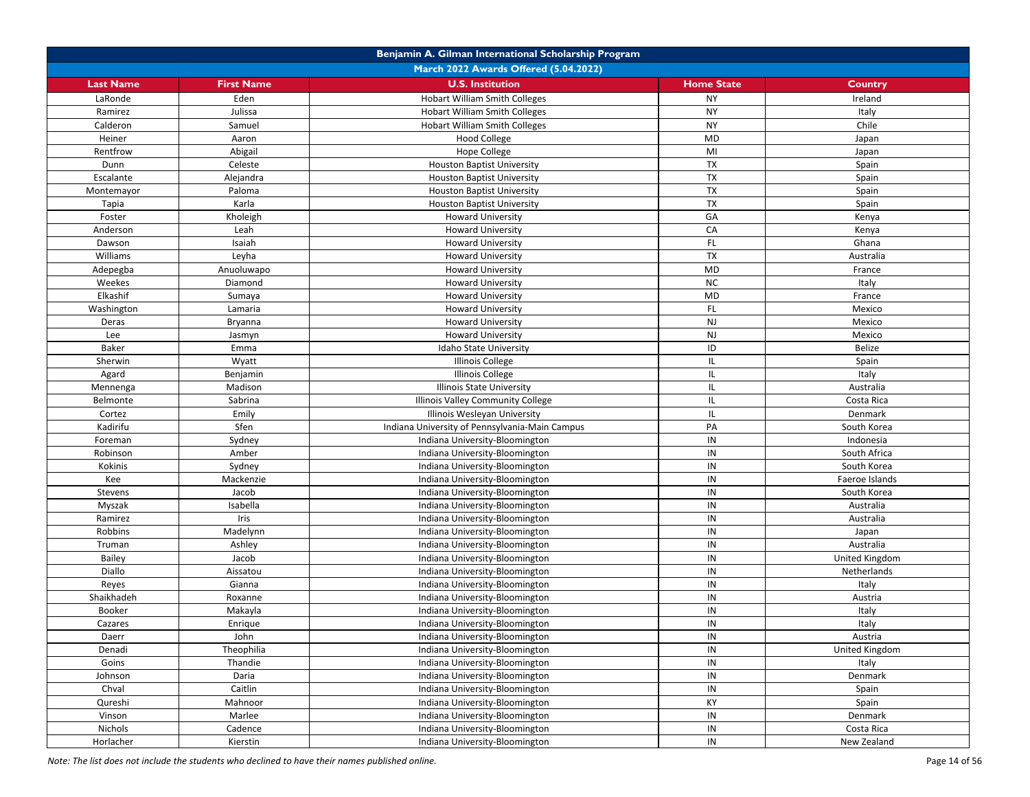| Benjamin A. Gilman International Scholarship Program | | | | |
|---|---|---|---|---|
| March 2022 Awards Offered (5.04.2022) | | | | |
| **Last Name** | **First Name** | **U.S. Institution** | **Home State** | **Country** |
| LaRonde | Eden | Hobart William Smith Colleges | NY | Ireland |
| Ramirez | Julissa | Hobart William Smith Colleges | NY | Italy |
| Calderon | Samuel | Hobart William Smith Colleges | NY | Chile |
| Heiner | Aaron | Hood College | MD | Japan |
| Rentfrow | Abigail | Hope College | MI | Japan |
| Dunn | Celeste | Houston Baptist University | TX | Spain |
| Escalante | Alejandra | Houston Baptist University | TX | Spain |
| Montemayor | Paloma | Houston Baptist University | TX | Spain |
| Tapia | Karla | Houston Baptist University | TX | Spain |
| Foster | Kholeigh | Howard University | GA | Kenya |
| Anderson | Leah | Howard University | CA | Kenya |
| Dawson | Isaiah | Howard University | FL | Ghana |
| Williams | Leyha | Howard University | TX | Australia |
| Adepegba | Anuoluwapo | Howard University | MD | France |
| Weekes | Diamond | Howard University | NC | Italy |
| Elkashif | Sumaya | Howard University | MD | France |
| Washington | Lamaria | Howard University | FL | Mexico |
| Deras | Bryanna | Howard University | NJ | Mexico |
| Lee | Jasmyn | Howard University | NJ | Mexico |
| Baker | Emma | Idaho State University | ID | Belize |
| Sherwin | Wyatt | Illinois College | IL | Spain |
| Agard | Benjamin | Illinois College | IL | Italy |
| Mennenga | Madison | Illinois State University | IL | Australia |
| Belmonte | Sabrina | Illinois Valley Community College | IL | Costa Rica |
| Cortez | Emily | Illinois Wesleyan University | IL | Denmark |
| Kadirifu | Sfen | Indiana University of Pennsylvania-Main Campus | PA | South Korea |
| Foreman | Sydney | Indiana University-Bloomington | IN | Indonesia |
| Robinson | Amber | Indiana University-Bloomington | IN | South Africa |
| Kokinis | Sydney | Indiana University-Bloomington | IN | South Korea |
| Kee | Mackenzie | Indiana University-Bloomington | IN | Faeroe Islands |
| Stevens | Jacob | Indiana University-Bloomington | IN | South Korea |
| Myszak | Isabella | Indiana University-Bloomington | IN | Australia |
| Ramirez | Iris | Indiana University-Bloomington | IN | Australia |
| Robbins | Madelynn | Indiana University-Bloomington | IN | Japan |
| Truman | Ashley | Indiana University-Bloomington | IN | Australia |
| Bailey | Jacob | Indiana University-Bloomington | IN | United Kingdom |
| Diallo | Aissatou | Indiana University-Bloomington | IN | Netherlands |
| Reyes | Gianna | Indiana University-Bloomington | IN | Italy |
| Shaikhadeh | Roxanne | Indiana University-Bloomington | IN | Austria |
| Booker | Makayla | Indiana University-Bloomington | IN | Italy |
| Cazares | Enrique | Indiana University-Bloomington | IN | Italy |
| Daerr | John | Indiana University-Bloomington | IN | Austria |
| Denadi | Theophilia | Indiana University-Bloomington | IN | United Kingdom |
| Goins | Thandie | Indiana University-Bloomington | IN | Italy |
| Johnson | Daria | Indiana University-Bloomington | IN | Denmark |
| Chval | Caitlin | Indiana University-Bloomington | IN | Spain |
| Qureshi | Mahnoor | Indiana University-Bloomington | KY | Spain |
| Vinson | Marlee | Indiana University-Bloomington | IN | Denmark |
| Nichols | Cadence | Indiana University-Bloomington | IN | Costa Rica |
| Horlacher | Kierstin | Indiana University-Bloomington | IN | New Zealand |

*Note: The list does not include the students who declined to have their names published online.*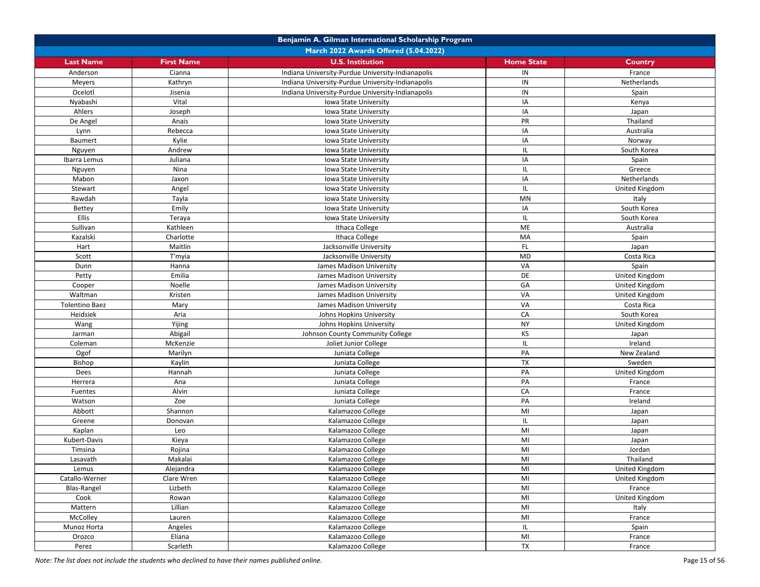| Benjamin A. Gilman International Scholarship Program | | | | |
|---|---|---|---|---|
| March 2022 Awards Offered (5.04.2022) | | | | |
| **Last Name** | **First Name** | **U.S. Institution** | **Home State** | **Country** |
| Anderson | Cianna | Indiana University-Purdue University-Indianapolis | IN | France |
| Meyers | Kathryn | Indiana University-Purdue University-Indianapolis | IN | Netherlands |
| Ocelotl | Jisenia | Indiana University-Purdue University-Indianapolis | IN | Spain |
| Nyabashi | Vital | Iowa State University | IA | Kenya |
| Ahlers | Joseph | Iowa State University | IA | Japan |
| De Angel | Anais | Iowa State University | PR | Thailand |
| Lynn | Rebecca | Iowa State University | IA | Australia |
| Baumert | Kylie | Iowa State University | IA | Norway |
| Nguyen | Andrew | Iowa State University | IL | South Korea |
| Ibarra Lemus | Juliana | Iowa State University | IA | Spain |
| Nguyen | Nina | Iowa State University | IL | Greece |
| Mabon | Jaxon | Iowa State University | IA | Netherlands |
| Stewart | Angel | Iowa State University | IL | United Kingdom |
| Rawdah | Tayla | Iowa State University | MN | Italy |
| Bettey | Emily | Iowa State University | IA | South Korea |
| Ellis | Teraya | Iowa State University | IL | South Korea |
| Sullivan | Kathleen | Ithaca College | ME | Australia |
| Kazalski | Charlotte | Ithaca College | MA | Spain |
| Hart | Maitlin | Jacksonville University | FL | Japan |
| Scott | T'myia | Jacksonville University | MD | Costa Rica |
| Dunn | Hanna | James Madison University | VA | Spain |
| Petty | Emilia | James Madison University | DE | United Kingdom |
| Cooper | Noelle | James Madison University | GA | United Kingdom |
| Waltman | Kristen | James Madison University | VA | United Kingdom |
| Tolentino Baez | Mary | James Madison University | VA | Costa Rica |
| Heidsiek | Aria | Johns Hopkins University | CA | South Korea |
| Wang | Yijing | Johns Hopkins University | NY | United Kingdom |
| Jarman | Abigail | Johnson County Community College | KS | Japan |
| Coleman | McKenzie | Joliet Junior College | IL | Ireland |
| Ogof | Marilyn | Juniata College | PA | New Zealand |
| Bishop | Kaylin | Juniata College | TX | Sweden |
| Dees | Hannah | Juniata College | PA | United Kingdom |
| Herrera | Ana | Juniata College | PA | France |
| Fuentes | Alvin | Juniata College | CA | France |
| Watson | Zoe | Juniata College | PA | Ireland |
| Abbott | Shannon | Kalamazoo College | MI | Japan |
| Greene | Donovan | Kalamazoo College | IL | Japan |
| Kaplan | Leo | Kalamazoo College | MI | Japan |
| Kubert-Davis | Kieya | Kalamazoo College | MI | Japan |
| Timsina | Rojina | Kalamazoo College | MI | Jordan |
| Lasavath | Makalai | Kalamazoo College | MI | Thailand |
| Lemus | Alejandra | Kalamazoo College | MI | United Kingdom |
| Catallo-Werner | Clare Wren | Kalamazoo College | MI | United Kingdom |
| Blas-Rangel | Lizbeth | Kalamazoo College | MI | France |
| Cook | Rowan | Kalamazoo College | MI | United Kingdom |
| Mattern | Lillian | Kalamazoo College | MI | Italy |
| McColley | Lauren | Kalamazoo College | MI | France |
| Munoz Horta | Angeles | Kalamazoo College | IL | Spain |
| Orozco | Eliana | Kalamazoo College | MI | France |
| Perez | Scarleth | Kalamazoo College | TX | France |

*Note: The list does not include the students who declined to have their names published online.*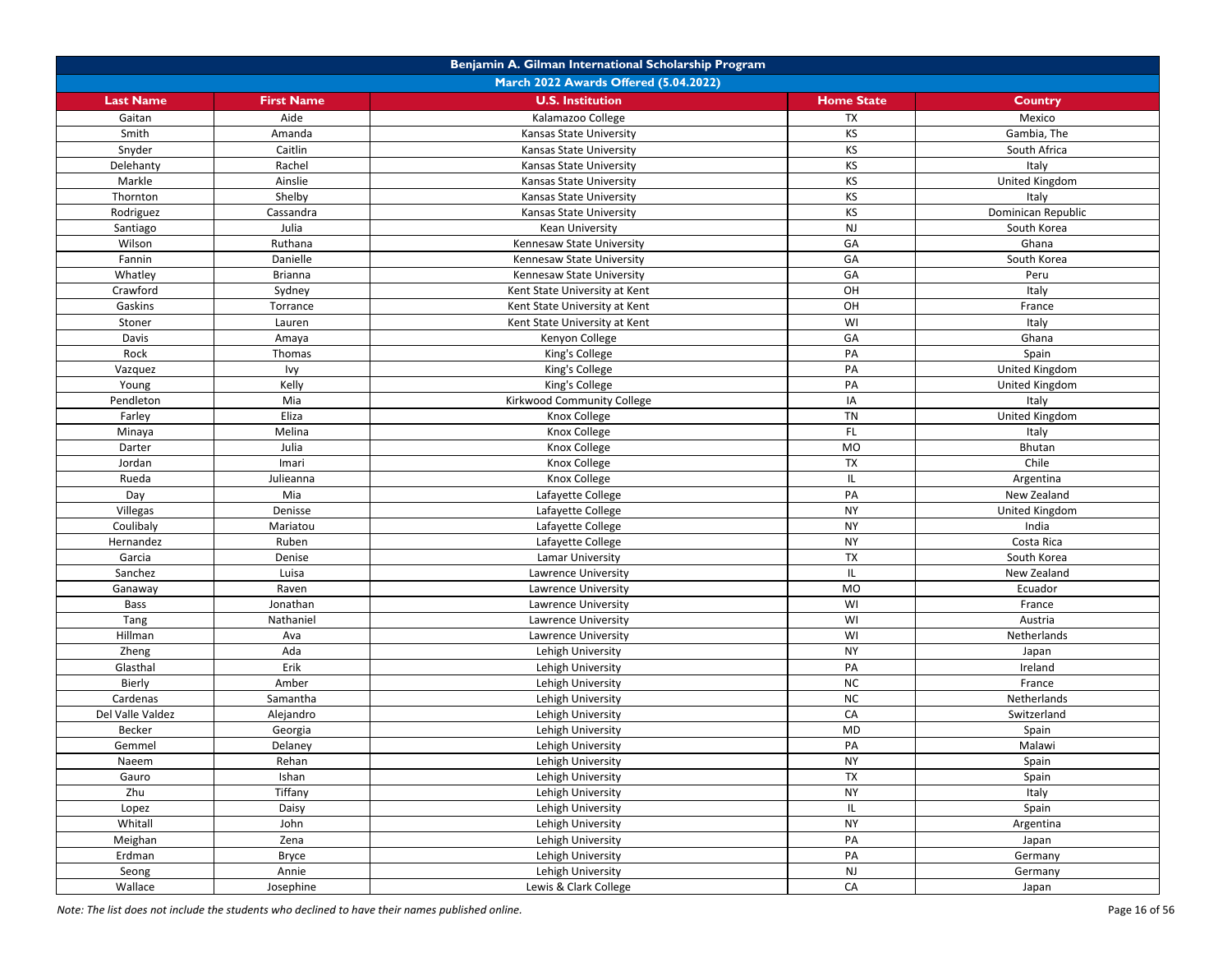| Benjamin A. Gilman International Scholarship Program | | | | |
|---|---|---|---|---|
| March 2022 Awards Offered (5.04.2022) | | | | |
| **Last Name** | **First Name** | **U.S. Institution** | **Home State** | **Country** |
| Gaitan | Aide | Kalamazoo College | TX | Mexico |
| Smith | Amanda | Kansas State University | KS | Gambia, The |
| Snyder | Caitlin | Kansas State University | KS | South Africa |
| Delehanty | Rachel | Kansas State University | KS | Italy |
| Markle | Ainslie | Kansas State University | KS | United Kingdom |
| Thornton | Shelby | Kansas State University | KS | Italy |
| Rodriguez | Cassandra | Kansas State University | KS | Dominican Republic |
| Santiago | Julia | Kean University | NJ | South Korea |
| Wilson | Ruthana | Kennesaw State University | GA | Ghana |
| Fannin | Danielle | Kennesaw State University | GA | South Korea |
| Whatley | Brianna | Kennesaw State University | GA | Peru |
| Crawford | Sydney | Kent State University at Kent | OH | Italy |
| Gaskins | Torrance | Kent State University at Kent | OH | France |
| Stoner | Lauren | Kent State University at Kent | WI | Italy |
| Davis | Amaya | Kenyon College | GA | Ghana |
| Rock | Thomas | King's College | PA | Spain |
| Vazquez | Ivy | King's College | PA | United Kingdom |
| Young | Kelly | King's College | PA | United Kingdom |
| Pendleton | Mia | Kirkwood Community College | IA | Italy |
| Farley | Eliza | Knox College | TN | United Kingdom |
| Minaya | Melina | Knox College | FL | Italy |
| Darter | Julia | Knox College | MO | Bhutan |
| Jordan | Imari | Knox College | TX | Chile |
| Rueda | Julieanna | Knox College | IL | Argentina |
| Day | Mia | Lafayette College | PA | New Zealand |
| Villegas | Denisse | Lafayette College | NY | United Kingdom |
| Coulibaly | Mariatou | Lafayette College | NY | India |
| Hernandez | Ruben | Lafayette College | NY | Costa Rica |
| Garcia | Denise | Lamar University | TX | South Korea |
| Sanchez | Luisa | Lawrence University | IL | New Zealand |
| Ganaway | Raven | Lawrence University | MO | Ecuador |
| Bass | Jonathan | Lawrence University | WI | France |
| Tang | Nathaniel | Lawrence University | WI | Austria |
| Hillman | Ava | Lawrence University | WI | Netherlands |
| Zheng | Ada | Lehigh University | NY | Japan |
| Glasthal | Erik | Lehigh University | PA | Ireland |
| Bierly | Amber | Lehigh University | NC | France |
| Cardenas | Samantha | Lehigh University | NC | Netherlands |
| Del Valle Valdez | Alejandro | Lehigh University | CA | Switzerland |
| Becker | Georgia | Lehigh University | MD | Spain |
| Gemmel | Delaney | Lehigh University | PA | Malawi |
| Naeem | Rehan | Lehigh University | NY | Spain |
| Gauro | Ishan | Lehigh University | TX | Spain |
| Zhu | Tiffany | Lehigh University | NY | Italy |
| Lopez | Daisy | Lehigh University | IL | Spain |
| Whitall | John | Lehigh University | NY | Argentina |
| Meighan | Zena | Lehigh University | PA | Japan |
| Erdman | Bryce | Lehigh University | PA | Germany |
| Seong | Annie | Lehigh University | NJ | Germany |
| Wallace | Josephine | Lewis & Clark College | CA | Japan |

*Note: The list does not include the students who declined to have their names published online.*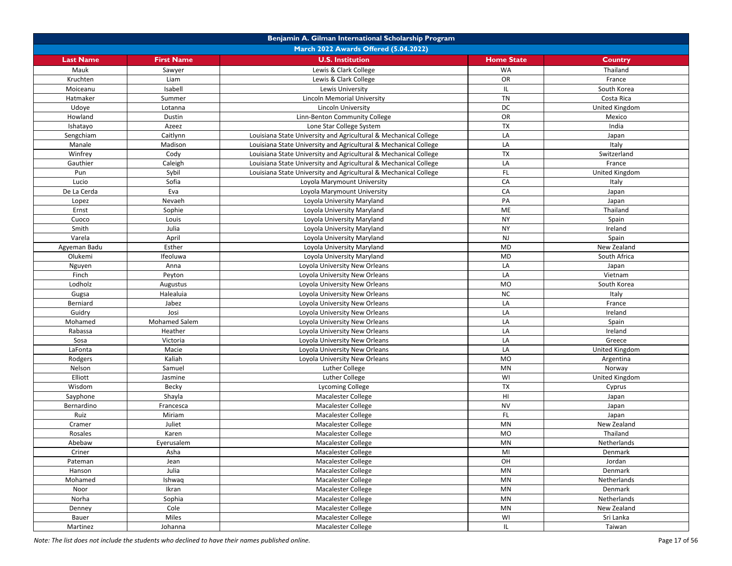| Benjamin A. Gilman International Scholarship Program | | | | |
|---|---|---|---|---|
| March 2022 Awards Offered (5.04.2022) | | | | |
| **Last Name** | **First Name** | **U.S. Institution** | **Home State** | **Country** |
| Mauk | Sawyer | Lewis & Clark College | WA | Thailand |
| Kruchten | Liam | Lewis & Clark College | OR | France |
| Moiceanu | Isabell | Lewis University | IL | South Korea |
| Hatmaker | Summer | Lincoln Memorial University | TN | Costa Rica |
| Udoye | Lotanna | Lincoln University | DC | United Kingdom |
| Howland | Dustin | Linn-Benton Community College | OR | Mexico |
| Ishatayo | Azeez | Lone Star College System | TX | India |
| Sengchiam | Caitlynn | Louisiana State University and Agricultural & Mechanical College | LA | Japan |
| Manale | Madison | Louisiana State University and Agricultural & Mechanical College | LA | Italy |
| Winfrey | Cody | Louisiana State University and Agricultural & Mechanical College | TX | Switzerland |
| Gauthier | Caleigh | Louisiana State University and Agricultural & Mechanical College | LA | France |
| Pun | Sybil | Louisiana State University and Agricultural & Mechanical College | FL | United Kingdom |
| Lucio | Sofia | Loyola Marymount University | CA | Italy |
| De La Cerda | Eva | Loyola Marymount University | CA | Japan |
| Lopez | Nevaeh | Loyola University Maryland | PA | Japan |
| Ernst | Sophie | Loyola University Maryland | ME | Thailand |
| Cuoco | Louis | Loyola University Maryland | NY | Spain |
| Smith | Julia | Loyola University Maryland | NY | Ireland |
| Varela | April | Loyola University Maryland | NJ | Spain |
| Agyeman Badu | Esther | Loyola University Maryland | MD | New Zealand |
| Olukemi | Ifeoluwa | Loyola University Maryland | MD | South Africa |
| Nguyen | Anna | Loyola University New Orleans | LA | Japan |
| Finch | Peyton | Loyola University New Orleans | LA | Vietnam |
| Lodholz | Augustus | Loyola University New Orleans | MO | South Korea |
| Gugsa | Halealuia | Loyola University New Orleans | NC | Italy |
| Berniard | Jabez | Loyola University New Orleans | LA | France |
| Guidry | Josi | Loyola University New Orleans | LA | Ireland |
| Mohamed | Mohamed Salem | Loyola University New Orleans | LA | Spain |
| Rabassa | Heather | Loyola University New Orleans | LA | Ireland |
| Sosa | Victoria | Loyola University New Orleans | LA | Greece |
| LaFonta | Macie | Loyola University New Orleans | LA | United Kingdom |
| Rodgers | Kaliah | Loyola University New Orleans | MO | Argentina |
| Nelson | Samuel | Luther College | MN | Norway |
| Elliott | Jasmine | Luther College | WI | United Kingdom |
| Wisdom | Becky | Lycoming College | TX | Cyprus |
| Sayphone | Shayla | Macalester College | HI | Japan |
| Bernardino | Francesca | Macalester College | NV | Japan |
| Ruiz | Miriam | Macalester College | FL | Japan |
| Cramer | Juliet | Macalester College | MN | New Zealand |
| Rosales | Karen | Macalester College | MO | Thailand |
| Abebaw | Eyerusalem | Macalester College | MN | Netherlands |
| Criner | Asha | Macalester College | MI | Denmark |
| Pateman | Jean | Macalester College | OH | Jordan |
| Hanson | Julia | Macalester College | MN | Denmark |
| Mohamed | Ishwaq | Macalester College | MN | Netherlands |
| Noor | Ikran | Macalester College | MN | Denmark |
| Norha | Sophia | Macalester College | MN | Netherlands |
| Denney | Cole | Macalester College | MN | New Zealand |
| Bauer | Miles | Macalester College | WI | Sri Lanka |
| Martinez | Johanna | Macalester College | IL | Taiwan |

*Note: The list does not include the students who declined to have their names published online.*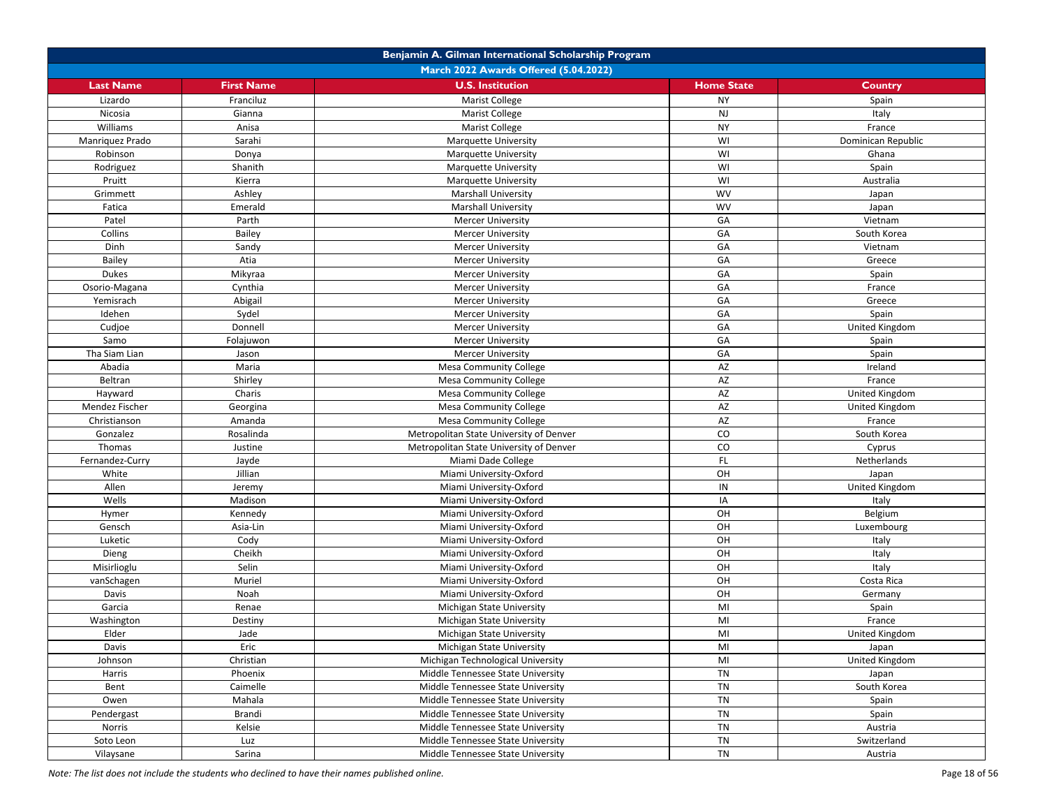| Benjamin A. Gilman International Scholarship Program | | | | |
|---|---|---|---|---|
| March 2022 Awards Offered (5.04.2022) | | | | |
| **Last Name** | **First Name** | **U.S. Institution** | **Home State** | **Country** |
| Lizardo | Franciluz | Marist College | NY | Spain |
| Nicosia | Gianna | Marist College | NJ | Italy |
| Williams | Anisa | Marist College | NY | France |
| Manriquez Prado | Sarahi | Marquette University | WI | Dominican Republic |
| Robinson | Donya | Marquette University | WI | Ghana |
| Rodriguez | Shanith | Marquette University | WI | Spain |
| Pruitt | Kierra | Marquette University | WI | Australia |
| Grimmett | Ashley | Marshall University | WV | Japan |
| Fatica | Emerald | Marshall University | WV | Japan |
| Patel | Parth | Mercer University | GA | Vietnam |
| Collins | Bailey | Mercer University | GA | South Korea |
| Dinh | Sandy | Mercer University | GA | Vietnam |
| Bailey | Atia | Mercer University | GA | Greece |
| Dukes | Mikyraa | Mercer University | GA | Spain |
| Osorio-Magana | Cynthia | Mercer University | GA | France |
| Yemisrach | Abigail | Mercer University | GA | Greece |
| Idehen | Sydel | Mercer University | GA | Spain |
| Cudjoe | Donnell | Mercer University | GA | United Kingdom |
| Samo | Folajuwon | Mercer University | GA | Spain |
| Tha Siam Lian | Jason | Mercer University | GA | Spain |
| Abadia | Maria | Mesa Community College | AZ | Ireland |
| Beltran | Shirley | Mesa Community College | AZ | France |
| Hayward | Charis | Mesa Community College | AZ | United Kingdom |
| Mendez Fischer | Georgina | Mesa Community College | AZ | United Kingdom |
| Christianson | Amanda | Mesa Community College | AZ | France |
| Gonzalez | Rosalinda | Metropolitan State University of Denver | CO | South Korea |
| Thomas | Justine | Metropolitan State University of Denver | CO | Cyprus |
| Fernandez-Curry | Jayde | Miami Dade College | FL | Netherlands |
| White | Jillian | Miami University-Oxford | OH | Japan |
| Allen | Jeremy | Miami University-Oxford | IN | United Kingdom |
| Wells | Madison | Miami University-Oxford | IA | Italy |
| Hymer | Kennedy | Miami University-Oxford | OH | Belgium |
| Gensch | Asia-Lin | Miami University-Oxford | OH | Luxembourg |
| Luketic | Cody | Miami University-Oxford | OH | Italy |
| Dieng | Cheikh | Miami University-Oxford | OH | Italy |
| Misirlioglu | Selin | Miami University-Oxford | OH | Italy |
| vanSchagen | Muriel | Miami University-Oxford | OH | Costa Rica |
| Davis | Noah | Miami University-Oxford | OH | Germany |
| Garcia | Renae | Michigan State University | MI | Spain |
| Washington | Destiny | Michigan State University | MI | France |
| Elder | Jade | Michigan State University | MI | United Kingdom |
| Davis | Eric | Michigan State University | MI | Japan |
| Johnson | Christian | Michigan Technological University | MI | United Kingdom |
| Harris | Phoenix | Middle Tennessee State University | TN | Japan |
| Bent | Caimelle | Middle Tennessee State University | TN | South Korea |
| Owen | Mahala | Middle Tennessee State University | TN | Spain |
| Pendergast | Brandi | Middle Tennessee State University | TN | Spain |
| Norris | Kelsie | Middle Tennessee State University | TN | Austria |
| Soto Leon | Luz | Middle Tennessee State University | TN | Switzerland |
| Vilaysane | Sarina | Middle Tennessee State University | TN | Austria |

*Note: The list does not include the students who declined to have their names published online.*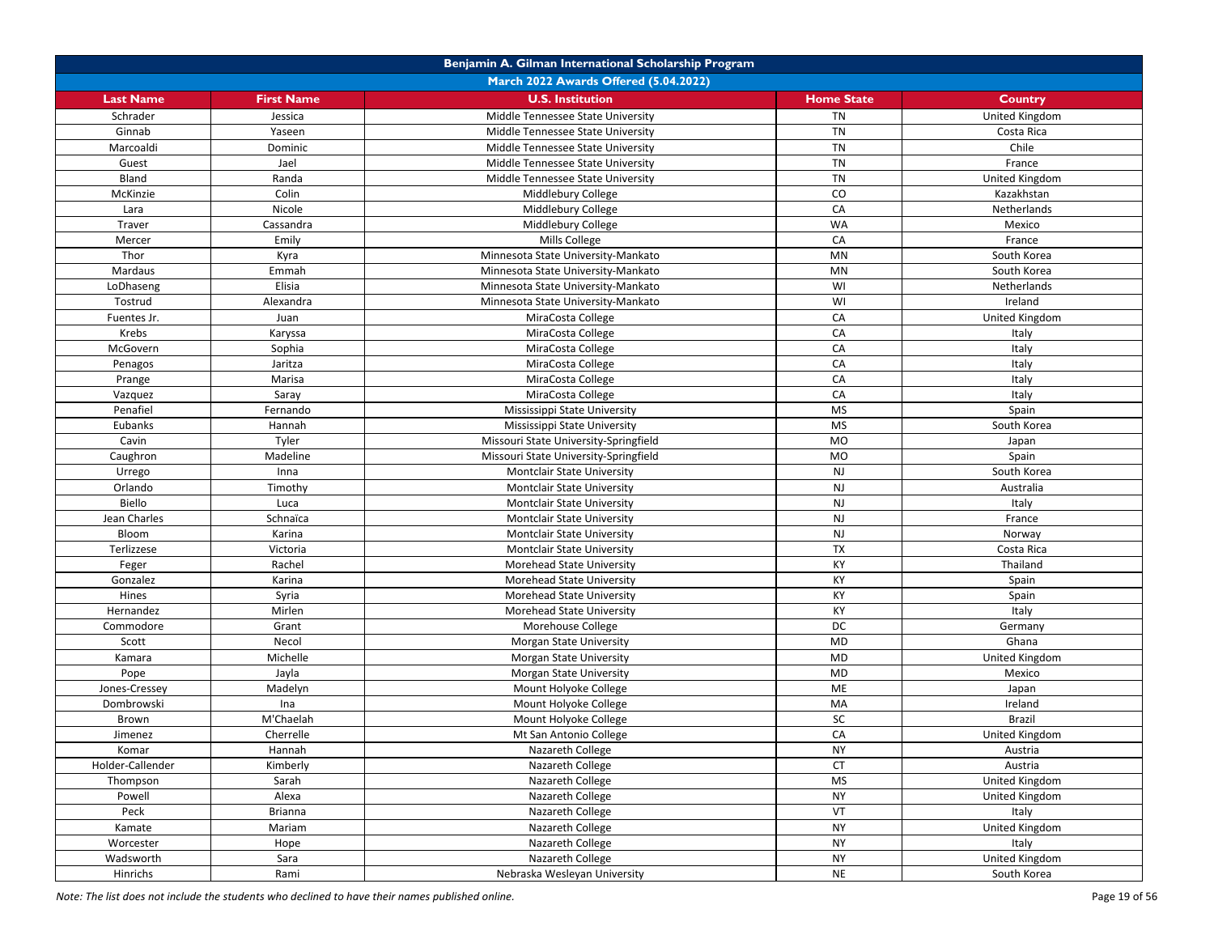| Benjamin A. Gilman International Scholarship Program | | | | |
|---|---|---|---|---|
| March 2022 Awards Offered (5.04.2022) | | | | |
| **Last Name** | **First Name** | **U.S. Institution** | **Home State** | **Country** |
| Schrader | Jessica | Middle Tennessee State University | TN | United Kingdom |
| Ginnab | Yaseen | Middle Tennessee State University | TN | Costa Rica |
| Marcoaldi | Dominic | Middle Tennessee State University | TN | Chile |
| Guest | Jael | Middle Tennessee State University | TN | France |
| Bland | Randa | Middle Tennessee State University | TN | United Kingdom |
| McKinzie | Colin | Middlebury College | CO | Kazakhstan |
| Lara | Nicole | Middlebury College | CA | Netherlands |
| Traver | Cassandra | Middlebury College | WA | Mexico |
| Mercer | Emily | Mills College | CA | France |
| Thor | Kyra | Minnesota State University-Mankato | MN | South Korea |
| Mardaus | Emmah | Minnesota State University-Mankato | MN | South Korea |
| LoDhaseng | Elisia | Minnesota State University-Mankato | WI | Netherlands |
| Tostrud | Alexandra | Minnesota State University-Mankato | WI | Ireland |
| Fuentes Jr. | Juan | MiraCosta College | CA | United Kingdom |
| Krebs | Karyssa | MiraCosta College | CA | Italy |
| McGovern | Sophia | MiraCosta College | CA | Italy |
| Penagos | Jaritza | MiraCosta College | CA | Italy |
| Prange | Marisa | MiraCosta College | CA | Italy |
| Vazquez | Saray | MiraCosta College | CA | Italy |
| Penafiel | Fernando | Mississippi State University | MS | Spain |
| Eubanks | Hannah | Mississippi State University | MS | South Korea |
| Cavin | Tyler | Missouri State University-Springfield | MO | Japan |
| Caughron | Madeline | Missouri State University-Springfield | MO | Spain |
| Urrego | Inna | Montclair State University | NJ | South Korea |
| Orlando | Timothy | Montclair State University | NJ | Australia |
| Biello | Luca | Montclair State University | NJ | Italy |
| Jean Charles | Schnaïca | Montclair State University | NJ | France |
| Bloom | Karina | Montclair State University | NJ | Norway |
| Terlizzese | Victoria | Montclair State University | TX | Costa Rica |
| Feger | Rachel | Morehead State University | KY | Thailand |
| Gonzalez | Karina | Morehead State University | KY | Spain |
| Hines | Syria | Morehead State University | KY | Spain |
| Hernandez | Mirlen | Morehead State University | KY | Italy |
| Commodore | Grant | Morehouse College | DC | Germany |
| Scott | Necol | Morgan State University | MD | Ghana |
| Kamara | Michelle | Morgan State University | MD | United Kingdom |
| Pope | Jayla | Morgan State University | MD | Mexico |
| Jones-Cressey | Madelyn | Mount Holyoke College | ME | Japan |
| Dombrowski | Ina | Mount Holyoke College | MA | Ireland |
| Brown | M'Chaelah | Mount Holyoke College | SC | Brazil |
| Jimenez | Cherrelle | Mt San Antonio College | CA | United Kingdom |
| Komar | Hannah | Nazareth College | NY | Austria |
| Holder-Callender | Kimberly | Nazareth College | CT | Austria |
| Thompson | Sarah | Nazareth College | MS | United Kingdom |
| Powell | Alexa | Nazareth College | NY | United Kingdom |
| Peck | Brianna | Nazareth College | VT | Italy |
| Kamate | Mariam | Nazareth College | NY | United Kingdom |
| Worcester | Hope | Nazareth College | NY | Italy |
| Wadsworth | Sara | Nazareth College | NY | United Kingdom |
| Hinrichs | Rami | Nebraska Wesleyan University | NE | South Korea |

*Note: The list does not include the students who declined to have their names published online.*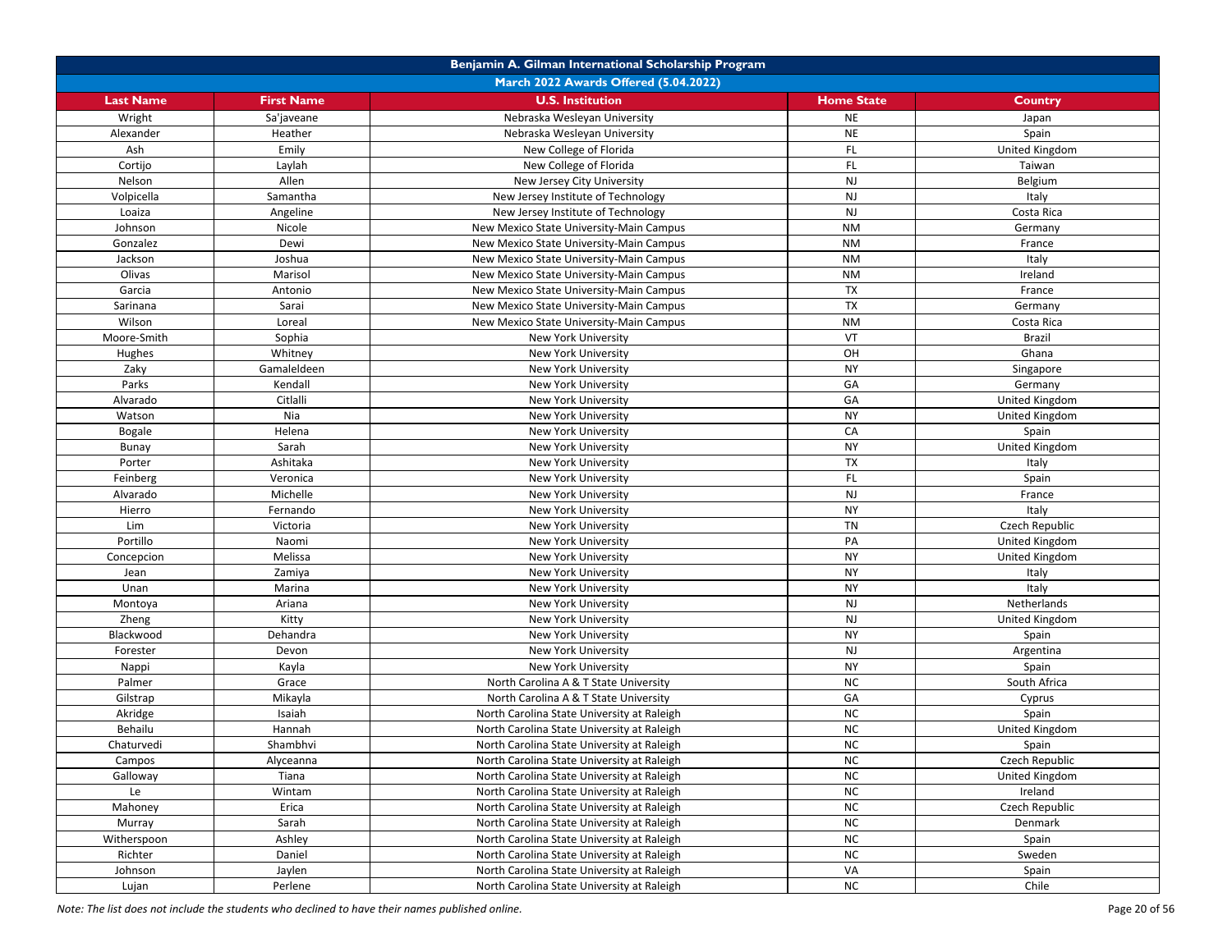| Benjamin A. Gilman International Scholarship Program | | | | |
|---|---|---|---|---|
| March 2022 Awards Offered (5.04.2022) | | | | |
| **Last Name** | **First Name** | **U.S. Institution** | **Home State** | **Country** |
| Wright | Sa'javeane | Nebraska Wesleyan University | NE | Japan |
| Alexander | Heather | Nebraska Wesleyan University | NE | Spain |
| Ash | Emily | New College of Florida | FL | United Kingdom |
| Cortijo | Laylah | New College of Florida | FL | Taiwan |
| Nelson | Allen | New Jersey City University | NJ | Belgium |
| Volpicella | Samantha | New Jersey Institute of Technology | NJ | Italy |
| Loaiza | Angeline | New Jersey Institute of Technology | NJ | Costa Rica |
| Johnson | Nicole | New Mexico State University-Main Campus | NM | Germany |
| Gonzalez | Dewi | New Mexico State University-Main Campus | NM | France |
| Jackson | Joshua | New Mexico State University-Main Campus | NM | Italy |
| Olivas | Marisol | New Mexico State University-Main Campus | NM | Ireland |
| Garcia | Antonio | New Mexico State University-Main Campus | TX | France |
| Sarinana | Sarai | New Mexico State University-Main Campus | TX | Germany |
| Wilson | Loreal | New Mexico State University-Main Campus | NM | Costa Rica |
| Moore-Smith | Sophia | New York University | VT | Brazil |
| Hughes | Whitney | New York University | OH | Ghana |
| Zaky | Gamaleldeen | New York University | NY | Singapore |
| Parks | Kendall | New York University | GA | Germany |
| Alvarado | Citlalli | New York University | GA | United Kingdom |
| Watson | Nia | New York University | NY | United Kingdom |
| Bogale | Helena | New York University | CA | Spain |
| Bunay | Sarah | New York University | NY | United Kingdom |
| Porter | Ashitaka | New York University | TX | Italy |
| Feinberg | Veronica | New York University | FL | Spain |
| Alvarado | Michelle | New York University | NJ | France |
| Hierro | Fernando | New York University | NY | Italy |
| Lim | Victoria | New York University | TN | Czech Republic |
| Portillo | Naomi | New York University | PA | United Kingdom |
| Concepcion | Melissa | New York University | NY | United Kingdom |
| Jean | Zamiya | New York University | NY | Italy |
| Unan | Marina | New York University | NY | Italy |
| Montoya | Ariana | New York University | NJ | Netherlands |
| Zheng | Kitty | New York University | NJ | United Kingdom |
| Blackwood | Dehandra | New York University | NY | Spain |
| Forester | Devon | New York University | NJ | Argentina |
| Nappi | Kayla | New York University | NY | Spain |
| Palmer | Grace | North Carolina A & T State University | NC | South Africa |
| Gilstrap | Mikayla | North Carolina A & T State University | GA | Cyprus |
| Akridge | Isaiah | North Carolina State University at Raleigh | NC | Spain |
| Behailu | Hannah | North Carolina State University at Raleigh | NC | United Kingdom |
| Chaturvedi | Shambhvi | North Carolina State University at Raleigh | NC | Spain |
| Campos | Alyceanna | North Carolina State University at Raleigh | NC | Czech Republic |
| Galloway | Tiana | North Carolina State University at Raleigh | NC | United Kingdom |
| Le | Wintam | North Carolina State University at Raleigh | NC | Ireland |
| Mahoney | Erica | North Carolina State University at Raleigh | NC | Czech Republic |
| Murray | Sarah | North Carolina State University at Raleigh | NC | Denmark |
| Witherspoon | Ashley | North Carolina State University at Raleigh | NC | Spain |
| Richter | Daniel | North Carolina State University at Raleigh | NC | Sweden |
| Johnson | Jaylen | North Carolina State University at Raleigh | VA | Spain |
| Lujan | Perlene | North Carolina State University at Raleigh | NC | Chile |

*Note: The list does not include the students who declined to have their names published online.*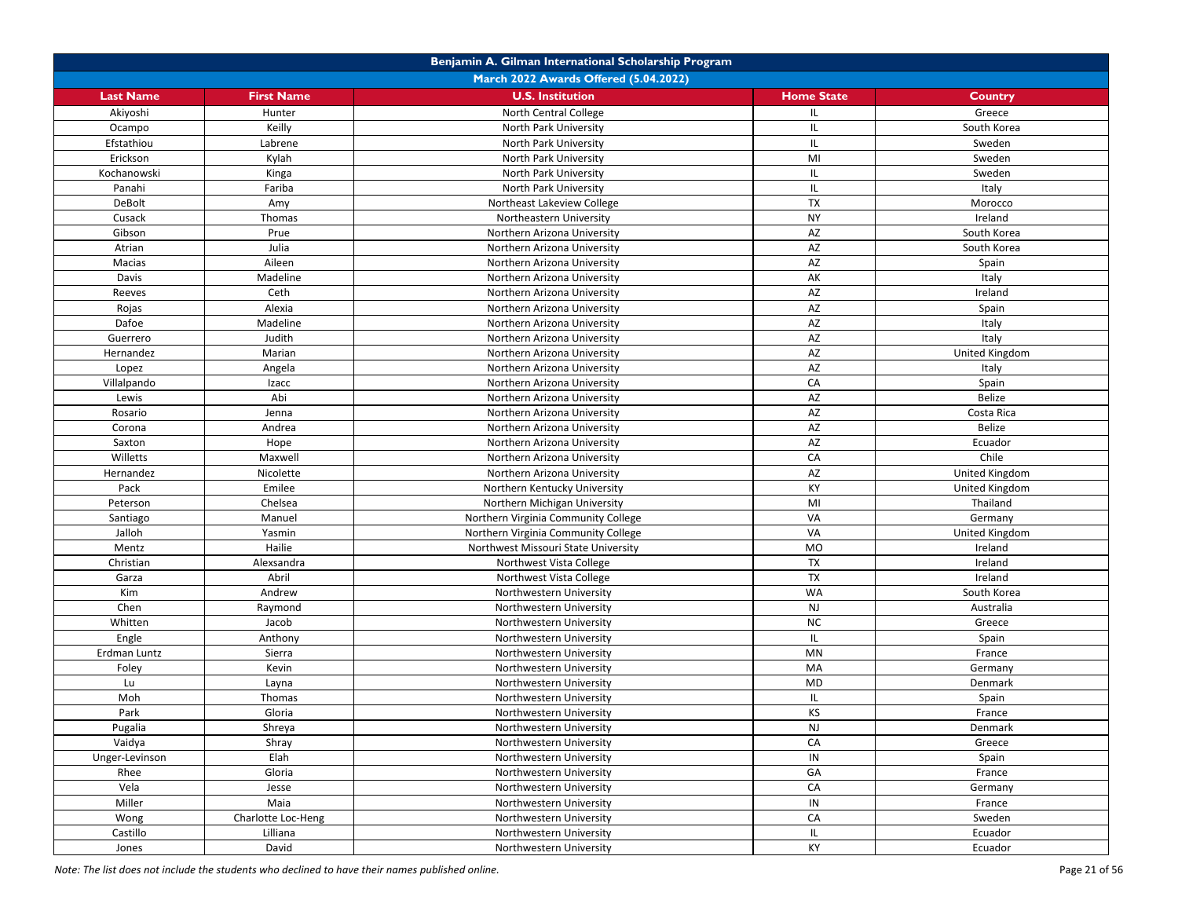| Benjamin A. Gilman International Scholarship Program | | | | |
|---|---|---|---|---|
| March 2022 Awards Offered (5.04.2022) | | | | |
| **Last Name** | **First Name** | **U.S. Institution** | **Home State** | **Country** |
| Akiyoshi | Hunter | North Central College | IL | Greece |
| Ocampo | Keilly | North Park University | IL | South Korea |
| Efstathiou | Labrene | North Park University | IL | Sweden |
| Erickson | Kylah | North Park University | MI | Sweden |
| Kochanowski | Kinga | North Park University | IL | Sweden |
| Panahi | Fariba | North Park University | IL | Italy |
| DeBolt | Amy | Northeast Lakeview College | TX | Morocco |
| Cusack | Thomas | Northeastern University | NY | Ireland |
| Gibson | Prue | Northern Arizona University | AZ | South Korea |
| Atrian | Julia | Northern Arizona University | AZ | South Korea |
| Macias | Aileen | Northern Arizona University | AZ | Spain |
| Davis | Madeline | Northern Arizona University | AK | Italy |
| Reeves | Ceth | Northern Arizona University | AZ | Ireland |
| Rojas | Alexia | Northern Arizona University | AZ | Spain |
| Dafoe | Madeline | Northern Arizona University | AZ | Italy |
| Guerrero | Judith | Northern Arizona University | AZ | Italy |
| Hernandez | Marian | Northern Arizona University | AZ | United Kingdom |
| Lopez | Angela | Northern Arizona University | AZ | Italy |
| Villalpando | Izacc | Northern Arizona University | CA | Spain |
| Lewis | Abi | Northern Arizona University | AZ | Belize |
| Rosario | Jenna | Northern Arizona University | AZ | Costa Rica |
| Corona | Andrea | Northern Arizona University | AZ | Belize |
| Saxton | Hope | Northern Arizona University | AZ | Ecuador |
| Willetts | Maxwell | Northern Arizona University | CA | Chile |
| Hernandez | Nicolette | Northern Arizona University | AZ | United Kingdom |
| Pack | Emilee | Northern Kentucky University | KY | United Kingdom |
| Peterson | Chelsea | Northern Michigan University | MI | Thailand |
| Santiago | Manuel | Northern Virginia Community College | VA | Germany |
| Jalloh | Yasmin | Northern Virginia Community College | VA | United Kingdom |
| Mentz | Hailie | Northwest Missouri State University | MO | Ireland |
| Christian | Alexsandra | Northwest Vista College | TX | Ireland |
| Garza | Abril | Northwest Vista College | TX | Ireland |
| Kim | Andrew | Northwestern University | WA | South Korea |
| Chen | Raymond | Northwestern University | NJ | Australia |
| Whitten | Jacob | Northwestern University | NC | Greece |
| Engle | Anthony | Northwestern University | IL | Spain |
| Erdman Luntz | Sierra | Northwestern University | MN | France |
| Foley | Kevin | Northwestern University | MA | Germany |
| Lu | Layna | Northwestern University | MD | Denmark |
| Moh | Thomas | Northwestern University | IL | Spain |
| Park | Gloria | Northwestern University | KS | France |
| Pugalia | Shreya | Northwestern University | NJ | Denmark |
| Vaidya | Shray | Northwestern University | CA | Greece |
| Unger-Levinson | Elah | Northwestern University | IN | Spain |
| Rhee | Gloria | Northwestern University | GA | France |
| Vela | Jesse | Northwestern University | CA | Germany |
| Miller | Maia | Northwestern University | IN | France |
| Wong | Charlotte Loc-Heng | Northwestern University | CA | Sweden |
| Castillo | Lilliana | Northwestern University | IL | Ecuador |
| Jones | David | Northwestern University | KY | Ecuador |

*Note: The list does not include the students who declined to have their names published online.*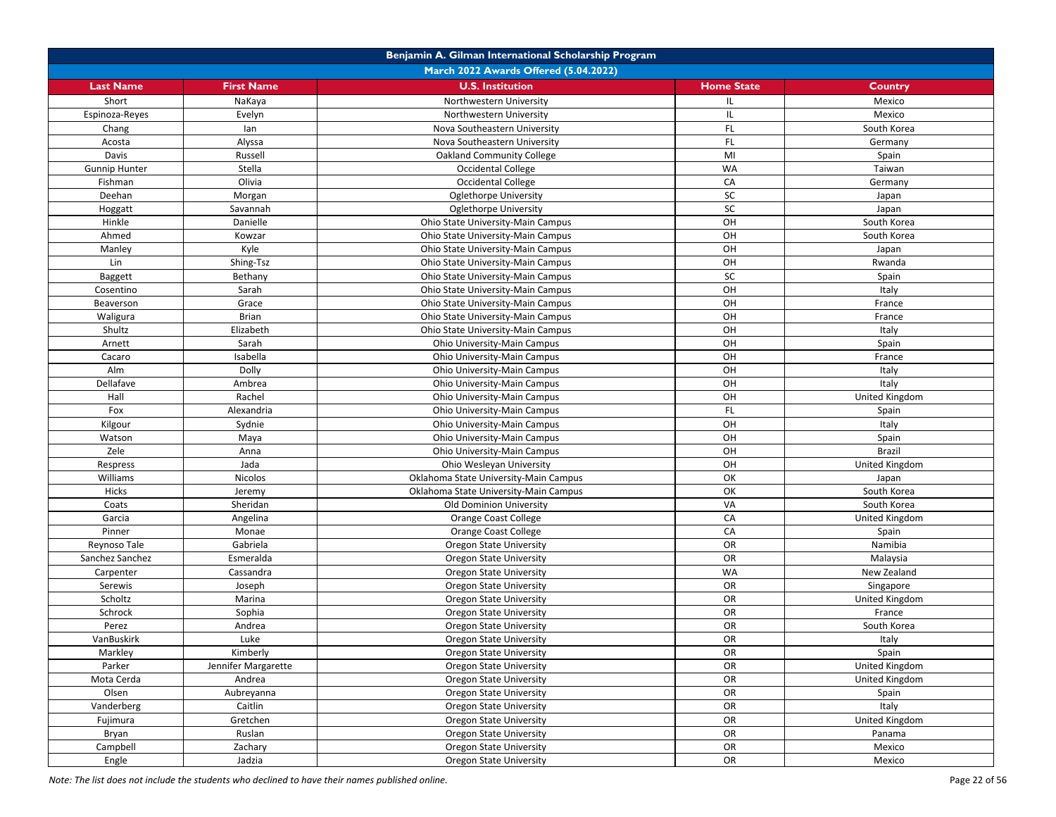| Benjamin A. Gilman International Scholarship Program | | | | |
|---|---|---|---|---|
| March 2022 Awards Offered (5.04.2022) | | | | |
| **Last Name** | **First Name** | **U.S. Institution** | **Home State** | **Country** |
| Short | NaKaya | Northwestern University | IL | Mexico |
| Espinoza-Reyes | Evelyn | Northwestern University | IL | Mexico |
| Chang | Ian | Nova Southeastern University | FL | South Korea |
| Acosta | Alyssa | Nova Southeastern University | FL | Germany |
| Davis | Russell | Oakland Community College | MI | Spain |
| Gunnip Hunter | Stella | Occidental College | WA | Taiwan |
| Fishman | Olivia | Occidental College | CA | Germany |
| Deehan | Morgan | Oglethorpe University | SC | Japan |
| Hoggatt | Savannah | Oglethorpe University | SC | Japan |
| Hinkle | Danielle | Ohio State University-Main Campus | OH | South Korea |
| Ahmed | Kowzar | Ohio State University-Main Campus | OH | South Korea |
| Manley | Kyle | Ohio State University-Main Campus | OH | Japan |
| Lin | Shing-Tsz | Ohio State University-Main Campus | OH | Rwanda |
| Baggett | Bethany | Ohio State University-Main Campus | SC | Spain |
| Cosentino | Sarah | Ohio State University-Main Campus | OH | Italy |
| Beaverson | Grace | Ohio State University-Main Campus | OH | France |
| Waligura | Brian | Ohio State University-Main Campus | OH | France |
| Shultz | Elizabeth | Ohio State University-Main Campus | OH | Italy |
| Arnett | Sarah | Ohio University-Main Campus | OH | Spain |
| Cacaro | Isabella | Ohio University-Main Campus | OH | France |
| Alm | Dolly | Ohio University-Main Campus | OH | Italy |
| Dellafave | Ambrea | Ohio University-Main Campus | OH | Italy |
| Hall | Rachel | Ohio University-Main Campus | OH | United Kingdom |
| Fox | Alexandria | Ohio University-Main Campus | FL | Spain |
| Kilgour | Sydnie | Ohio University-Main Campus | OH | Italy |
| Watson | Maya | Ohio University-Main Campus | OH | Spain |
| Zele | Anna | Ohio University-Main Campus | OH | Brazil |
| Respress | Jada | Ohio Wesleyan University | OH | United Kingdom |
| Williams | Nicolos | Oklahoma State University-Main Campus | OK | Japan |
| Hicks | Jeremy | Oklahoma State University-Main Campus | OK | South Korea |
| Coats | Sheridan | Old Dominion University | VA | South Korea |
| Garcia | Angelina | Orange Coast College | CA | United Kingdom |
| Pinner | Monae | Orange Coast College | CA | Spain |
| Reynoso Tale | Gabriela | Oregon State University | OR | Namibia |
| Sanchez Sanchez | Esmeralda | Oregon State University | OR | Malaysia |
| Carpenter | Cassandra | Oregon State University | WA | New Zealand |
| Serewis | Joseph | Oregon State University | OR | Singapore |
| Scholtz | Marina | Oregon State University | OR | United Kingdom |
| Schrock | Sophia | Oregon State University | OR | France |
| Perez | Andrea | Oregon State University | OR | South Korea |
| VanBuskirk | Luke | Oregon State University | OR | Italy |
| Markley | Kimberly | Oregon State University | OR | Spain |
| Parker | Jennifer Margarette | Oregon State University | OR | United Kingdom |
| Mota Cerda | Andrea | Oregon State University | OR | United Kingdom |
| Olsen | Aubreyanna | Oregon State University | OR | Spain |
| Vanderberg | Caitlin | Oregon State University | OR | Italy |
| Fujimura | Gretchen | Oregon State University | OR | United Kingdom |
| Bryan | Ruslan | Oregon State University | OR | Panama |
| Campbell | Zachary | Oregon State University | OR | Mexico |
| Engle | Jadzia | Oregon State University | OR | Mexico |

*Note: The list does not include the students who declined to have their names published online.*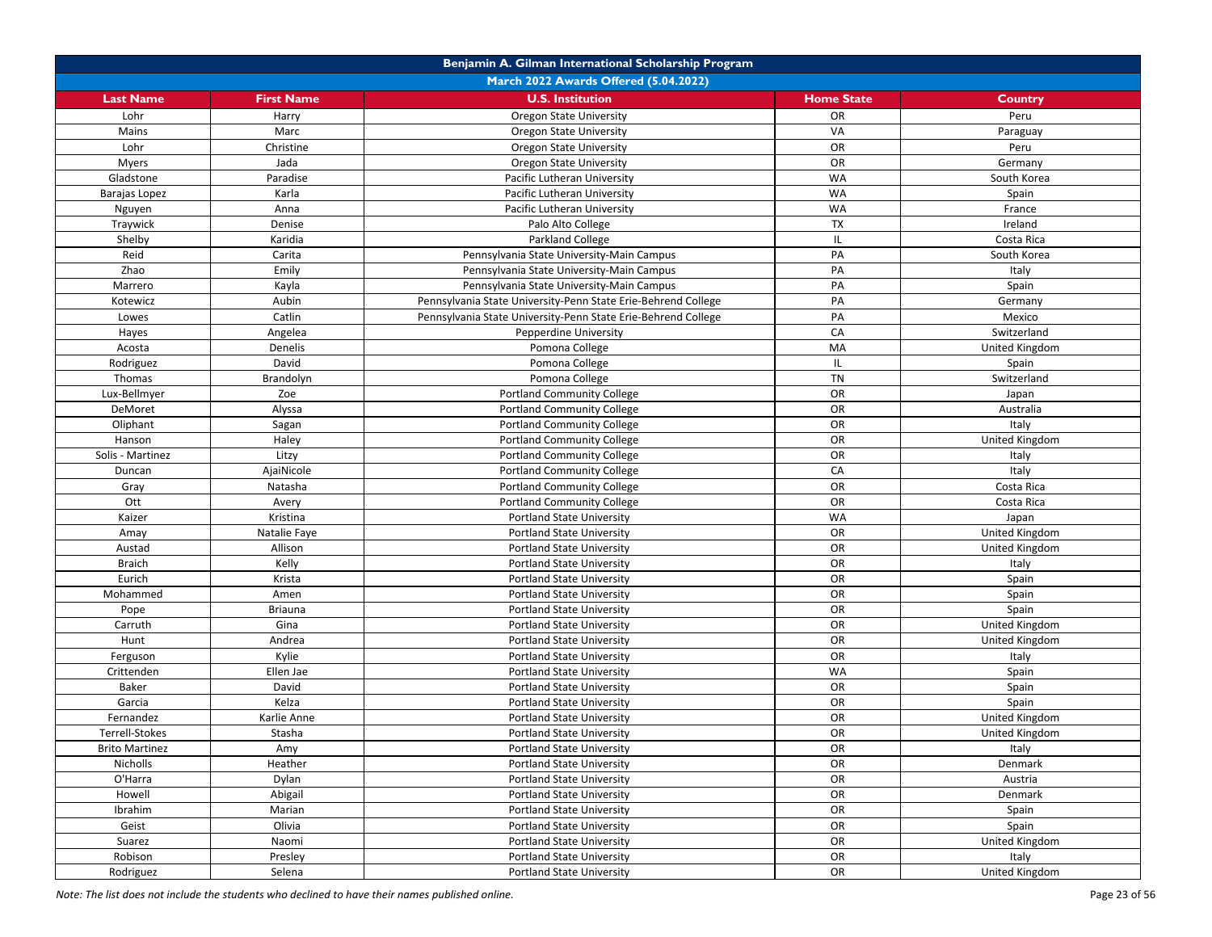| Benjamin A. Gilman International Scholarship Program | | | | |
|---|---|---|---|---|
| March 2022 Awards Offered (5.04.2022) | | | | |
| **Last Name** | **First Name** | **U.S. Institution** | **Home State** | **Country** |
| Lohr | Harry | Oregon State University | OR | Peru |
| Mains | Marc | Oregon State University | VA | Paraguay |
| Lohr | Christine | Oregon State University | OR | Peru |
| Myers | Jada | Oregon State University | OR | Germany |
| Gladstone | Paradise | Pacific Lutheran University | WA | South Korea |
| Barajas Lopez | Karla | Pacific Lutheran University | WA | Spain |
| Nguyen | Anna | Pacific Lutheran University | WA | France |
| Traywick | Denise | Palo Alto College | TX | Ireland |
| Shelby | Karidia | Parkland College | IL | Costa Rica |
| Reid | Carita | Pennsylvania State University-Main Campus | PA | South Korea |
| Zhao | Emily | Pennsylvania State University-Main Campus | PA | Italy |
| Marrero | Kayla | Pennsylvania State University-Main Campus | PA | Spain |
| Kotewicz | Aubin | Pennsylvania State University-Penn State Erie-Behrend College | PA | Germany |
| Lowes | Catlin | Pennsylvania State University-Penn State Erie-Behrend College | PA | Mexico |
| Hayes | Angelea | Pepperdine University | CA | Switzerland |
| Acosta | Denelis | Pomona College | MA | United Kingdom |
| Rodriguez | David | Pomona College | IL | Spain |
| Thomas | Brandolyn | Pomona College | TN | Switzerland |
| Lux-Bellmyer | Zoe | Portland Community College | OR | Japan |
| DeMoret | Alyssa | Portland Community College | OR | Australia |
| Oliphant | Sagan | Portland Community College | OR | Italy |
| Hanson | Haley | Portland Community College | OR | United Kingdom |
| Solis - Martinez | Litzy | Portland Community College | OR | Italy |
| Duncan | AjaiNicole | Portland Community College | CA | Italy |
| Gray | Natasha | Portland Community College | OR | Costa Rica |
| Ott | Avery | Portland Community College | OR | Costa Rica |
| Kaizer | Kristina | Portland State University | WA | Japan |
| Amay | Natalie Faye | Portland State University | OR | United Kingdom |
| Austad | Allison | Portland State University | OR | United Kingdom |
| Braich | Kelly | Portland State University | OR | Italy |
| Eurich | Krista | Portland State University | OR | Spain |
| Mohammed | Amen | Portland State University | OR | Spain |
| Pope | Briauna | Portland State University | OR | Spain |
| Carruth | Gina | Portland State University | OR | United Kingdom |
| Hunt | Andrea | Portland State University | OR | United Kingdom |
| Ferguson | Kylie | Portland State University | OR | Italy |
| Crittenden | Ellen Jae | Portland State University | WA | Spain |
| Baker | David | Portland State University | OR | Spain |
| Garcia | Kelza | Portland State University | OR | Spain |
| Fernandez | Karlie Anne | Portland State University | OR | United Kingdom |
| Terrell-Stokes | Stasha | Portland State University | OR | United Kingdom |
| Brito Martinez | Amy | Portland State University | OR | Italy |
| Nicholls | Heather | Portland State University | OR | Denmark |
| O'Harra | Dylan | Portland State University | OR | Austria |
| Howell | Abigail | Portland State University | OR | Denmark |
| Ibrahim | Marian | Portland State University | OR | Spain |
| Geist | Olivia | Portland State University | OR | Spain |
| Suarez | Naomi | Portland State University | OR | United Kingdom |
| Robison | Presley | Portland State University | OR | Italy |
| Rodriguez | Selena | Portland State University | OR | United Kingdom |

*Note: The list does not include the students who declined to have their names published online.*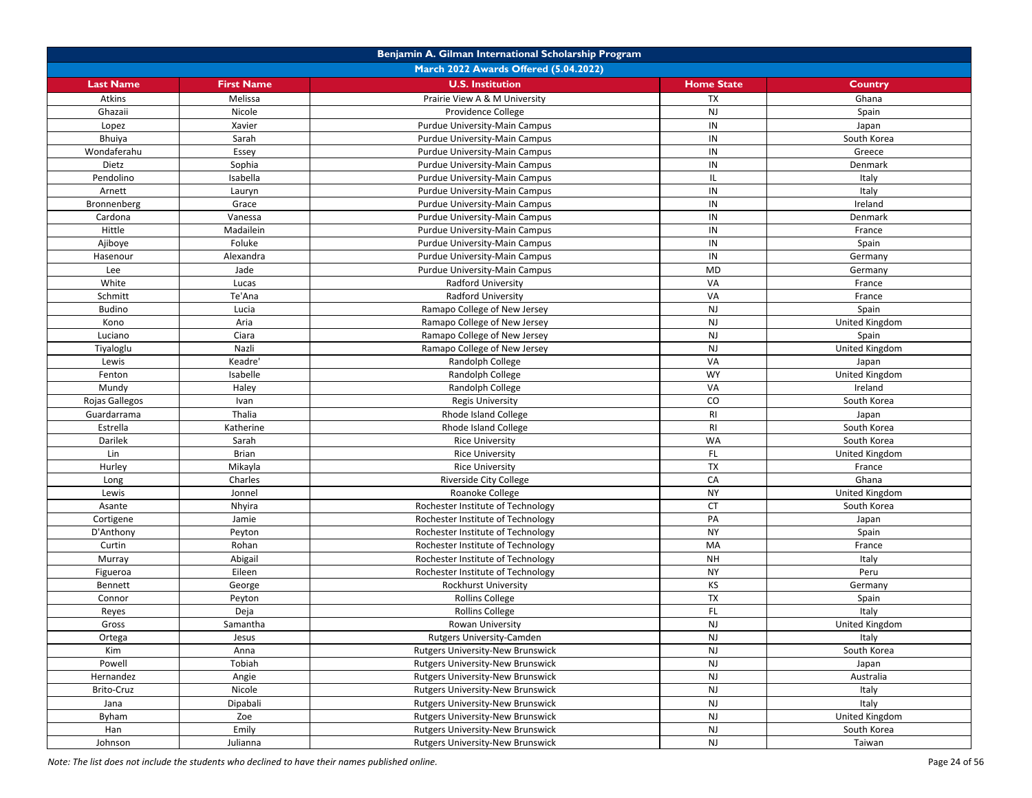| Benjamin A. Gilman International Scholarship Program | | | | |
|---|---|---|---|---|
| March 2022 Awards Offered (5.04.2022) | | | | |
| **Last Name** | **First Name** | **U.S. Institution** | **Home State** | **Country** |
| Atkins | Melissa | Prairie View A & M University | TX | Ghana |
| Ghazaii | Nicole | Providence College | NJ | Spain |
| Lopez | Xavier | Purdue University-Main Campus | IN | Japan |
| Bhuiya | Sarah | Purdue University-Main Campus | IN | South Korea |
| Wondaferahu | Essey | Purdue University-Main Campus | IN | Greece |
| Dietz | Sophia | Purdue University-Main Campus | IN | Denmark |
| Pendolino | Isabella | Purdue University-Main Campus | IL | Italy |
| Arnett | Lauryn | Purdue University-Main Campus | IN | Italy |
| Bronnenberg | Grace | Purdue University-Main Campus | IN | Ireland |
| Cardona | Vanessa | Purdue University-Main Campus | IN | Denmark |
| Hittle | Madailein | Purdue University-Main Campus | IN | France |
| Ajiboye | Foluke | Purdue University-Main Campus | IN | Spain |
| Hasenour | Alexandra | Purdue University-Main Campus | IN | Germany |
| Lee | Jade | Purdue University-Main Campus | MD | Germany |
| White | Lucas | Radford University | VA | France |
| Schmitt | Te'Ana | Radford University | VA | France |
| Budino | Lucia | Ramapo College of New Jersey | NJ | Spain |
| Kono | Aria | Ramapo College of New Jersey | NJ | United Kingdom |
| Luciano | Ciara | Ramapo College of New Jersey | NJ | Spain |
| Tiyaloglu | Nazli | Ramapo College of New Jersey | NJ | United Kingdom |
| Lewis | Keadre' | Randolph College | VA | Japan |
| Fenton | Isabelle | Randolph College | WY | United Kingdom |
| Mundy | Haley | Randolph College | VA | Ireland |
| Rojas Gallegos | Ivan | Regis University | CO | South Korea |
| Guardarrama | Thalia | Rhode Island College | RI | Japan |
| Estrella | Katherine | Rhode Island College | RI | South Korea |
| Darilek | Sarah | Rice University | WA | South Korea |
| Lin | Brian | Rice University | FL | United Kingdom |
| Hurley | Mikayla | Rice University | TX | France |
| Long | Charles | Riverside City College | CA | Ghana |
| Lewis | Jonnel | Roanoke College | NY | United Kingdom |
| Asante | Nhyira | Rochester Institute of Technology | CT | South Korea |
| Cortigene | Jamie | Rochester Institute of Technology | PA | Japan |
| D'Anthony | Peyton | Rochester Institute of Technology | NY | Spain |
| Curtin | Rohan | Rochester Institute of Technology | MA | France |
| Murray | Abigail | Rochester Institute of Technology | NH | Italy |
| Figueroa | Eileen | Rochester Institute of Technology | NY | Peru |
| Bennett | George | Rockhurst University | KS | Germany |
| Connor | Peyton | Rollins College | TX | Spain |
| Reyes | Deja | Rollins College | FL | Italy |
| Gross | Samantha | Rowan University | NJ | United Kingdom |
| Ortega | Jesus | Rutgers University-Camden | NJ | Italy |
| Kim | Anna | Rutgers University-New Brunswick | NJ | South Korea |
| Powell | Tobiah | Rutgers University-New Brunswick | NJ | Japan |
| Hernandez | Angie | Rutgers University-New Brunswick | NJ | Australia |
| Brito-Cruz | Nicole | Rutgers University-New Brunswick | NJ | Italy |
| Jana | Dipabali | Rutgers University-New Brunswick | NJ | Italy |
| Byham | Zoe | Rutgers University-New Brunswick | NJ | United Kingdom |
| Han | Emily | Rutgers University-New Brunswick | NJ | South Korea |
| Johnson | Julianna | Rutgers University-New Brunswick | NJ | Taiwan |

*Note: The list does not include the students who declined to have their names published online.*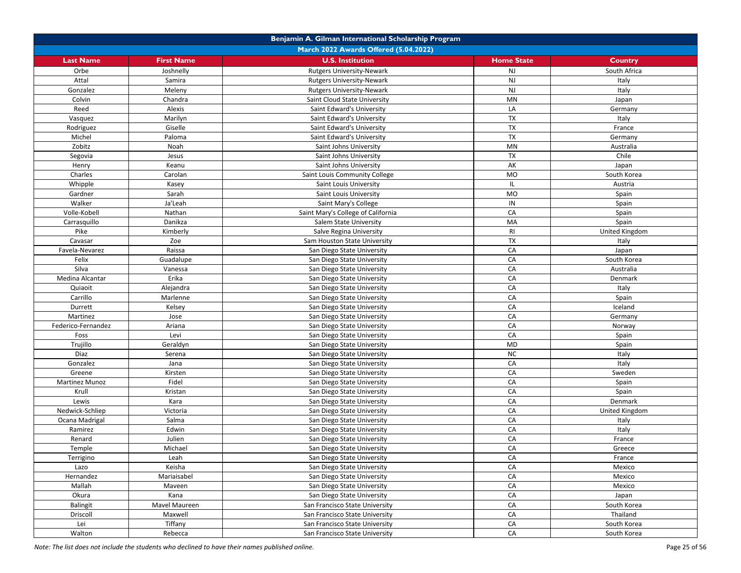| Benjamin A. Gilman International Scholarship Program | | | | |
|---|---|---|---|---|
| March 2022 Awards Offered (5.04.2022) | | | | |
| **Last Name** | **First Name** | **U.S. Institution** | **Home State** | **Country** |
| Orbe | Joshnelly | Rutgers University-Newark | NJ | South Africa |
| Attal | Samira | Rutgers University-Newark | NJ | Italy |
| Gonzalez | Meleny | Rutgers University-Newark | NJ | Italy |
| Colvin | Chandra | Saint Cloud State University | MN | Japan |
| Reed | Alexis | Saint Edward's University | LA | Germany |
| Vasquez | Marilyn | Saint Edward's University | TX | Italy |
| Rodriguez | Giselle | Saint Edward's University | TX | France |
| Michel | Paloma | Saint Edward's University | TX | Germany |
| Zobitz | Noah | Saint Johns University | MN | Australia |
| Segovia | Jesus | Saint Johns University | TX | Chile |
| Henry | Keanu | Saint Johns University | AK | Japan |
| Charles | Carolan | Saint Louis Community College | MO | South Korea |
| Whipple | Kasey | Saint Louis University | IL | Austria |
| Gardner | Sarah | Saint Louis University | MO | Spain |
| Walker | Ja'Leah | Saint Mary's College | IN | Spain |
| Volle-Kobell | Nathan | Saint Mary's College of California | CA | Spain |
| Carrasquillo | Danikza | Salem State University | MA | Spain |
| Pike | Kimberly | Salve Regina University | RI | United Kingdom |
| Cavasar | Zoe | Sam Houston State University | TX | Italy |
| Favela-Nevarez | Raissa | San Diego State University | CA | Japan |
| Felix | Guadalupe | San Diego State University | CA | South Korea |
| Silva | Vanessa | San Diego State University | CA | Australia |
| Medina Alcantar | Erika | San Diego State University | CA | Denmark |
| Quiaoit | Alejandra | San Diego State University | CA | Italy |
| Carrillo | Marlenne | San Diego State University | CA | Spain |
| Durrett | Kelsey | San Diego State University | CA | Iceland |
| Martinez | Jose | San Diego State University | CA | Germany |
| Federico-Fernandez | Ariana | San Diego State University | CA | Norway |
| Foss | Levi | San Diego State University | CA | Spain |
| Trujillo | Geraldyn | San Diego State University | MD | Spain |
| Diaz | Serena | San Diego State University | NC | Italy |
| Gonzalez | Jana | San Diego State University | CA | Italy |
| Greene | Kirsten | San Diego State University | CA | Sweden |
| Martinez Munoz | Fidel | San Diego State University | CA | Spain |
| Krull | Kristan | San Diego State University | CA | Spain |
| Lewis | Kara | San Diego State University | CA | Denmark |
| Nedwick-Schliep | Victoria | San Diego State University | CA | United Kingdom |
| Ocana Madrigal | Salma | San Diego State University | CA | Italy |
| Ramirez | Edwin | San Diego State University | CA | Italy |
| Renard | Julien | San Diego State University | CA | France |
| Temple | Michael | San Diego State University | CA | Greece |
| Terrigino | Leah | San Diego State University | CA | France |
| Lazo | Keisha | San Diego State University | CA | Mexico |
| Hernandez | Mariaisabel | San Diego State University | CA | Mexico |
| Mallah | Maveen | San Diego State University | CA | Mexico |
| Okura | Kana | San Diego State University | CA | Japan |
| Balingit | Mavel Maureen | San Francisco State University | CA | South Korea |
| Driscoll | Maxwell | San Francisco State University | CA | Thailand |
| Lei | Tiffany | San Francisco State University | CA | South Korea |
| Walton | Rebecca | San Francisco State University | CA | South Korea |

*Note: The list does not include the students who declined to have their names published online.*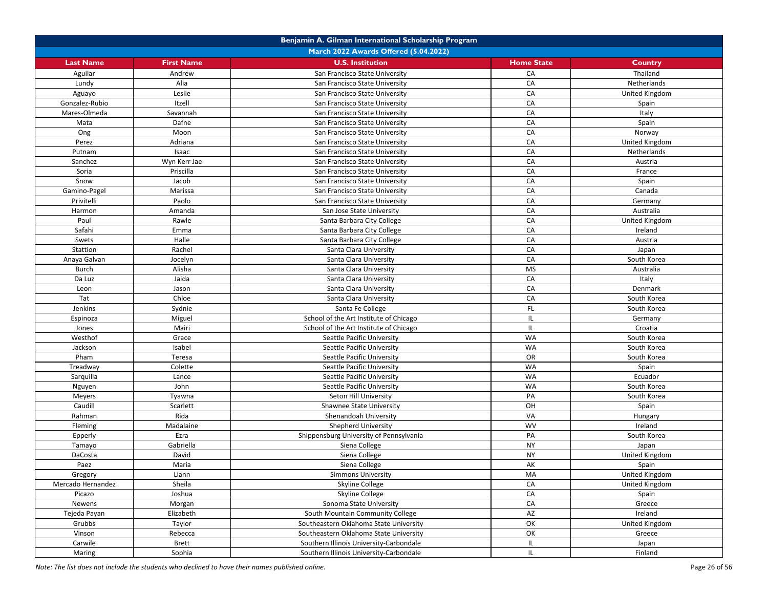| Benjamin A. Gilman International Scholarship Program | | | | |
|---|---|---|---|---|
| March 2022 Awards Offered (5.04.2022) | | | | |
| **Last Name** | **First Name** | **U.S. Institution** | **Home State** | **Country** |
| Aguilar | Andrew | San Francisco State University | CA | Thailand |
| Lundy | Alia | San Francisco State University | CA | Netherlands |
| Aguayo | Leslie | San Francisco State University | CA | United Kingdom |
| Gonzalez-Rubio | Itzell | San Francisco State University | CA | Spain |
| Mares-Olmeda | Savannah | San Francisco State University | CA | Italy |
| Mata | Dafne | San Francisco State University | CA | Spain |
| Ong | Moon | San Francisco State University | CA | Norway |
| Perez | Adriana | San Francisco State University | CA | United Kingdom |
| Putnam | Isaac | San Francisco State University | CA | Netherlands |
| Sanchez | Wyn Kerr Jae | San Francisco State University | CA | Austria |
| Soria | Priscilla | San Francisco State University | CA | France |
| Snow | Jacob | San Francisco State University | CA | Spain |
| Gamino-Pagel | Marissa | San Francisco State University | CA | Canada |
| Privitelli | Paolo | San Francisco State University | CA | Germany |
| Harmon | Amanda | San Jose State University | CA | Australia |
| Paul | Rawle | Santa Barbara City College | CA | United Kingdom |
| Safahi | Emma | Santa Barbara City College | CA | Ireland |
| Swets | Halle | Santa Barbara City College | CA | Austria |
| Stattion | Rachel | Santa Clara University | CA | Japan |
| Anaya Galvan | Jocelyn | Santa Clara University | CA | South Korea |
| Burch | Alisha | Santa Clara University | MS | Australia |
| Da Luz | Jaida | Santa Clara University | CA | Italy |
| Leon | Jason | Santa Clara University | CA | Denmark |
| Tat | Chloe | Santa Clara University | CA | South Korea |
| Jenkins | Sydnie | Santa Fe College | FL | South Korea |
| Espinoza | Miguel | School of the Art Institute of Chicago | IL | Germany |
| Jones | Mairi | School of the Art Institute of Chicago | IL | Croatia |
| Westhof | Grace | Seattle Pacific University | WA | South Korea |
| Jackson | Isabel | Seattle Pacific University | WA | South Korea |
| Pham | Teresa | Seattle Pacific University | OR | South Korea |
| Treadway | Colette | Seattle Pacific University | WA | Spain |
| Sarquilla | Lance | Seattle Pacific University | WA | Ecuador |
| Nguyen | John | Seattle Pacific University | WA | South Korea |
| Meyers | Tyawna | Seton Hill University | PA | South Korea |
| Caudill | Scarlett | Shawnee State University | OH | Spain |
| Rahman | Rida | Shenandoah University | VA | Hungary |
| Fleming | Madalaine | Shepherd University | WV | Ireland |
| Epperly | Ezra | Shippensburg University of Pennsylvania | PA | South Korea |
| Tamayo | Gabriella | Siena College | NY | Japan |
| DaCosta | David | Siena College | NY | United Kingdom |
| Paez | Maria | Siena College | AK | Spain |
| Gregory | Liann | Simmons University | MA | United Kingdom |
| Mercado Hernandez | Sheila | Skyline College | CA | United Kingdom |
| Picazo | Joshua | Skyline College | CA | Spain |
| Newens | Morgan | Sonoma State University | CA | Greece |
| Tejeda Payan | Elizabeth | South Mountain Community College | AZ | Ireland |
| Grubbs | Taylor | Southeastern Oklahoma State University | OK | United Kingdom |
| Vinson | Rebecca | Southeastern Oklahoma State University | OK | Greece |
| Carwile | Brett | Southern Illinois University-Carbondale | IL | Japan |
| Maring | Sophia | Southern Illinois University-Carbondale | IL | Finland |

*Note: The list does not include the students who declined to have their names published online.*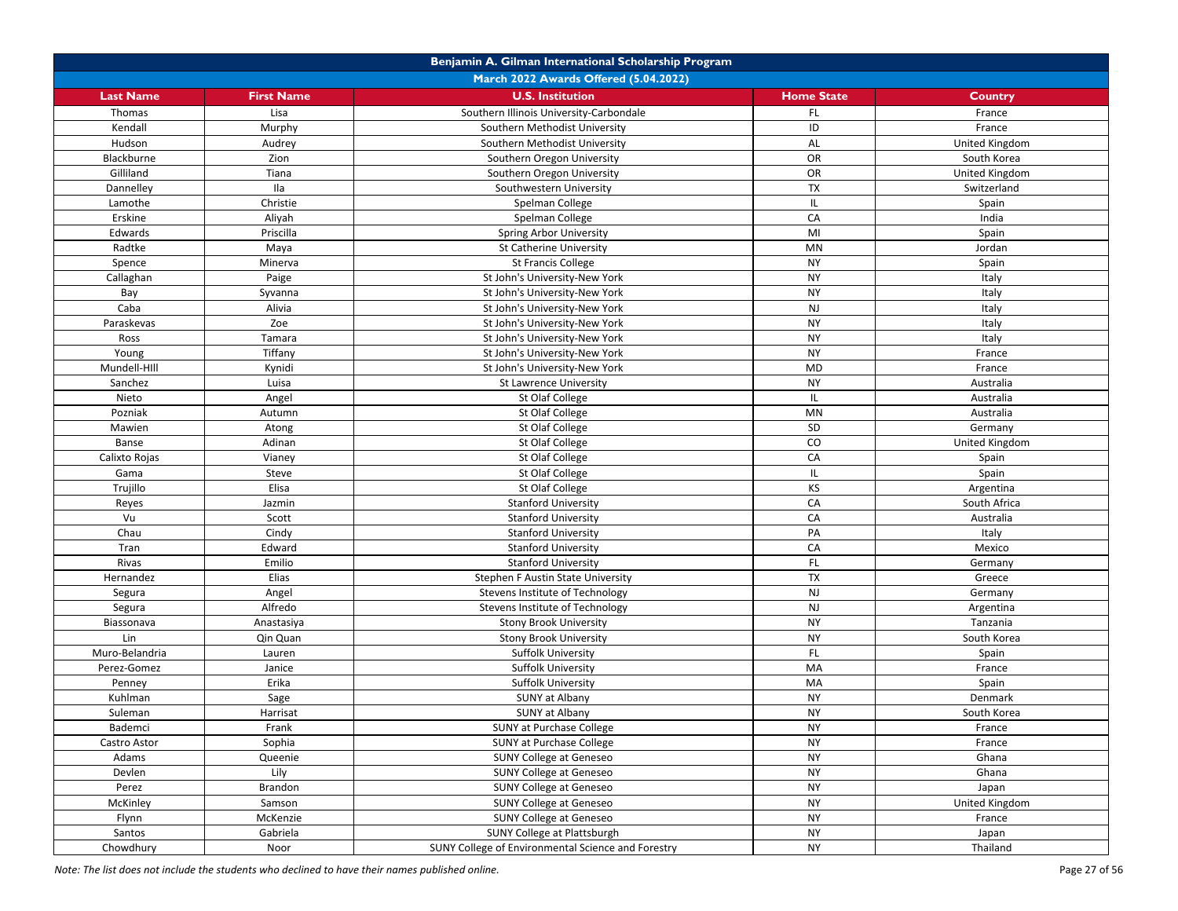| Benjamin A. Gilman International Scholarship Program | | | | |
|---|---|---|---|---|
| March 2022 Awards Offered (5.04.2022) | | | | |
| **Last Name** | **First Name** | **U.S. Institution** | **Home State** | **Country** |
| Thomas | Lisa | Southern Illinois University-Carbondale | FL | France |
| Kendall | Murphy | Southern Methodist University | ID | France |
| Hudson | Audrey | Southern Methodist University | AL | United Kingdom |
| Blackburne | Zion | Southern Oregon University | OR | South Korea |
| Gilliland | Tiana | Southern Oregon University | OR | United Kingdom |
| Dannelley | Ila | Southwestern University | TX | Switzerland |
| Lamothe | Christie | Spelman College | IL | Spain |
| Erskine | Aliyah | Spelman College | CA | India |
| Edwards | Priscilla | Spring Arbor University | MI | Spain |
| Radtke | Maya | St Catherine University | MN | Jordan |
| Spence | Minerva | St Francis College | NY | Spain |
| Callaghan | Paige | St John's University-New York | NY | Italy |
| Bay | Syvanna | St John's University-New York | NY | Italy |
| Caba | Alivia | St John's University-New York | NJ | Italy |
| Paraskevas | Zoe | St John's University-New York | NY | Italy |
| Ross | Tamara | St John's University-New York | NY | Italy |
| Young | Tiffany | St John's University-New York | NY | France |
| Mundell-HIll | Kynidi | St John's University-New York | MD | France |
| Sanchez | Luisa | St Lawrence University | NY | Australia |
| Nieto | Angel | St Olaf College | IL | Australia |
| Pozniak | Autumn | St Olaf College | MN | Australia |
| Mawien | Atong | St Olaf College | SD | Germany |
| Banse | Adinan | St Olaf College | CO | United Kingdom |
| Calixto Rojas | Vianey | St Olaf College | CA | Spain |
| Gama | Steve | St Olaf College | IL | Spain |
| Trujillo | Elisa | St Olaf College | KS | Argentina |
| Reyes | Jazmin | Stanford University | CA | South Africa |
| Vu | Scott | Stanford University | CA | Australia |
| Chau | Cindy | Stanford University | PA | Italy |
| Tran | Edward | Stanford University | CA | Mexico |
| Rivas | Emilio | Stanford University | FL | Germany |
| Hernandez | Elias | Stephen F Austin State University | TX | Greece |
| Segura | Angel | Stevens Institute of Technology | NJ | Germany |
| Segura | Alfredo | Stevens Institute of Technology | NJ | Argentina |
| Biassonava | Anastasiya | Stony Brook University | NY | Tanzania |
| Lin | Qin Quan | Stony Brook University | NY | South Korea |
| Muro-Belandria | Lauren | Suffolk University | FL | Spain |
| Perez-Gomez | Janice | Suffolk University | MA | France |
| Penney | Erika | Suffolk University | MA | Spain |
| Kuhlman | Sage | SUNY at Albany | NY | Denmark |
| Suleman | Harrisat | SUNY at Albany | NY | South Korea |
| Bademci | Frank | SUNY at Purchase College | NY | France |
| Castro Astor | Sophia | SUNY at Purchase College | NY | France |
| Adams | Queenie | SUNY College at Geneseo | NY | Ghana |
| Devlen | Lily | SUNY College at Geneseo | NY | Ghana |
| Perez | Brandon | SUNY College at Geneseo | NY | Japan |
| McKinley | Samson | SUNY College at Geneseo | NY | United Kingdom |
| Flynn | McKenzie | SUNY College at Geneseo | NY | France |
| Santos | Gabriela | SUNY College at Plattsburgh | NY | Japan |
| Chowdhury | Noor | SUNY College of Environmental Science and Forestry | NY | Thailand |

*Note: The list does not include the students who declined to have their names published online.*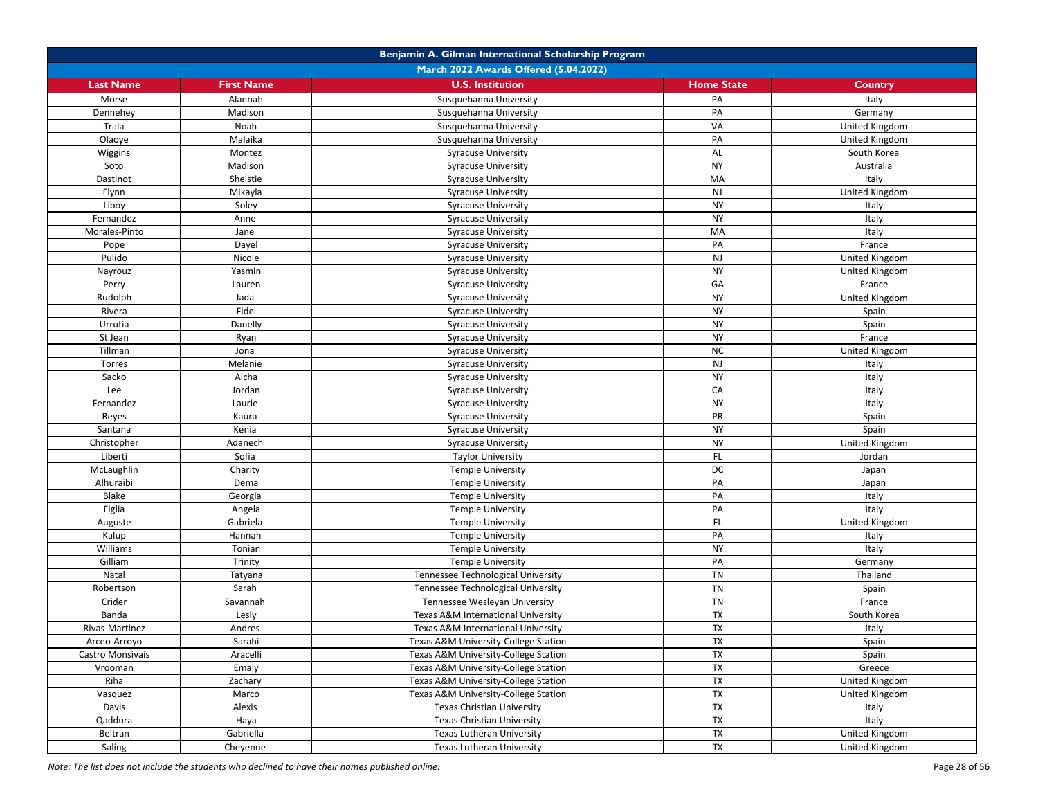| Benjamin A. Gilman International Scholarship Program | | | | |
|---|---|---|---|---|
| March 2022 Awards Offered (5.04.2022) | | | | |
| **Last Name** | **First Name** | **U.S. Institution** | **Home State** | **Country** |
| Morse | Alannah | Susquehanna University | PA | Italy |
| Dennehey | Madison | Susquehanna University | PA | Germany |
| Trala | Noah | Susquehanna University | VA | United Kingdom |
| Olaoye | Malaika | Susquehanna University | PA | United Kingdom |
| Wiggins | Montez | Syracuse University | AL | South Korea |
| Soto | Madison | Syracuse University | NY | Australia |
| Dastinot | Shelstie | Syracuse University | MA | Italy |
| Flynn | Mikayla | Syracuse University | NJ | United Kingdom |
| Liboy | Soley | Syracuse University | NY | Italy |
| Fernandez | Anne | Syracuse University | NY | Italy |
| Morales-Pinto | Jane | Syracuse University | MA | Italy |
| Pope | Dayel | Syracuse University | PA | France |
| Pulido | Nicole | Syracuse University | NJ | United Kingdom |
| Nayrouz | Yasmin | Syracuse University | NY | United Kingdom |
| Perry | Lauren | Syracuse University | GA | France |
| Rudolph | Jada | Syracuse University | NY | United Kingdom |
| Rivera | Fidel | Syracuse University | NY | Spain |
| Urrutia | Danelly | Syracuse University | NY | Spain |
| St Jean | Ryan | Syracuse University | NY | France |
| Tillman | Jona | Syracuse University | NC | United Kingdom |
| Torres | Melanie | Syracuse University | NJ | Italy |
| Sacko | Aicha | Syracuse University | NY | Italy |
| Lee | Jordan | Syracuse University | CA | Italy |
| Fernandez | Laurie | Syracuse University | NY | Italy |
| Reyes | Kaura | Syracuse University | PR | Spain |
| Santana | Kenia | Syracuse University | NY | Spain |
| Christopher | Adanech | Syracuse University | NY | United Kingdom |
| Liberti | Sofia | Taylor University | FL | Jordan |
| McLaughlin | Charity | Temple University | DC | Japan |
| Alhuraibi | Dema | Temple University | PA | Japan |
| Blake | Georgia | Temple University | PA | Italy |
| Figlia | Angela | Temple University | PA | Italy |
| Auguste | Gabriela | Temple University | FL | United Kingdom |
| Kalup | Hannah | Temple University | PA | Italy |
| Williams | Tonian | Temple University | NY | Italy |
| Gilliam | Trinity | Temple University | PA | Germany |
| Natal | Tatyana | Tennessee Technological University | TN | Thailand |
| Robertson | Sarah | Tennessee Technological University | TN | Spain |
| Crider | Savannah | Tennessee Wesleyan University | TN | France |
| Banda | Lesly | Texas A&M International University | TX | South Korea |
| Rivas-Martinez | Andres | Texas A&M International University | TX | Italy |
| Arceo-Arroyo | Sarahi | Texas A&M University-College Station | TX | Spain |
| Castro Monsivais | Aracelli | Texas A&M University-College Station | TX | Spain |
| Vrooman | Emaly | Texas A&M University-College Station | TX | Greece |
| Riha | Zachary | Texas A&M University-College Station | TX | United Kingdom |
| Vasquez | Marco | Texas A&M University-College Station | TX | United Kingdom |
| Davis | Alexis | Texas Christian University | TX | Italy |
| Qaddura | Haya | Texas Christian University | TX | Italy |
| Beltran | Gabriella | Texas Lutheran University | TX | United Kingdom |
| Saling | Cheyenne | Texas Lutheran University | TX | United Kingdom |

*Note: The list does not include the students who declined to have their names published online.*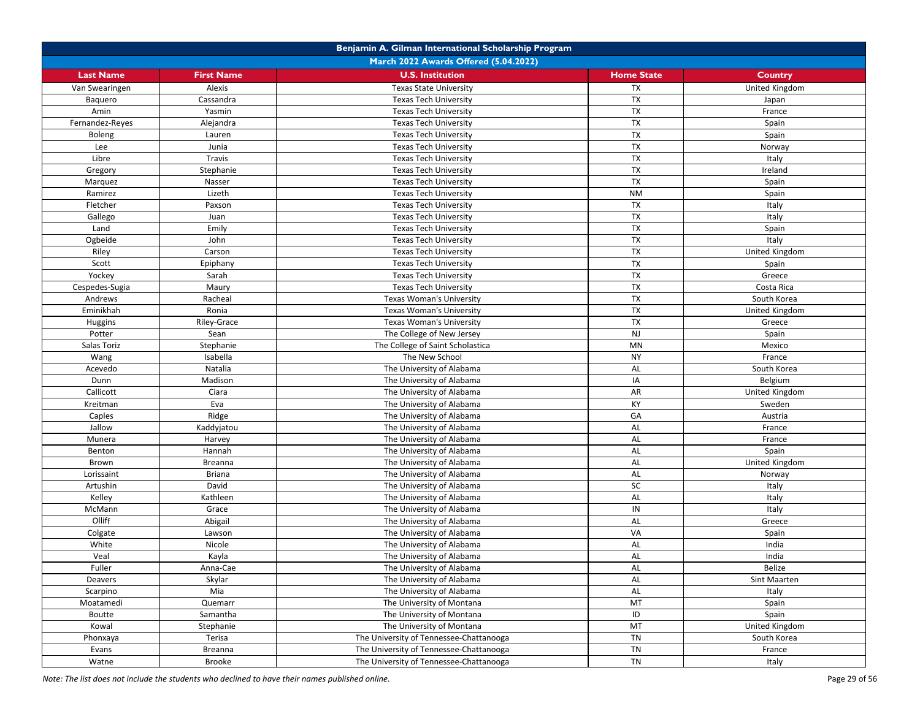| Benjamin A. Gilman International Scholarship Program | | | | |
|---|---|---|---|---|
| March 2022 Awards Offered (5.04.2022) | | | | |
| **Last Name** | **First Name** | **U.S. Institution** | **Home State** | **Country** |
| Van Swearingen | Alexis | Texas State University | TX | United Kingdom |
| Baquero | Cassandra | Texas Tech University | TX | Japan |
| Amin | Yasmin | Texas Tech University | TX | France |
| Fernandez-Reyes | Alejandra | Texas Tech University | TX | Spain |
| Boleng | Lauren | Texas Tech University | TX | Spain |
| Lee | Junia | Texas Tech University | TX | Norway |
| Libre | Travis | Texas Tech University | TX | Italy |
| Gregory | Stephanie | Texas Tech University | TX | Ireland |
| Marquez | Nasser | Texas Tech University | TX | Spain |
| Ramirez | Lizeth | Texas Tech University | NM | Spain |
| Fletcher | Paxson | Texas Tech University | TX | Italy |
| Gallego | Juan | Texas Tech University | TX | Italy |
| Land | Emily | Texas Tech University | TX | Spain |
| Ogbeide | John | Texas Tech University | TX | Italy |
| Riley | Carson | Texas Tech University | TX | United Kingdom |
| Scott | Epiphany | Texas Tech University | TX | Spain |
| Yockey | Sarah | Texas Tech University | TX | Greece |
| Cespedes-Sugia | Maury | Texas Tech University | TX | Costa Rica |
| Andrews | Racheal | Texas Woman's University | TX | South Korea |
| Eminikhah | Ronia | Texas Woman's University | TX | United Kingdom |
| Huggins | Riley-Grace | Texas Woman's University | TX | Greece |
| Potter | Sean | The College of New Jersey | NJ | Spain |
| Salas Toriz | Stephanie | The College of Saint Scholastica | MN | Mexico |
| Wang | Isabella | The New School | NY | France |
| Acevedo | Natalia | The University of Alabama | AL | South Korea |
| Dunn | Madison | The University of Alabama | IA | Belgium |
| Callicott | Ciara | The University of Alabama | AR | United Kingdom |
| Kreitman | Eva | The University of Alabama | KY | Sweden |
| Caples | Ridge | The University of Alabama | GA | Austria |
| Jallow | Kaddyjatou | The University of Alabama | AL | France |
| Munera | Harvey | The University of Alabama | AL | France |
| Benton | Hannah | The University of Alabama | AL | Spain |
| Brown | Breanna | The University of Alabama | AL | United Kingdom |
| Lorissaint | Briana | The University of Alabama | AL | Norway |
| Artushin | David | The University of Alabama | SC | Italy |
| Kelley | Kathleen | The University of Alabama | AL | Italy |
| McMann | Grace | The University of Alabama | IN | Italy |
| Olliff | Abigail | The University of Alabama | AL | Greece |
| Colgate | Lawson | The University of Alabama | VA | Spain |
| White | Nicole | The University of Alabama | AL | India |
| Veal | Kayla | The University of Alabama | AL | India |
| Fuller | Anna-Cae | The University of Alabama | AL | Belize |
| Deavers | Skylar | The University of Alabama | AL | Sint Maarten |
| Scarpino | Mia | The University of Alabama | AL | Italy |
| Moatamedi | Quemarr | The University of Montana | MT | Spain |
| Boutte | Samantha | The University of Montana | ID | Spain |
| Kowal | Stephanie | The University of Montana | MT | United Kingdom |
| Phonxaya | Terisa | The University of Tennessee-Chattanooga | TN | South Korea |
| Evans | Breanna | The University of Tennessee-Chattanooga | TN | France |
| Watne | Brooke | The University of Tennessee-Chattanooga | TN | Italy |

*Note: The list does not include the students who declined to have their names published online.*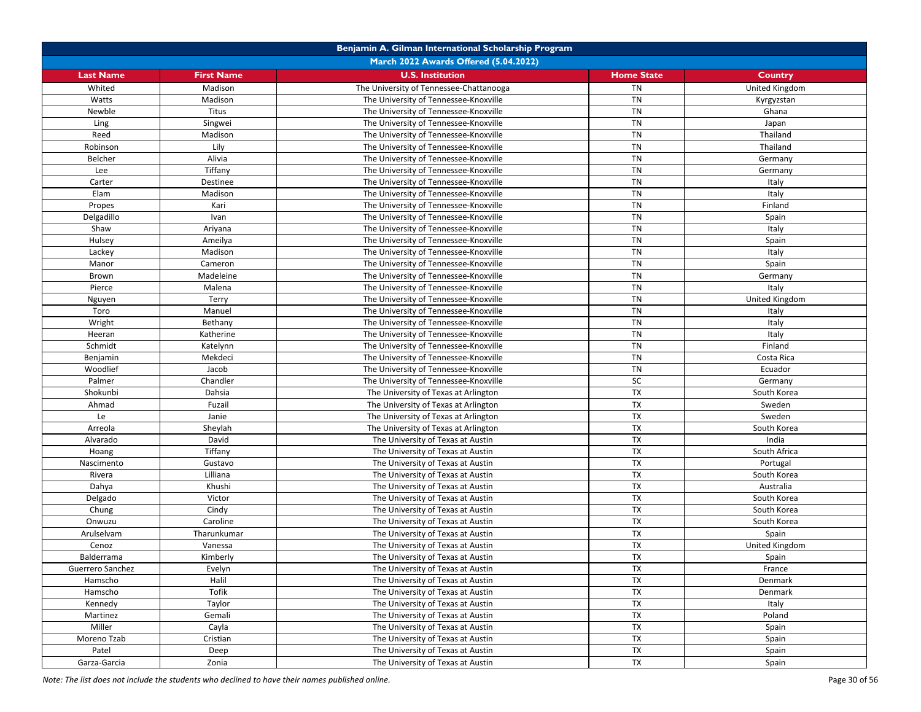| Benjamin A. Gilman International Scholarship Program | | | | |
|---|---|---|---|---|
| March 2022 Awards Offered (5.04.2022) | | | | |
| **Last Name** | **First Name** | **U.S. Institution** | **Home State** | **Country** |
| Whited | Madison | The University of Tennessee-Chattanooga | TN | United Kingdom |
| Watts | Madison | The University of Tennessee-Knoxville | TN | Kyrgyzstan |
| Newble | Titus | The University of Tennessee-Knoxville | TN | Ghana |
| Ling | Singwei | The University of Tennessee-Knoxville | TN | Japan |
| Reed | Madison | The University of Tennessee-Knoxville | TN | Thailand |
| Robinson | Lily | The University of Tennessee-Knoxville | TN | Thailand |
| Belcher | Alivia | The University of Tennessee-Knoxville | TN | Germany |
| Lee | Tiffany | The University of Tennessee-Knoxville | TN | Germany |
| Carter | Destinee | The University of Tennessee-Knoxville | TN | Italy |
| Elam | Madison | The University of Tennessee-Knoxville | TN | Italy |
| Propes | Kari | The University of Tennessee-Knoxville | TN | Finland |
| Delgadillo | Ivan | The University of Tennessee-Knoxville | TN | Spain |
| Shaw | Ariyana | The University of Tennessee-Knoxville | TN | Italy |
| Hulsey | Ameilya | The University of Tennessee-Knoxville | TN | Spain |
| Lackey | Madison | The University of Tennessee-Knoxville | TN | Italy |
| Manor | Cameron | The University of Tennessee-Knoxville | TN | Spain |
| Brown | Madeleine | The University of Tennessee-Knoxville | TN | Germany |
| Pierce | Malena | The University of Tennessee-Knoxville | TN | Italy |
| Nguyen | Terry | The University of Tennessee-Knoxville | TN | United Kingdom |
| Toro | Manuel | The University of Tennessee-Knoxville | TN | Italy |
| Wright | Bethany | The University of Tennessee-Knoxville | TN | Italy |
| Heeran | Katherine | The University of Tennessee-Knoxville | TN | Italy |
| Schmidt | Katelynn | The University of Tennessee-Knoxville | TN | Finland |
| Benjamin | Mekdeci | The University of Tennessee-Knoxville | TN | Costa Rica |
| Woodlief | Jacob | The University of Tennessee-Knoxville | TN | Ecuador |
| Palmer | Chandler | The University of Tennessee-Knoxville | SC | Germany |
| Shokunbi | Dahsia | The University of Texas at Arlington | TX | South Korea |
| Ahmad | Fuzail | The University of Texas at Arlington | TX | Sweden |
| Le | Janie | The University of Texas at Arlington | TX | Sweden |
| Arreola | Sheylah | The University of Texas at Arlington | TX | South Korea |
| Alvarado | David | The University of Texas at Austin | TX | India |
| Hoang | Tiffany | The University of Texas at Austin | TX | South Africa |
| Nascimento | Gustavo | The University of Texas at Austin | TX | Portugal |
| Rivera | Lilliana | The University of Texas at Austin | TX | South Korea |
| Dahya | Khushi | The University of Texas at Austin | TX | Australia |
| Delgado | Victor | The University of Texas at Austin | TX | South Korea |
| Chung | Cindy | The University of Texas at Austin | TX | South Korea |
| Onwuzu | Caroline | The University of Texas at Austin | TX | South Korea |
| Arulselvam | Tharunkumar | The University of Texas at Austin | TX | Spain |
| Cenoz | Vanessa | The University of Texas at Austin | TX | United Kingdom |
| Balderrama | Kimberly | The University of Texas at Austin | TX | Spain |
| Guerrero Sanchez | Evelyn | The University of Texas at Austin | TX | France |
| Hamscho | Halil | The University of Texas at Austin | TX | Denmark |
| Hamscho | Tofik | The University of Texas at Austin | TX | Denmark |
| Kennedy | Taylor | The University of Texas at Austin | TX | Italy |
| Martinez | Gemali | The University of Texas at Austin | TX | Poland |
| Miller | Cayla | The University of Texas at Austin | TX | Spain |
| Moreno Tzab | Cristian | The University of Texas at Austin | TX | Spain |
| Patel | Deep | The University of Texas at Austin | TX | Spain |
| Garza-Garcia | Zonia | The University of Texas at Austin | TX | Spain |

*Note: The list does not include the students who declined to have their names published online.*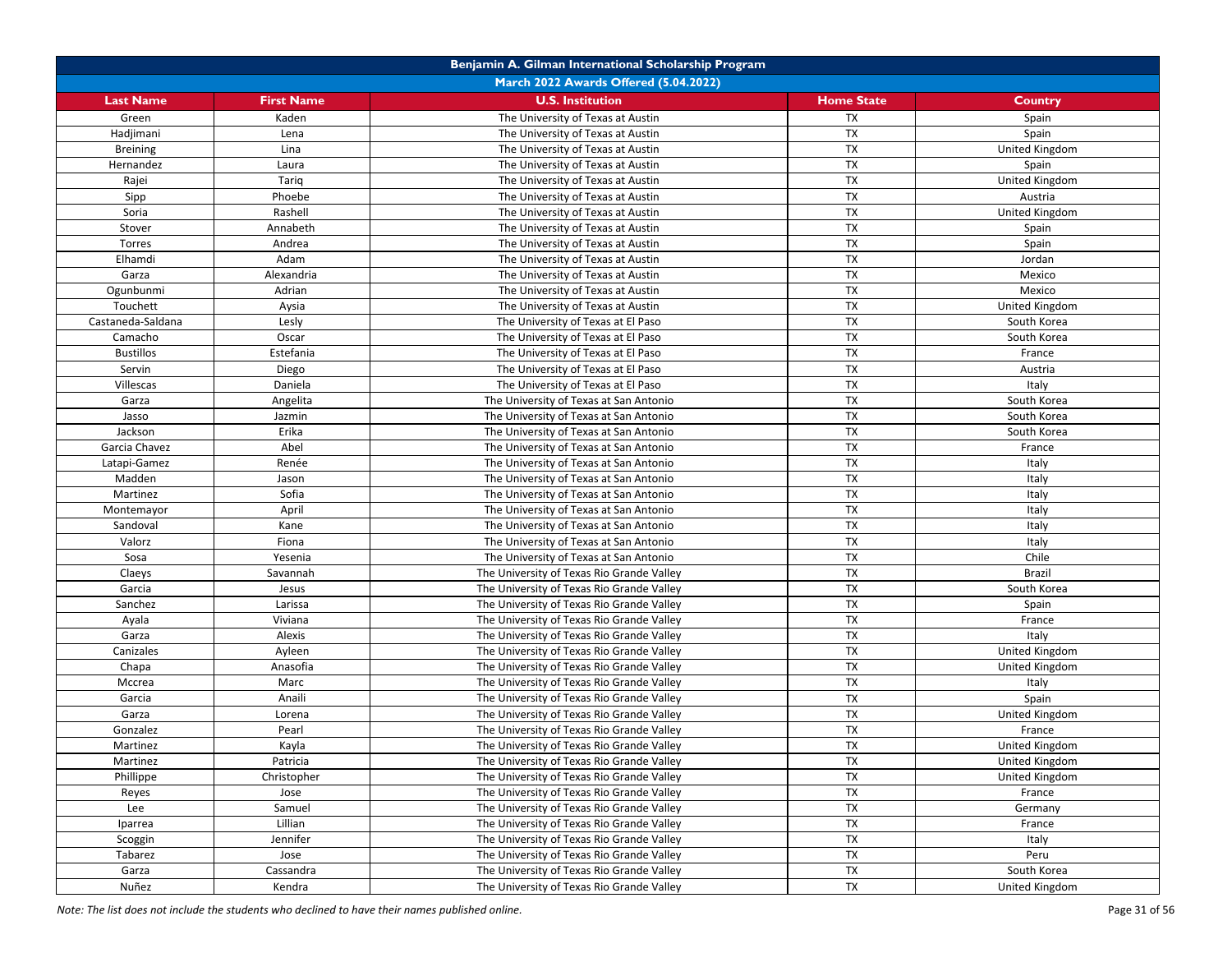| Benjamin A. Gilman International Scholarship Program | | | | |
|---|---|---|---|---|
| March 2022 Awards Offered (5.04.2022) | | | | |
| **Last Name** | **First Name** | **U.S. Institution** | **Home State** | **Country** |
| Green | Kaden | The University of Texas at Austin | TX | Spain |
| Hadjimani | Lena | The University of Texas at Austin | TX | Spain |
| Breining | Lina | The University of Texas at Austin | TX | United Kingdom |
| Hernandez | Laura | The University of Texas at Austin | TX | Spain |
| Rajei | Tariq | The University of Texas at Austin | TX | United Kingdom |
| Sipp | Phoebe | The University of Texas at Austin | TX | Austria |
| Soria | Rashell | The University of Texas at Austin | TX | United Kingdom |
| Stover | Annabeth | The University of Texas at Austin | TX | Spain |
| Torres | Andrea | The University of Texas at Austin | TX | Spain |
| Elhamdi | Adam | The University of Texas at Austin | TX | Jordan |
| Garza | Alexandria | The University of Texas at Austin | TX | Mexico |
| Ogunbunmi | Adrian | The University of Texas at Austin | TX | Mexico |
| Touchett | Aysia | The University of Texas at Austin | TX | United Kingdom |
| Castaneda-Saldana | Lesly | The University of Texas at El Paso | TX | South Korea |
| Camacho | Oscar | The University of Texas at El Paso | TX | South Korea |
| Bustillos | Estefania | The University of Texas at El Paso | TX | France |
| Servin | Diego | The University of Texas at El Paso | TX | Austria |
| Villescas | Daniela | The University of Texas at El Paso | TX | Italy |
| Garza | Angelita | The University of Texas at San Antonio | TX | South Korea |
| Jasso | Jazmin | The University of Texas at San Antonio | TX | South Korea |
| Jackson | Erika | The University of Texas at San Antonio | TX | South Korea |
| Garcia Chavez | Abel | The University of Texas at San Antonio | TX | France |
| Latapi-Gamez | Renée | The University of Texas at San Antonio | TX | Italy |
| Madden | Jason | The University of Texas at San Antonio | TX | Italy |
| Martinez | Sofia | The University of Texas at San Antonio | TX | Italy |
| Montemayor | April | The University of Texas at San Antonio | TX | Italy |
| Sandoval | Kane | The University of Texas at San Antonio | TX | Italy |
| Valorz | Fiona | The University of Texas at San Antonio | TX | Italy |
| Sosa | Yesenia | The University of Texas at San Antonio | TX | Chile |
| Claeys | Savannah | The University of Texas Rio Grande Valley | TX | Brazil |
| Garcia | Jesus | The University of Texas Rio Grande Valley | TX | South Korea |
| Sanchez | Larissa | The University of Texas Rio Grande Valley | TX | Spain |
| Ayala | Viviana | The University of Texas Rio Grande Valley | TX | France |
| Garza | Alexis | The University of Texas Rio Grande Valley | TX | Italy |
| Canizales | Ayleen | The University of Texas Rio Grande Valley | TX | United Kingdom |
| Chapa | Anasofia | The University of Texas Rio Grande Valley | TX | United Kingdom |
| Mccrea | Marc | The University of Texas Rio Grande Valley | TX | Italy |
| Garcia | Anaili | The University of Texas Rio Grande Valley | TX | Spain |
| Garza | Lorena | The University of Texas Rio Grande Valley | TX | United Kingdom |
| Gonzalez | Pearl | The University of Texas Rio Grande Valley | TX | France |
| Martinez | Kayla | The University of Texas Rio Grande Valley | TX | United Kingdom |
| Martinez | Patricia | The University of Texas Rio Grande Valley | TX | United Kingdom |
| Phillippe | Christopher | The University of Texas Rio Grande Valley | TX | United Kingdom |
| Reyes | Jose | The University of Texas Rio Grande Valley | TX | France |
| Lee | Samuel | The University of Texas Rio Grande Valley | TX | Germany |
| Iparrea | Lillian | The University of Texas Rio Grande Valley | TX | France |
| Scoggin | Jennifer | The University of Texas Rio Grande Valley | TX | Italy |
| Tabarez | Jose | The University of Texas Rio Grande Valley | TX | Peru |
| Garza | Cassandra | The University of Texas Rio Grande Valley | TX | South Korea |
| Nuñez | Kendra | The University of Texas Rio Grande Valley | TX | United Kingdom |

*Note: The list does not include the students who declined to have their names published online.*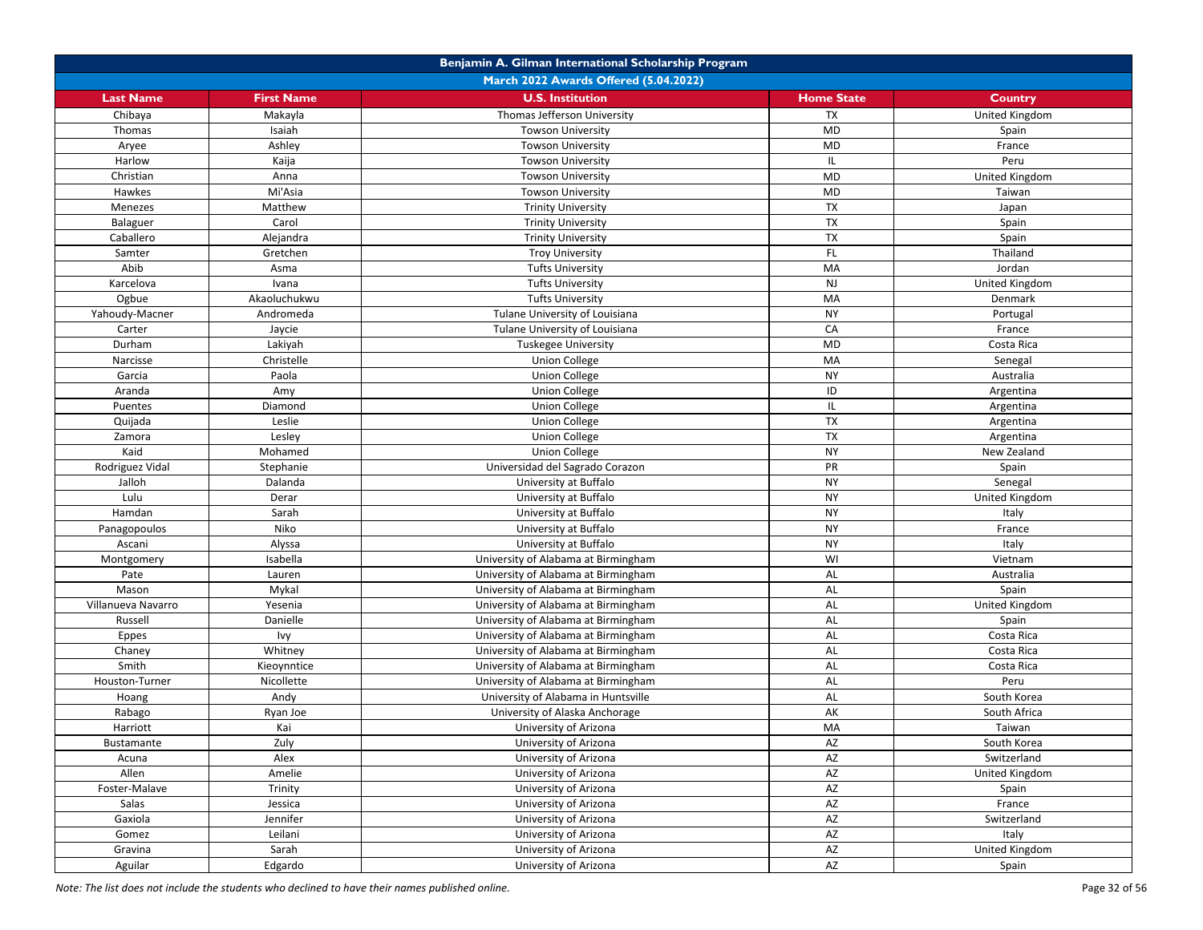| Benjamin A. Gilman International Scholarship Program | | | | |
|---|---|---|---|---|
| March 2022 Awards Offered (5.04.2022) | | | | |
| **Last Name** | **First Name** | **U.S. Institution** | **Home State** | **Country** |
| Chibaya | Makayla | Thomas Jefferson University | TX | United Kingdom |
| Thomas | Isaiah | Towson University | MD | Spain |
| Aryee | Ashley | Towson University | MD | France |
| Harlow | Kaija | Towson University | IL | Peru |
| Christian | Anna | Towson University | MD | United Kingdom |
| Hawkes | Mi'Asia | Towson University | MD | Taiwan |
| Menezes | Matthew | Trinity University | TX | Japan |
| Balaguer | Carol | Trinity University | TX | Spain |
| Caballero | Alejandra | Trinity University | TX | Spain |
| Samter | Gretchen | Troy University | FL | Thailand |
| Abib | Asma | Tufts University | MA | Jordan |
| Karcelova | Ivana | Tufts University | NJ | United Kingdom |
| Ogbue | Akaoluchukwu | Tufts University | MA | Denmark |
| Yahoudy-Macner | Andromeda | Tulane University of Louisiana | NY | Portugal |
| Carter | Jaycie | Tulane University of Louisiana | CA | France |
| Durham | Lakiyah | Tuskegee University | MD | Costa Rica |
| Narcisse | Christelle | Union College | MA | Senegal |
| Garcia | Paola | Union College | NY | Australia |
| Aranda | Amy | Union College | ID | Argentina |
| Puentes | Diamond | Union College | IL | Argentina |
| Quijada | Leslie | Union College | TX | Argentina |
| Zamora | Lesley | Union College | TX | Argentina |
| Kaid | Mohamed | Union College | NY | New Zealand |
| Rodriguez Vidal | Stephanie | Universidad del Sagrado Corazon | PR | Spain |
| Jalloh | Dalanda | University at Buffalo | NY | Senegal |
| Lulu | Derar | University at Buffalo | NY | United Kingdom |
| Hamdan | Sarah | University at Buffalo | NY | Italy |
| Panagopoulos | Niko | University at Buffalo | NY | France |
| Ascani | Alyssa | University at Buffalo | NY | Italy |
| Montgomery | Isabella | University of Alabama at Birmingham | WI | Vietnam |
| Pate | Lauren | University of Alabama at Birmingham | AL | Australia |
| Mason | Mykal | University of Alabama at Birmingham | AL | Spain |
| Villanueva Navarro | Yesenia | University of Alabama at Birmingham | AL | United Kingdom |
| Russell | Danielle | University of Alabama at Birmingham | AL | Spain |
| Eppes | Ivy | University of Alabama at Birmingham | AL | Costa Rica |
| Chaney | Whitney | University of Alabama at Birmingham | AL | Costa Rica |
| Smith | Kieoynntice | University of Alabama at Birmingham | AL | Costa Rica |
| Houston-Turner | Nicollette | University of Alabama at Birmingham | AL | Peru |
| Hoang | Andy | University of Alabama in Huntsville | AL | South Korea |
| Rabago | Ryan Joe | University of Alaska Anchorage | AK | South Africa |
| Harriott | Kai | University of Arizona | MA | Taiwan |
| Bustamante | Zuly | University of Arizona | AZ | South Korea |
| Acuna | Alex | University of Arizona | AZ | Switzerland |
| Allen | Amelie | University of Arizona | AZ | United Kingdom |
| Foster-Malave | Trinity | University of Arizona | AZ | Spain |
| Salas | Jessica | University of Arizona | AZ | France |
| Gaxiola | Jennifer | University of Arizona | AZ | Switzerland |
| Gomez | Leilani | University of Arizona | AZ | Italy |
| Gravina | Sarah | University of Arizona | AZ | United Kingdom |
| Aguilar | Edgardo | University of Arizona | AZ | Spain |

*Note: The list does not include the students who declined to have their names published online.*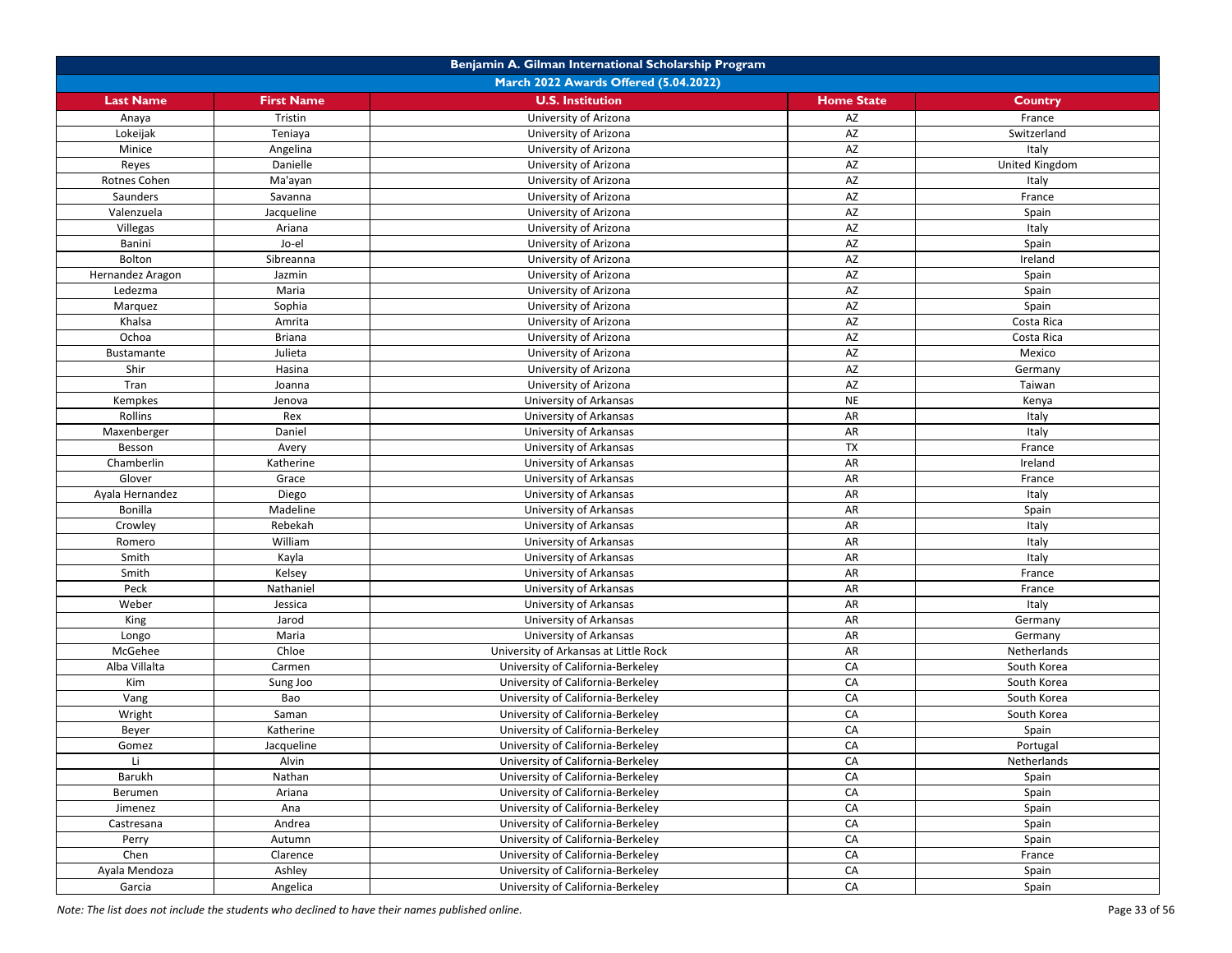| Benjamin A. Gilman International Scholarship Program | | | | |
|---|---|---|---|---|
| March 2022 Awards Offered (5.04.2022) | | | | |
| **Last Name** | **First Name** | **U.S. Institution** | **Home State** | **Country** |
| Anaya | Tristin | University of Arizona | AZ | France |
| Lokeijak | Teniaya | University of Arizona | AZ | Switzerland |
| Minice | Angelina | University of Arizona | AZ | Italy |
| Reyes | Danielle | University of Arizona | AZ | United Kingdom |
| Rotnes Cohen | Ma'ayan | University of Arizona | AZ | Italy |
| Saunders | Savanna | University of Arizona | AZ | France |
| Valenzuela | Jacqueline | University of Arizona | AZ | Spain |
| Villegas | Ariana | University of Arizona | AZ | Italy |
| Banini | Jo-el | University of Arizona | AZ | Spain |
| Bolton | Sibreanna | University of Arizona | AZ | Ireland |
| Hernandez Aragon | Jazmin | University of Arizona | AZ | Spain |
| Ledezma | Maria | University of Arizona | AZ | Spain |
| Marquez | Sophia | University of Arizona | AZ | Spain |
| Khalsa | Amrita | University of Arizona | AZ | Costa Rica |
| Ochoa | Briana | University of Arizona | AZ | Costa Rica |
| Bustamante | Julieta | University of Arizona | AZ | Mexico |
| Shir | Hasina | University of Arizona | AZ | Germany |
| Tran | Joanna | University of Arizona | AZ | Taiwan |
| Kempkes | Jenova | University of Arkansas | NE | Kenya |
| Rollins | Rex | University of Arkansas | AR | Italy |
| Maxenberger | Daniel | University of Arkansas | AR | Italy |
| Besson | Avery | University of Arkansas | TX | France |
| Chamberlin | Katherine | University of Arkansas | AR | Ireland |
| Glover | Grace | University of Arkansas | AR | France |
| Ayala Hernandez | Diego | University of Arkansas | AR | Italy |
| Bonilla | Madeline | University of Arkansas | AR | Spain |
| Crowley | Rebekah | University of Arkansas | AR | Italy |
| Romero | William | University of Arkansas | AR | Italy |
| Smith | Kayla | University of Arkansas | AR | Italy |
| Smith | Kelsey | University of Arkansas | AR | France |
| Peck | Nathaniel | University of Arkansas | AR | France |
| Weber | Jessica | University of Arkansas | AR | Italy |
| King | Jarod | University of Arkansas | AR | Germany |
| Longo | Maria | University of Arkansas | AR | Germany |
| McGehee | Chloe | University of Arkansas at Little Rock | AR | Netherlands |
| Alba Villalta | Carmen | University of California-Berkeley | CA | South Korea |
| Kim | Sung Joo | University of California-Berkeley | CA | South Korea |
| Vang | Bao | University of California-Berkeley | CA | South Korea |
| Wright | Saman | University of California-Berkeley | CA | South Korea |
| Beyer | Katherine | University of California-Berkeley | CA | Spain |
| Gomez | Jacqueline | University of California-Berkeley | CA | Portugal |
| Li | Alvin | University of California-Berkeley | CA | Netherlands |
| Barukh | Nathan | University of California-Berkeley | CA | Spain |
| Berumen | Ariana | University of California-Berkeley | CA | Spain |
| Jimenez | Ana | University of California-Berkeley | CA | Spain |
| Castresana | Andrea | University of California-Berkeley | CA | Spain |
| Perry | Autumn | University of California-Berkeley | CA | Spain |
| Chen | Clarence | University of California-Berkeley | CA | France |
| Ayala Mendoza | Ashley | University of California-Berkeley | CA | Spain |
| Garcia | Angelica | University of California-Berkeley | CA | Spain |

*Note: The list does not include the students who declined to have their names published online.*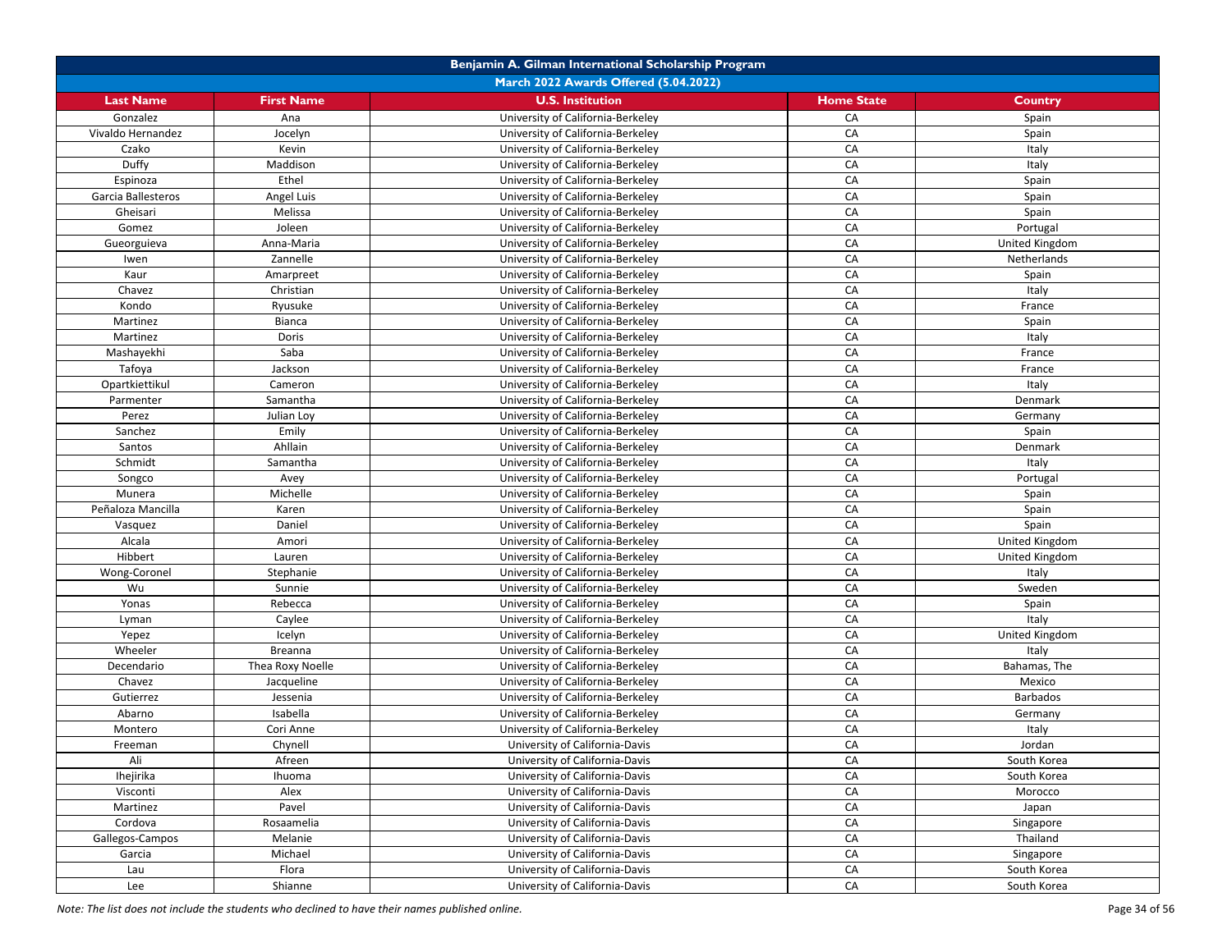| Benjamin A. Gilman International Scholarship Program | | | | |
|---|---|---|---|---|
| March 2022 Awards Offered (5.04.2022) | | | | |
| **Last Name** | **First Name** | **U.S. Institution** | **Home State** | **Country** |
| Gonzalez | Ana | University of California-Berkeley | CA | Spain |
| Vivaldo Hernandez | Jocelyn | University of California-Berkeley | CA | Spain |
| Czako | Kevin | University of California-Berkeley | CA | Italy |
| Duffy | Maddison | University of California-Berkeley | CA | Italy |
| Espinoza | Ethel | University of California-Berkeley | CA | Spain |
| Garcia Ballesteros | Angel Luis | University of California-Berkeley | CA | Spain |
| Gheisari | Melissa | University of California-Berkeley | CA | Spain |
| Gomez | Joleen | University of California-Berkeley | CA | Portugal |
| Gueorguieva | Anna-Maria | University of California-Berkeley | CA | United Kingdom |
| Iwen | Zannelle | University of California-Berkeley | CA | Netherlands |
| Kaur | Amarpreet | University of California-Berkeley | CA | Spain |
| Chavez | Christian | University of California-Berkeley | CA | Italy |
| Kondo | Ryusuke | University of California-Berkeley | CA | France |
| Martinez | Bianca | University of California-Berkeley | CA | Spain |
| Martinez | Doris | University of California-Berkeley | CA | Italy |
| Mashayekhi | Saba | University of California-Berkeley | CA | France |
| Tafoya | Jackson | University of California-Berkeley | CA | France |
| Opartkiettikul | Cameron | University of California-Berkeley | CA | Italy |
| Parmenter | Samantha | University of California-Berkeley | CA | Denmark |
| Perez | Julian Loy | University of California-Berkeley | CA | Germany |
| Sanchez | Emily | University of California-Berkeley | CA | Spain |
| Santos | Ahllain | University of California-Berkeley | CA | Denmark |
| Schmidt | Samantha | University of California-Berkeley | CA | Italy |
| Songco | Avey | University of California-Berkeley | CA | Portugal |
| Munera | Michelle | University of California-Berkeley | CA | Spain |
| Peñaloza Mancilla | Karen | University of California-Berkeley | CA | Spain |
| Vasquez | Daniel | University of California-Berkeley | CA | Spain |
| Alcala | Amori | University of California-Berkeley | CA | United Kingdom |
| Hibbert | Lauren | University of California-Berkeley | CA | United Kingdom |
| Wong-Coronel | Stephanie | University of California-Berkeley | CA | Italy |
| Wu | Sunnie | University of California-Berkeley | CA | Sweden |
| Yonas | Rebecca | University of California-Berkeley | CA | Spain |
| Lyman | Caylee | University of California-Berkeley | CA | Italy |
| Yepez | Icelyn | University of California-Berkeley | CA | United Kingdom |
| Wheeler | Breanna | University of California-Berkeley | CA | Italy |
| Decendario | Thea Roxy Noelle | University of California-Berkeley | CA | Bahamas, The |
| Chavez | Jacqueline | University of California-Berkeley | CA | Mexico |
| Gutierrez | Jessenia | University of California-Berkeley | CA | Barbados |
| Abarno | Isabella | University of California-Berkeley | CA | Germany |
| Montero | Cori Anne | University of California-Berkeley | CA | Italy |
| Freeman | Chynell | University of California-Davis | CA | Jordan |
| Ali | Afreen | University of California-Davis | CA | South Korea |
| Ihejirika | Ihuoma | University of California-Davis | CA | South Korea |
| Visconti | Alex | University of California-Davis | CA | Morocco |
| Martinez | Pavel | University of California-Davis | CA | Japan |
| Cordova | Rosaamelia | University of California-Davis | CA | Singapore |
| Gallegos-Campos | Melanie | University of California-Davis | CA | Thailand |
| Garcia | Michael | University of California-Davis | CA | Singapore |
| Lau | Flora | University of California-Davis | CA | South Korea |
| Lee | Shianne | University of California-Davis | CA | South Korea |

*Note: The list does not include the students who declined to have their names published online.*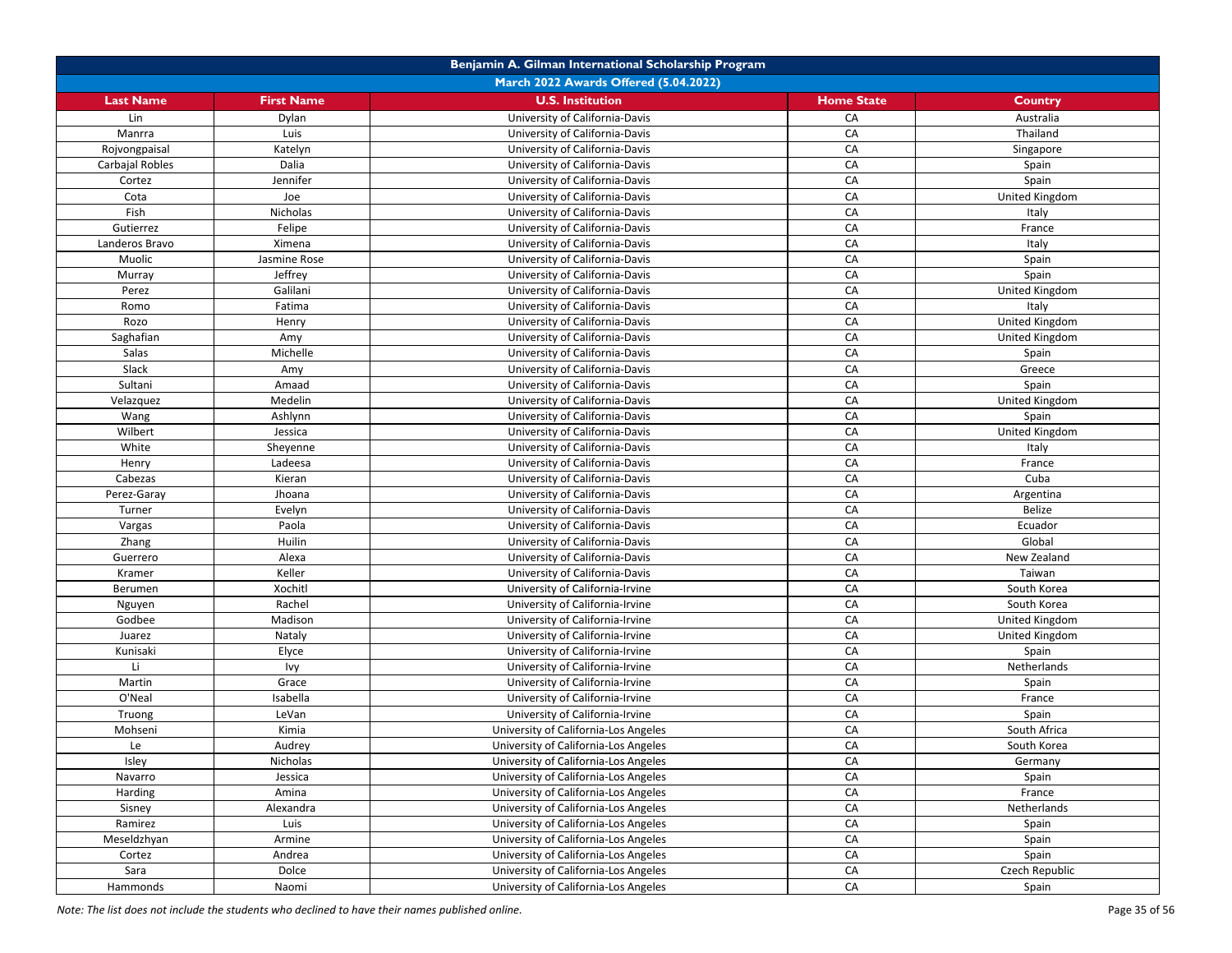| Benjamin A. Gilman International Scholarship Program | | | | |
|---|---|---|---|---|
| March 2022 Awards Offered (5.04.2022) | | | | |
| **Last Name** | **First Name** | **U.S. Institution** | **Home State** | **Country** |
| Lin | Dylan | University of California-Davis | CA | Australia |
| Manrra | Luis | University of California-Davis | CA | Thailand |
| Rojvongpaisal | Katelyn | University of California-Davis | CA | Singapore |
| Carbajal Robles | Dalia | University of California-Davis | CA | Spain |
| Cortez | Jennifer | University of California-Davis | CA | Spain |
| Cota | Joe | University of California-Davis | CA | United Kingdom |
| Fish | Nicholas | University of California-Davis | CA | Italy |
| Gutierrez | Felipe | University of California-Davis | CA | France |
| Landeros Bravo | Ximena | University of California-Davis | CA | Italy |
| Muolic | Jasmine Rose | University of California-Davis | CA | Spain |
| Murray | Jeffrey | University of California-Davis | CA | Spain |
| Perez | Galilani | University of California-Davis | CA | United Kingdom |
| Romo | Fatima | University of California-Davis | CA | Italy |
| Rozo | Henry | University of California-Davis | CA | United Kingdom |
| Saghafian | Amy | University of California-Davis | CA | United Kingdom |
| Salas | Michelle | University of California-Davis | CA | Spain |
| Slack | Amy | University of California-Davis | CA | Greece |
| Sultani | Amaad | University of California-Davis | CA | Spain |
| Velazquez | Medelin | University of California-Davis | CA | United Kingdom |
| Wang | Ashlynn | University of California-Davis | CA | Spain |
| Wilbert | Jessica | University of California-Davis | CA | United Kingdom |
| White | Sheyenne | University of California-Davis | CA | Italy |
| Henry | Ladeesa | University of California-Davis | CA | France |
| Cabezas | Kieran | University of California-Davis | CA | Cuba |
| Perez-Garay | Jhoana | University of California-Davis | CA | Argentina |
| Turner | Evelyn | University of California-Davis | CA | Belize |
| Vargas | Paola | University of California-Davis | CA | Ecuador |
| Zhang | Huilin | University of California-Davis | CA | Global |
| Guerrero | Alexa | University of California-Davis | CA | New Zealand |
| Kramer | Keller | University of California-Davis | CA | Taiwan |
| Berumen | Xochitl | University of California-Irvine | CA | South Korea |
| Nguyen | Rachel | University of California-Irvine | CA | South Korea |
| Godbee | Madison | University of California-Irvine | CA | United Kingdom |
| Juarez | Nataly | University of California-Irvine | CA | United Kingdom |
| Kunisaki | Elyce | University of California-Irvine | CA | Spain |
| Li | Ivy | University of California-Irvine | CA | Netherlands |
| Martin | Grace | University of California-Irvine | CA | Spain |
| O'Neal | Isabella | University of California-Irvine | CA | France |
| Truong | LeVan | University of California-Irvine | CA | Spain |
| Mohseni | Kimia | University of California-Los Angeles | CA | South Africa |
| Le | Audrey | University of California-Los Angeles | CA | South Korea |
| Isley | Nicholas | University of California-Los Angeles | CA | Germany |
| Navarro | Jessica | University of California-Los Angeles | CA | Spain |
| Harding | Amina | University of California-Los Angeles | CA | France |
| Sisney | Alexandra | University of California-Los Angeles | CA | Netherlands |
| Ramirez | Luis | University of California-Los Angeles | CA | Spain |
| Meseldzhyan | Armine | University of California-Los Angeles | CA | Spain |
| Cortez | Andrea | University of California-Los Angeles | CA | Spain |
| Sara | Dolce | University of California-Los Angeles | CA | Czech Republic |
| Hammonds | Naomi | University of California-Los Angeles | CA | Spain |

*Note: The list does not include the students who declined to have their names published online.*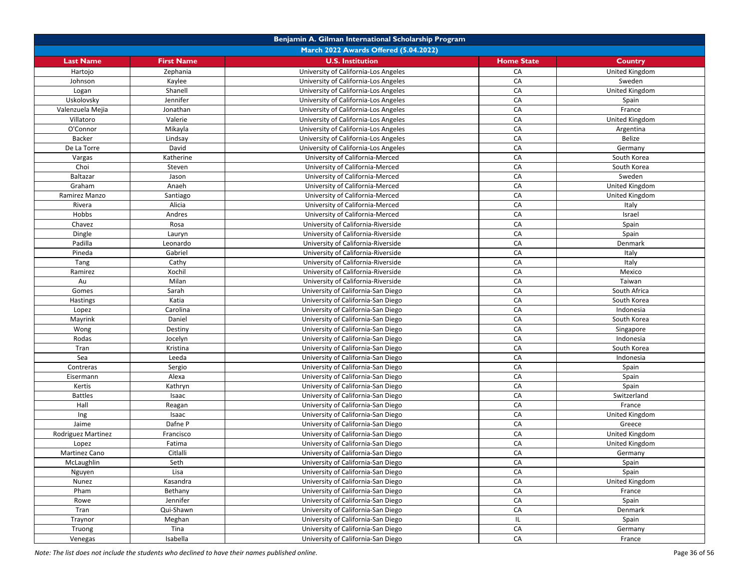| Benjamin A. Gilman International Scholarship Program | | | | |
|---|---|---|---|---|
| March 2022 Awards Offered (5.04.2022) | | | | |
| **Last Name** | **First Name** | **U.S. Institution** | **Home State** | **Country** |
| Hartojo | Zephania | University of California-Los Angeles | CA | United Kingdom |
| Johnson | Kaylee | University of California-Los Angeles | CA | Sweden |
| Logan | Shanell | University of California-Los Angeles | CA | United Kingdom |
| Uskolovsky | Jennifer | University of California-Los Angeles | CA | Spain |
| Valenzuela Mejia | Jonathan | University of California-Los Angeles | CA | France |
| Villatoro | Valerie | University of California-Los Angeles | CA | United Kingdom |
| O'Connor | Mikayla | University of California-Los Angeles | CA | Argentina |
| Backer | Lindsay | University of California-Los Angeles | CA | Belize |
| De La Torre | David | University of California-Los Angeles | CA | Germany |
| Vargas | Katherine | University of California-Merced | CA | South Korea |
| Choi | Steven | University of California-Merced | CA | South Korea |
| Baltazar | Jason | University of California-Merced | CA | Sweden |
| Graham | Anaeh | University of California-Merced | CA | United Kingdom |
| Ramirez Manzo | Santiago | University of California-Merced | CA | United Kingdom |
| Rivera | Alicia | University of California-Merced | CA | Italy |
| Hobbs | Andres | University of California-Merced | CA | Israel |
| Chavez | Rosa | University of California-Riverside | CA | Spain |
| Dingle | Lauryn | University of California-Riverside | CA | Spain |
| Padilla | Leonardo | University of California-Riverside | CA | Denmark |
| Pineda | Gabriel | University of California-Riverside | CA | Italy |
| Tang | Cathy | University of California-Riverside | CA | Italy |
| Ramirez | Xochil | University of California-Riverside | CA | Mexico |
| Au | Milan | University of California-Riverside | CA | Taiwan |
| Gomes | Sarah | University of California-San Diego | CA | South Africa |
| Hastings | Katia | University of California-San Diego | CA | South Korea |
| Lopez | Carolina | University of California-San Diego | CA | Indonesia |
| Mayrink | Daniel | University of California-San Diego | CA | South Korea |
| Wong | Destiny | University of California-San Diego | CA | Singapore |
| Rodas | Jocelyn | University of California-San Diego | CA | Indonesia |
| Tran | Kristina | University of California-San Diego | CA | South Korea |
| Sea | Leeda | University of California-San Diego | CA | Indonesia |
| Contreras | Sergio | University of California-San Diego | CA | Spain |
| Eisermann | Alexa | University of California-San Diego | CA | Spain |
| Kertis | Kathryn | University of California-San Diego | CA | Spain |
| Battles | Isaac | University of California-San Diego | CA | Switzerland |
| Hall | Reagan | University of California-San Diego | CA | France |
| Ing | Isaac | University of California-San Diego | CA | United Kingdom |
| Jaime | Dafne P | University of California-San Diego | CA | Greece |
| Rodriguez Martinez | Francisco | University of California-San Diego | CA | United Kingdom |
| Lopez | Fatima | University of California-San Diego | CA | United Kingdom |
| Martinez Cano | Citlalli | University of California-San Diego | CA | Germany |
| McLaughlin | Seth | University of California-San Diego | CA | Spain |
| Nguyen | Lisa | University of California-San Diego | CA | Spain |
| Nunez | Kasandra | University of California-San Diego | CA | United Kingdom |
| Pham | Bethany | University of California-San Diego | CA | France |
| Rowe | Jennifer | University of California-San Diego | CA | Spain |
| Tran | Qui-Shawn | University of California-San Diego | CA | Denmark |
| Traynor | Meghan | University of California-San Diego | IL | Spain |
| Truong | Tina | University of California-San Diego | CA | Germany |
| Venegas | Isabella | University of California-San Diego | CA | France |

*Note: The list does not include the students who declined to have their names published online.*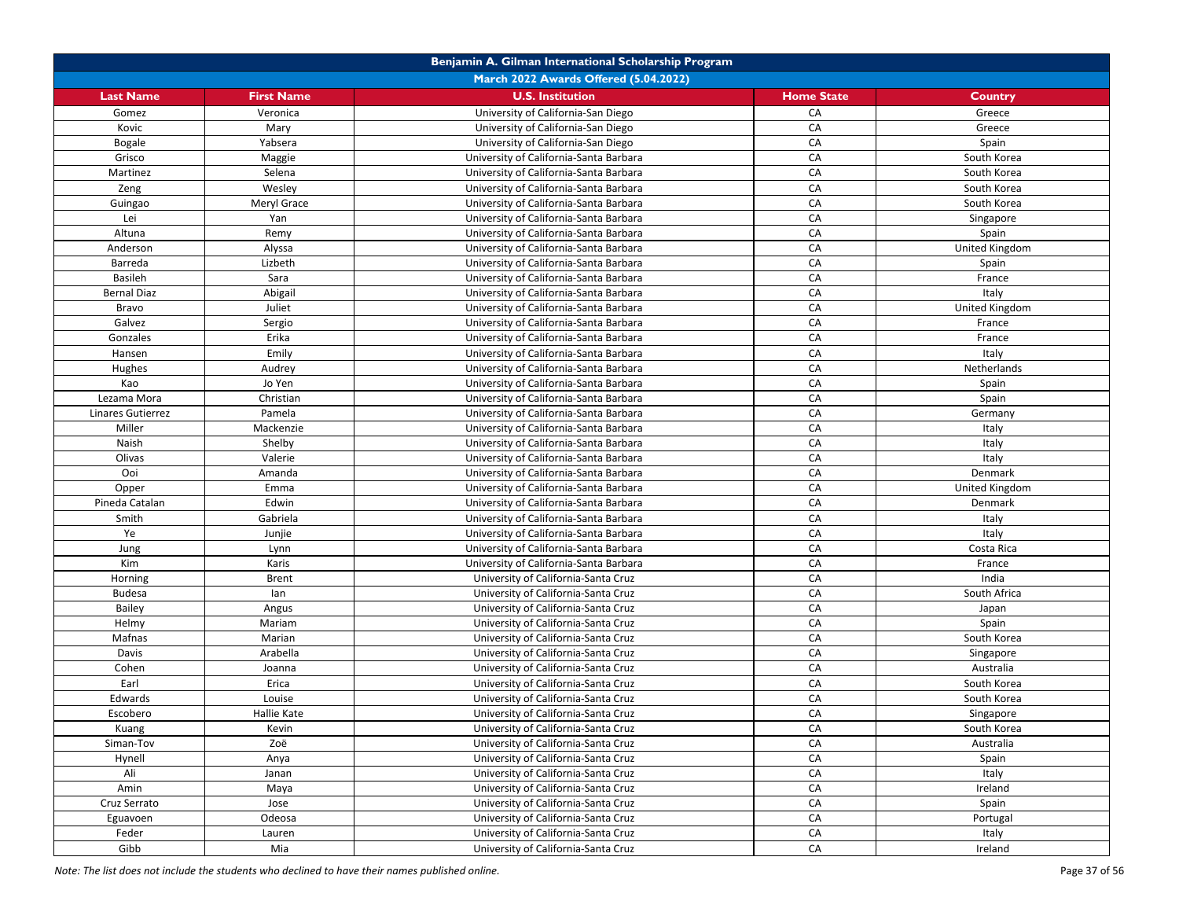| Benjamin A. Gilman International Scholarship Program | | | | |
|---|---|---|---|---|
| March 2022 Awards Offered (5.04.2022) | | | | |
| **Last Name** | **First Name** | **U.S. Institution** | **Home State** | **Country** |
| Gomez | Veronica | University of California-San Diego | CA | Greece |
| Kovic | Mary | University of California-San Diego | CA | Greece |
| Bogale | Yabsera | University of California-San Diego | CA | Spain |
| Grisco | Maggie | University of California-Santa Barbara | CA | South Korea |
| Martinez | Selena | University of California-Santa Barbara | CA | South Korea |
| Zeng | Wesley | University of California-Santa Barbara | CA | South Korea |
| Guingao | Meryl Grace | University of California-Santa Barbara | CA | South Korea |
| Lei | Yan | University of California-Santa Barbara | CA | Singapore |
| Altuna | Remy | University of California-Santa Barbara | CA | Spain |
| Anderson | Alyssa | University of California-Santa Barbara | CA | United Kingdom |
| Barreda | Lizbeth | University of California-Santa Barbara | CA | Spain |
| Basileh | Sara | University of California-Santa Barbara | CA | France |
| Bernal Diaz | Abigail | University of California-Santa Barbara | CA | Italy |
| Bravo | Juliet | University of California-Santa Barbara | CA | United Kingdom |
| Galvez | Sergio | University of California-Santa Barbara | CA | France |
| Gonzales | Erika | University of California-Santa Barbara | CA | France |
| Hansen | Emily | University of California-Santa Barbara | CA | Italy |
| Hughes | Audrey | University of California-Santa Barbara | CA | Netherlands |
| Kao | Jo Yen | University of California-Santa Barbara | CA | Spain |
| Lezama Mora | Christian | University of California-Santa Barbara | CA | Spain |
| Linares Gutierrez | Pamela | University of California-Santa Barbara | CA | Germany |
| Miller | Mackenzie | University of California-Santa Barbara | CA | Italy |
| Naish | Shelby | University of California-Santa Barbara | CA | Italy |
| Olivas | Valerie | University of California-Santa Barbara | CA | Italy |
| Ooi | Amanda | University of California-Santa Barbara | CA | Denmark |
| Opper | Emma | University of California-Santa Barbara | CA | United Kingdom |
| Pineda Catalan | Edwin | University of California-Santa Barbara | CA | Denmark |
| Smith | Gabriela | University of California-Santa Barbara | CA | Italy |
| Ye | Junjie | University of California-Santa Barbara | CA | Italy |
| Jung | Lynn | University of California-Santa Barbara | CA | Costa Rica |
| Kim | Karis | University of California-Santa Barbara | CA | France |
| Horning | Brent | University of California-Santa Cruz | CA | India |
| Budesa | Ian | University of California-Santa Cruz | CA | South Africa |
| Bailey | Angus | University of California-Santa Cruz | CA | Japan |
| Helmy | Mariam | University of California-Santa Cruz | CA | Spain |
| Mafnas | Marian | University of California-Santa Cruz | CA | South Korea |
| Davis | Arabella | University of California-Santa Cruz | CA | Singapore |
| Cohen | Joanna | University of California-Santa Cruz | CA | Australia |
| Earl | Erica | University of California-Santa Cruz | CA | South Korea |
| Edwards | Louise | University of California-Santa Cruz | CA | South Korea |
| Escobero | Hallie Kate | University of California-Santa Cruz | CA | Singapore |
| Kuang | Kevin | University of California-Santa Cruz | CA | South Korea |
| Siman-Tov | Zoë | University of California-Santa Cruz | CA | Australia |
| Hynell | Anya | University of California-Santa Cruz | CA | Spain |
| Ali | Janan | University of California-Santa Cruz | CA | Italy |
| Amin | Maya | University of California-Santa Cruz | CA | Ireland |
| Cruz Serrato | Jose | University of California-Santa Cruz | CA | Spain |
| Eguavoen | Odeosa | University of California-Santa Cruz | CA | Portugal |
| Feder | Lauren | University of California-Santa Cruz | CA | Italy |
| Gibb | Mia | University of California-Santa Cruz | CA | Ireland |

*Note: The list does not include the students who declined to have their names published online.*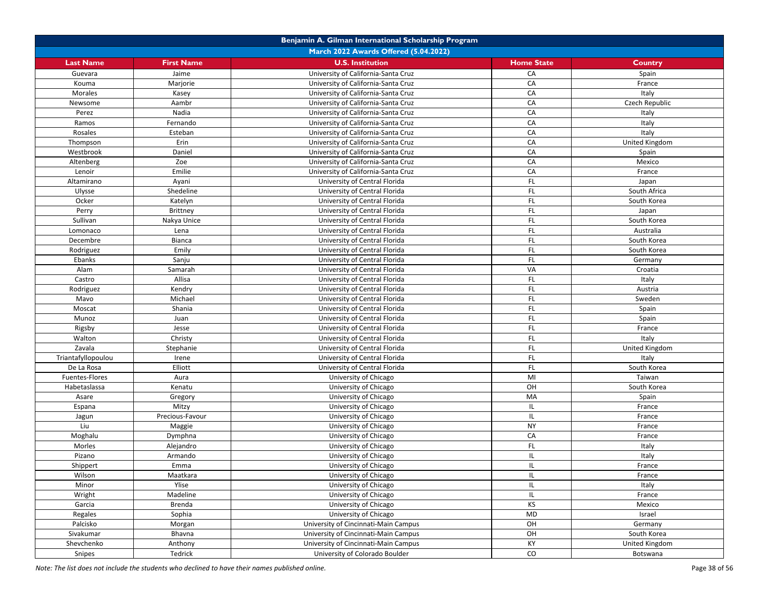| Benjamin A. Gilman International Scholarship Program | | | | |
|---|---|---|---|---|
| March 2022 Awards Offered (5.04.2022) | | | | |
| **Last Name** | **First Name** | **U.S. Institution** | **Home State** | **Country** |
| Guevara | Jaime | University of California-Santa Cruz | CA | Spain |
| Kouma | Marjorie | University of California-Santa Cruz | CA | France |
| Morales | Kasey | University of California-Santa Cruz | CA | Italy |
| Newsome | Aambr | University of California-Santa Cruz | CA | Czech Republic |
| Perez | Nadia | University of California-Santa Cruz | CA | Italy |
| Ramos | Fernando | University of California-Santa Cruz | CA | Italy |
| Rosales | Esteban | University of California-Santa Cruz | CA | Italy |
| Thompson | Erin | University of California-Santa Cruz | CA | United Kingdom |
| Westbrook | Daniel | University of California-Santa Cruz | CA | Spain |
| Altenberg | Zoe | University of California-Santa Cruz | CA | Mexico |
| Lenoir | Emilie | University of California-Santa Cruz | CA | France |
| Altamirano | Ayani | University of Central Florida | FL | Japan |
| Ulysse | Shedeline | University of Central Florida | FL | South Africa |
| Ocker | Katelyn | University of Central Florida | FL | South Korea |
| Perry | Brittney | University of Central Florida | FL | Japan |
| Sullivan | Nakya Unice | University of Central Florida | FL | South Korea |
| Lomonaco | Lena | University of Central Florida | FL | Australia |
| Decembre | Bianca | University of Central Florida | FL | South Korea |
| Rodriguez | Emily | University of Central Florida | FL | South Korea |
| Ebanks | Sanju | University of Central Florida | FL | Germany |
| Alam | Samarah | University of Central Florida | VA | Croatia |
| Castro | Allisa | University of Central Florida | FL | Italy |
| Rodriguez | Kendry | University of Central Florida | FL | Austria |
| Mavo | Michael | University of Central Florida | FL | Sweden |
| Moscat | Shania | University of Central Florida | FL | Spain |
| Munoz | Juan | University of Central Florida | FL | Spain |
| Rigsby | Jesse | University of Central Florida | FL | France |
| Walton | Christy | University of Central Florida | FL | Italy |
| Zavala | Stephanie | University of Central Florida | FL | United Kingdom |
| Triantafyllopoulou | Irene | University of Central Florida | FL | Italy |
| De La Rosa | Elliott | University of Central Florida | FL | South Korea |
| Fuentes-Flores | Aura | University of Chicago | MI | Taiwan |
| Habetaslassa | Kenatu | University of Chicago | OH | South Korea |
| Asare | Gregory | University of Chicago | MA | Spain |
| Espana | Mitzy | University of Chicago | IL | France |
| Jagun | Precious-Favour | University of Chicago | IL | France |
| Liu | Maggie | University of Chicago | NY | France |
| Moghalu | Dymphna | University of Chicago | CA | France |
| Morles | Alejandro | University of Chicago | FL | Italy |
| Pizano | Armando | University of Chicago | IL | Italy |
| Shippert | Emma | University of Chicago | IL | France |
| Wilson | Maatkara | University of Chicago | IL | France |
| Minor | Ylise | University of Chicago | IL | Italy |
| Wright | Madeline | University of Chicago | IL | France |
| Garcia | Brenda | University of Chicago | KS | Mexico |
| Regales | Sophia | University of Chicago | MD | Israel |
| Palcisko | Morgan | University of Cincinnati-Main Campus | OH | Germany |
| Sivakumar | Bhavna | University of Cincinnati-Main Campus | OH | South Korea |
| Shevchenko | Anthony | University of Cincinnati-Main Campus | KY | United Kingdom |
| Snipes | Tedrick | University of Colorado Boulder | CO | Botswana |

*Note: The list does not include the students who declined to have their names published online.*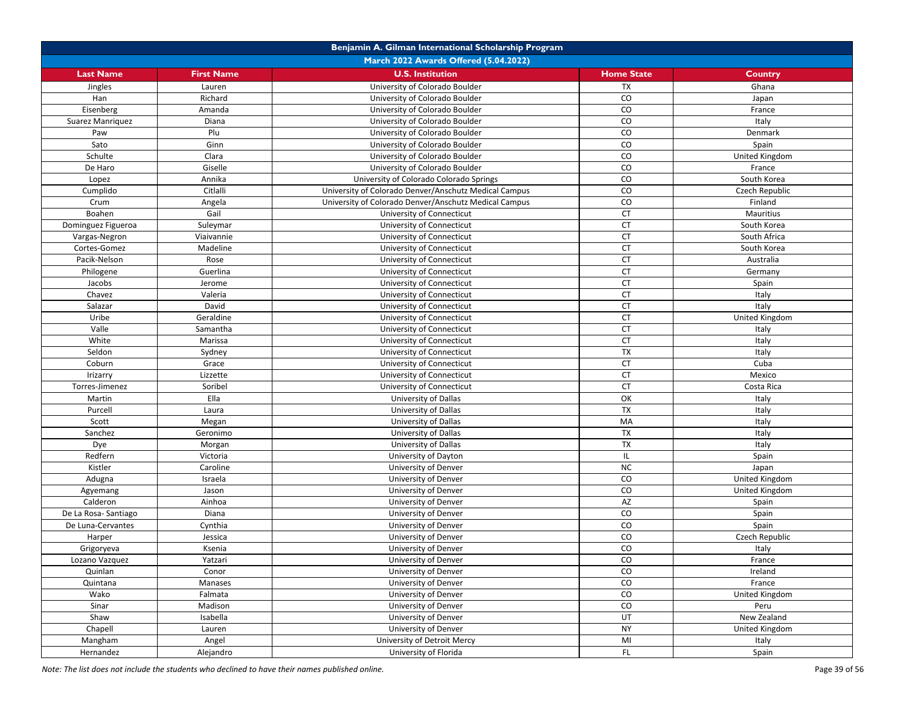| Benjamin A. Gilman International Scholarship Program | | | | |
|---|---|---|---|---|
| March 2022 Awards Offered (5.04.2022) | | | | |
| **Last Name** | **First Name** | **U.S. Institution** | **Home State** | **Country** |
| Jingles | Lauren | University of Colorado Boulder | TX | Ghana |
| Han | Richard | University of Colorado Boulder | CO | Japan |
| Eisenberg | Amanda | University of Colorado Boulder | CO | France |
| Suarez Manriquez | Diana | University of Colorado Boulder | CO | Italy |
| Paw | Plu | University of Colorado Boulder | CO | Denmark |
| Sato | Ginn | University of Colorado Boulder | CO | Spain |
| Schulte | Clara | University of Colorado Boulder | CO | United Kingdom |
| De Haro | Giselle | University of Colorado Boulder | CO | France |
| Lopez | Annika | University of Colorado Colorado Springs | CO | South Korea |
| Cumplido | Citlalli | University of Colorado Denver/Anschutz Medical Campus | CO | Czech Republic |
| Crum | Angela | University of Colorado Denver/Anschutz Medical Campus | CO | Finland |
| Boahen | Gail | University of Connecticut | CT | Mauritius |
| Dominguez Figueroa | Suleymar | University of Connecticut | CT | South Korea |
| Vargas-Negron | Viaivannie | University of Connecticut | CT | South Africa |
| Cortes-Gomez | Madeline | University of Connecticut | CT | South Korea |
| Pacik-Nelson | Rose | University of Connecticut | CT | Australia |
| Philogene | Guerlina | University of Connecticut | CT | Germany |
| Jacobs | Jerome | University of Connecticut | CT | Spain |
| Chavez | Valeria | University of Connecticut | CT | Italy |
| Salazar | David | University of Connecticut | CT | Italy |
| Uribe | Geraldine | University of Connecticut | CT | United Kingdom |
| Valle | Samantha | University of Connecticut | CT | Italy |
| White | Marissa | University of Connecticut | CT | Italy |
| Seldon | Sydney | University of Connecticut | TX | Italy |
| Coburn | Grace | University of Connecticut | CT | Cuba |
| Irizarry | Lizzette | University of Connecticut | CT | Mexico |
| Torres-Jimenez | Soribel | University of Connecticut | CT | Costa Rica |
| Martin | Ella | University of Dallas | OK | Italy |
| Purcell | Laura | University of Dallas | TX | Italy |
| Scott | Megan | University of Dallas | MA | Italy |
| Sanchez | Geronimo | University of Dallas | TX | Italy |
| Dye | Morgan | University of Dallas | TX | Italy |
| Redfern | Victoria | University of Dayton | IL | Spain |
| Kistler | Caroline | University of Denver | NC | Japan |
| Adugna | Israela | University of Denver | CO | United Kingdom |
| Agyemang | Jason | University of Denver | CO | United Kingdom |
| Calderon | Ainhoa | University of Denver | AZ | Spain |
| De La Rosa- Santiago | Diana | University of Denver | CO | Spain |
| De Luna-Cervantes | Cynthia | University of Denver | CO | Spain |
| Harper | Jessica | University of Denver | CO | Czech Republic |
| Grigoryeva | Ksenia | University of Denver | CO | Italy |
| Lozano Vazquez | Yatzari | University of Denver | CO | France |
| Quinlan | Conor | University of Denver | CO | Ireland |
| Quintana | Manases | University of Denver | CO | France |
| Wako | Falmata | University of Denver | CO | United Kingdom |
| Sinar | Madison | University of Denver | CO | Peru |
| Shaw | Isabella | University of Denver | UT | New Zealand |
| Chapell | Lauren | University of Denver | NY | United Kingdom |
| Mangham | Angel | University of Detroit Mercy | MI | Italy |
| Hernandez | Alejandro | University of Florida | FL | Spain |

*Note: The list does not include the students who declined to have their names published online.*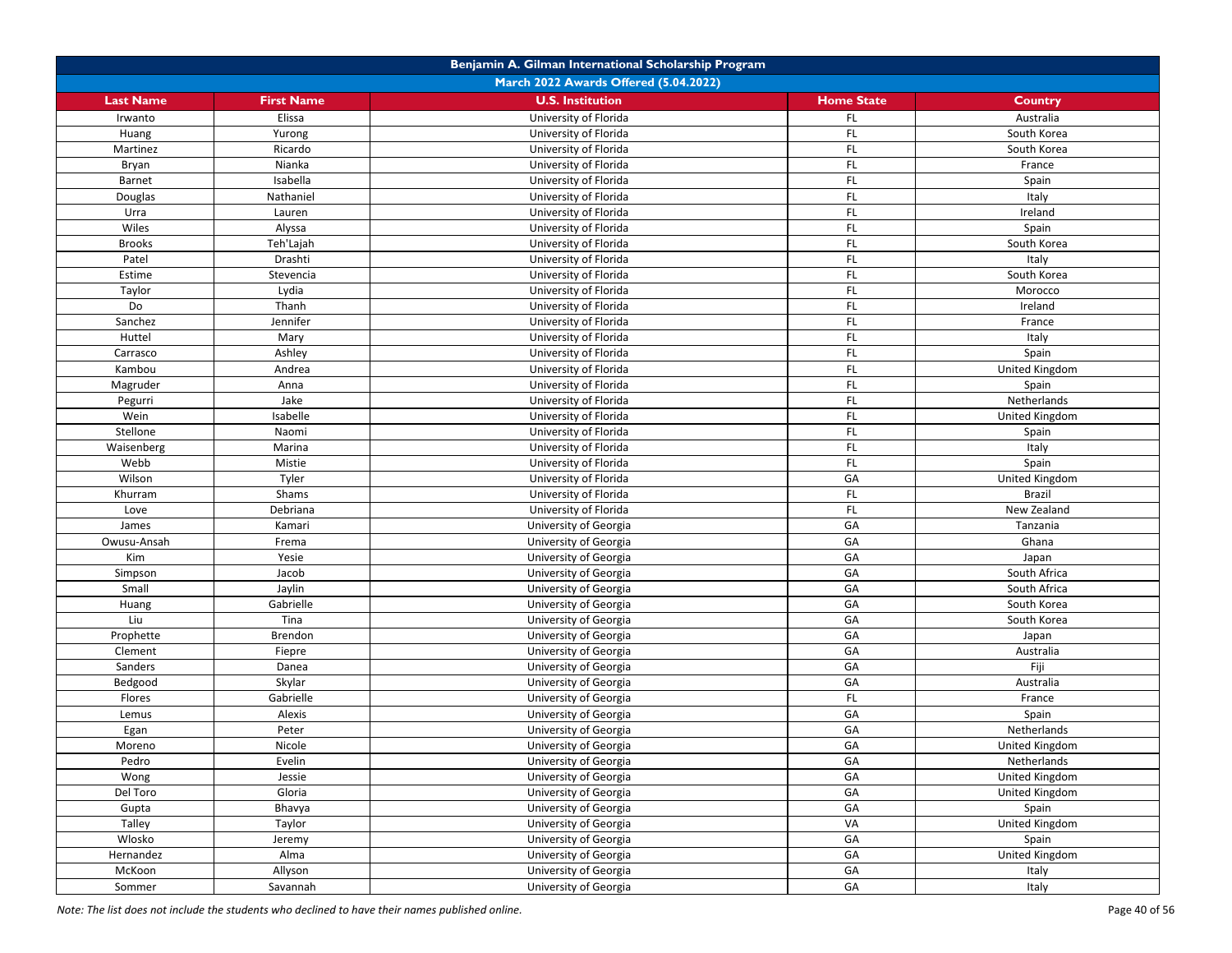| Benjamin A. Gilman International Scholarship Program | | | | |
|---|---|---|---|---|
| March 2022 Awards Offered (5.04.2022) | | | | |
| **Last Name** | **First Name** | **U.S. Institution** | **Home State** | **Country** |
| Irwanto | Elissa | University of Florida | FL | Australia |
| Huang | Yurong | University of Florida | FL | South Korea |
| Martinez | Ricardo | University of Florida | FL | South Korea |
| Bryan | Nianka | University of Florida | FL | France |
| Barnet | Isabella | University of Florida | FL | Spain |
| Douglas | Nathaniel | University of Florida | FL | Italy |
| Urra | Lauren | University of Florida | FL | Ireland |
| Wiles | Alyssa | University of Florida | FL | Spain |
| Brooks | Teh'Lajah | University of Florida | FL | South Korea |
| Patel | Drashti | University of Florida | FL | Italy |
| Estime | Stevencia | University of Florida | FL | South Korea |
| Taylor | Lydia | University of Florida | FL | Morocco |
| Do | Thanh | University of Florida | FL | Ireland |
| Sanchez | Jennifer | University of Florida | FL | France |
| Huttel | Mary | University of Florida | FL | Italy |
| Carrasco | Ashley | University of Florida | FL | Spain |
| Kambou | Andrea | University of Florida | FL | United Kingdom |
| Magruder | Anna | University of Florida | FL | Spain |
| Pegurri | Jake | University of Florida | FL | Netherlands |
| Wein | Isabelle | University of Florida | FL | United Kingdom |
| Stellone | Naomi | University of Florida | FL | Spain |
| Waisenberg | Marina | University of Florida | FL | Italy |
| Webb | Mistie | University of Florida | FL | Spain |
| Wilson | Tyler | University of Florida | GA | United Kingdom |
| Khurram | Shams | University of Florida | FL | Brazil |
| Love | Debriana | University of Florida | FL | New Zealand |
| James | Kamari | University of Georgia | GA | Tanzania |
| Owusu-Ansah | Frema | University of Georgia | GA | Ghana |
| Kim | Yesie | University of Georgia | GA | Japan |
| Simpson | Jacob | University of Georgia | GA | South Africa |
| Small | Jaylin | University of Georgia | GA | South Africa |
| Huang | Gabrielle | University of Georgia | GA | South Korea |
| Liu | Tina | University of Georgia | GA | South Korea |
| Prophette | Brendon | University of Georgia | GA | Japan |
| Clement | Fiepre | University of Georgia | GA | Australia |
| Sanders | Danea | University of Georgia | GA | Fiji |
| Bedgood | Skylar | University of Georgia | GA | Australia |
| Flores | Gabrielle | University of Georgia | FL | France |
| Lemus | Alexis | University of Georgia | GA | Spain |
| Egan | Peter | University of Georgia | GA | Netherlands |
| Moreno | Nicole | University of Georgia | GA | United Kingdom |
| Pedro | Evelin | University of Georgia | GA | Netherlands |
| Wong | Jessie | University of Georgia | GA | United Kingdom |
| Del Toro | Gloria | University of Georgia | GA | United Kingdom |
| Gupta | Bhavya | University of Georgia | GA | Spain |
| Talley | Taylor | University of Georgia | VA | United Kingdom |
| Wlosko | Jeremy | University of Georgia | GA | Spain |
| Hernandez | Alma | University of Georgia | GA | United Kingdom |
| McKoon | Allyson | University of Georgia | GA | Italy |
| Sommer | Savannah | University of Georgia | GA | Italy |

*Note: The list does not include the students who declined to have their names published online.*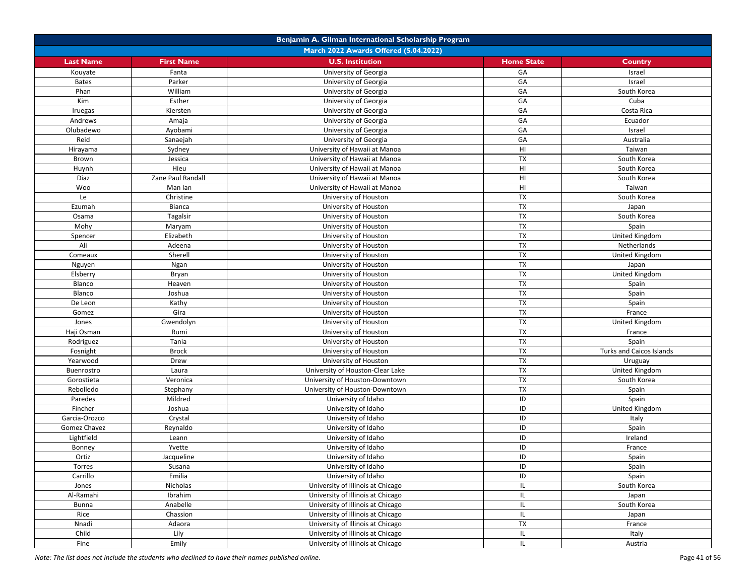| Benjamin A. Gilman International Scholarship Program | | | | |
|---|---|---|---|---|
| March 2022 Awards Offered (5.04.2022) | | | | |
| **Last Name** | **First Name** | **U.S. Institution** | **Home State** | **Country** |
| Kouyate | Fanta | University of Georgia | GA | Israel |
| Bates | Parker | University of Georgia | GA | Israel |
| Phan | William | University of Georgia | GA | South Korea |
| Kim | Esther | University of Georgia | GA | Cuba |
| Iruegas | Kiersten | University of Georgia | GA | Costa Rica |
| Andrews | Amaja | University of Georgia | GA | Ecuador |
| Olubadewo | Ayobami | University of Georgia | GA | Israel |
| Reid | Sanaejah | University of Georgia | GA | Australia |
| Hirayama | Sydney | University of Hawaii at Manoa | HI | Taiwan |
| Brown | Jessica | University of Hawaii at Manoa | TX | South Korea |
| Huynh | Hieu | University of Hawaii at Manoa | HI | South Korea |
| Diaz | Zane Paul Randall | University of Hawaii at Manoa | HI | South Korea |
| Woo | Man Ian | University of Hawaii at Manoa | HI | Taiwan |
| Le | Christine | University of Houston | TX | South Korea |
| Ezumah | Bianca | University of Houston | TX | Japan |
| Osama | Tagalsir | University of Houston | TX | South Korea |
| Mohy | Maryam | University of Houston | TX | Spain |
| Spencer | Elizabeth | University of Houston | TX | United Kingdom |
| Ali | Adeena | University of Houston | TX | Netherlands |
| Comeaux | Sherell | University of Houston | TX | United Kingdom |
| Nguyen | Ngan | University of Houston | TX | Japan |
| Elsberry | Bryan | University of Houston | TX | United Kingdom |
| Blanco | Heaven | University of Houston | TX | Spain |
| Blanco | Joshua | University of Houston | TX | Spain |
| De Leon | Kathy | University of Houston | TX | Spain |
| Gomez | Gira | University of Houston | TX | France |
| Jones | Gwendolyn | University of Houston | TX | United Kingdom |
| Haji Osman | Rumi | University of Houston | TX | France |
| Rodriguez | Tania | University of Houston | TX | Spain |
| Fosnight | Brock | University of Houston | TX | Turks and Caicos Islands |
| Yearwood | Drew | University of Houston | TX | Uruguay |
| Buenrostro | Laura | University of Houston-Clear Lake | TX | United Kingdom |
| Gorostieta | Veronica | University of Houston-Downtown | TX | South Korea |
| Rebolledo | Stephany | University of Houston-Downtown | TX | Spain |
| Paredes | Mildred | University of Idaho | ID | Spain |
| Fincher | Joshua | University of Idaho | ID | United Kingdom |
| Garcia-Orozco | Crystal | University of Idaho | ID | Italy |
| Gomez Chavez | Reynaldo | University of Idaho | ID | Spain |
| Lightfield | Leann | University of Idaho | ID | Ireland |
| Bonney | Yvette | University of Idaho | ID | France |
| Ortiz | Jacqueline | University of Idaho | ID | Spain |
| Torres | Susana | University of Idaho | ID | Spain |
| Carrillo | Emilia | University of Idaho | ID | Spain |
| Jones | Nicholas | University of Illinois at Chicago | IL | South Korea |
| Al-Ramahi | Ibrahim | University of Illinois at Chicago | IL | Japan |
| Bunna | Anabelle | University of Illinois at Chicago | IL | South Korea |
| Rice | Chassion | University of Illinois at Chicago | IL | Japan |
| Nnadi | Adaora | University of Illinois at Chicago | TX | France |
| Child | Lily | University of Illinois at Chicago | IL | Italy |
| Fine | Emily | University of Illinois at Chicago | IL | Austria |

*Note: The list does not include the students who declined to have their names published online.*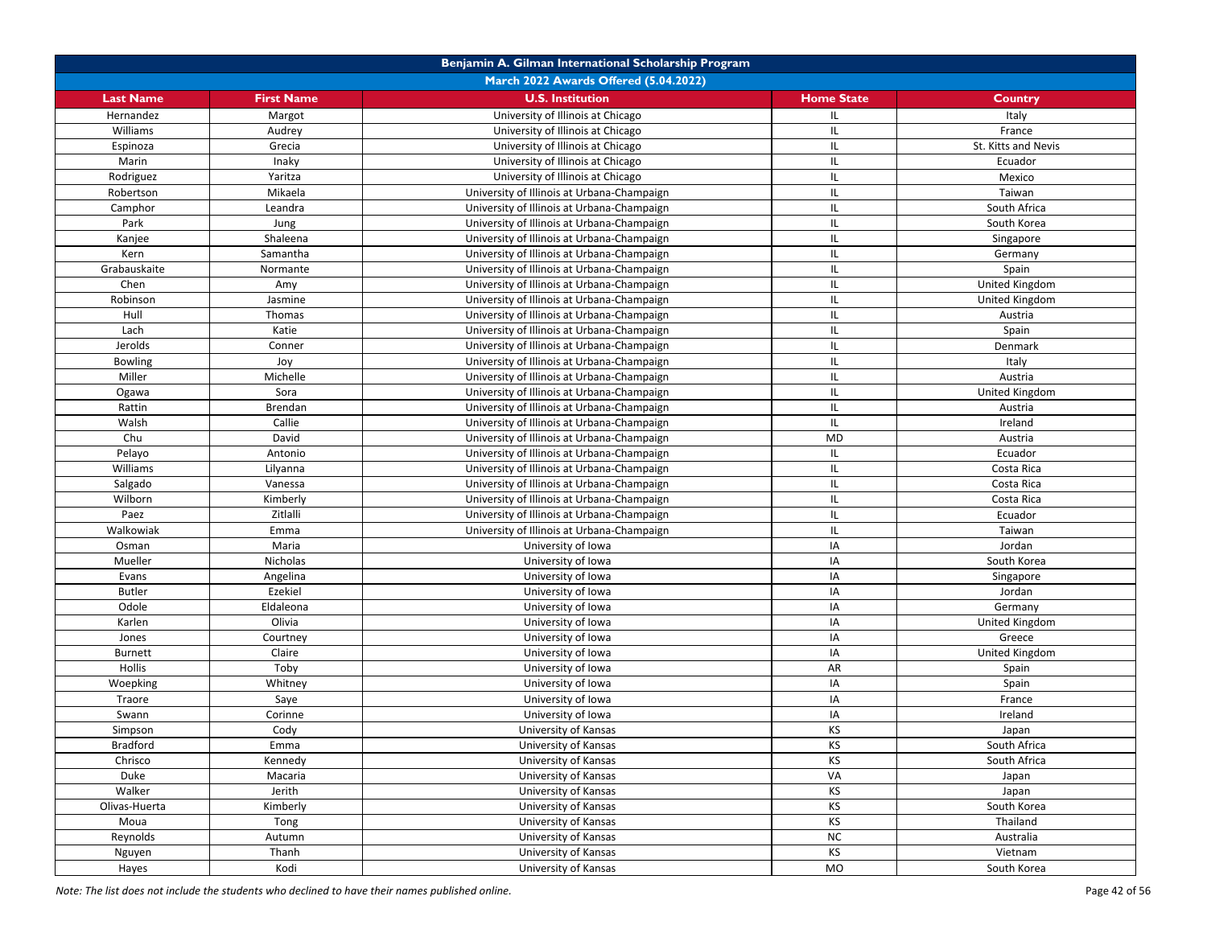## Benjamin A. Gilman International Scholarship Program

### March 2022 Awards Offered (5.04.2022)

| Last Name | First Name | U.S. Institution | Home State | Country |
|---|---|---|---|---|
| Hernandez | Margot | University of Illinois at Chicago | IL | Italy |
| Williams | Audrey | University of Illinois at Chicago | IL | France |
| Espinoza | Grecia | University of Illinois at Chicago | IL | St. Kitts and Nevis |
| Marin | Inaky | University of Illinois at Chicago | IL | Ecuador |
| Rodriguez | Yaritza | University of Illinois at Chicago | IL | Mexico |
| Robertson | Mikaela | University of Illinois at Urbana-Champaign | IL | Taiwan |
| Camphor | Leandra | University of Illinois at Urbana-Champaign | IL | South Africa |
| Park | Jung | University of Illinois at Urbana-Champaign | IL | South Korea |
| Kanjee | Shaleena | University of Illinois at Urbana-Champaign | IL | Singapore |
| Kern | Samantha | University of Illinois at Urbana-Champaign | IL | Germany |
| Grabauskaite | Normante | University of Illinois at Urbana-Champaign | IL | Spain |
| Chen | Amy | University of Illinois at Urbana-Champaign | IL | United Kingdom |
| Robinson | Jasmine | University of Illinois at Urbana-Champaign | IL | United Kingdom |
| Hull | Thomas | University of Illinois at Urbana-Champaign | IL | Austria |
| Lach | Katie | University of Illinois at Urbana-Champaign | IL | Spain |
| Jerolds | Conner | University of Illinois at Urbana-Champaign | IL | Denmark |
| Bowling | Joy | University of Illinois at Urbana-Champaign | IL | Italy |
| Miller | Michelle | University of Illinois at Urbana-Champaign | IL | Austria |
| Ogawa | Sora | University of Illinois at Urbana-Champaign | IL | United Kingdom |
| Rattin | Brendan | University of Illinois at Urbana-Champaign | IL | Austria |
| Walsh | Callie | University of Illinois at Urbana-Champaign | IL | Ireland |
| Chu | David | University of Illinois at Urbana-Champaign | MD | Austria |
| Pelayo | Antonio | University of Illinois at Urbana-Champaign | IL | Ecuador |
| Williams | Lilyanna | University of Illinois at Urbana-Champaign | IL | Costa Rica |
| Salgado | Vanessa | University of Illinois at Urbana-Champaign | IL | Costa Rica |
| Wilborn | Kimberly | University of Illinois at Urbana-Champaign | IL | Costa Rica |
| Paez | Zitlalli | University of Illinois at Urbana-Champaign | IL | Ecuador |
| Walkowiak | Emma | University of Illinois at Urbana-Champaign | IL | Taiwan |
| Osman | Maria | University of Iowa | IA | Jordan |
| Mueller | Nicholas | University of Iowa | IA | South Korea |
| Evans | Angelina | University of Iowa | IA | Singapore |
| Butler | Ezekiel | University of Iowa | IA | Jordan |
| Odole | Eldaleona | University of Iowa | IA | Germany |
| Karlen | Olivia | University of Iowa | IA | United Kingdom |
| Jones | Courtney | University of Iowa | IA | Greece |
| Burnett | Claire | University of Iowa | IA | United Kingdom |
| Hollis | Toby | University of Iowa | AR | Spain |
| Woepking | Whitney | University of Iowa | IA | Spain |
| Traore | Saye | University of Iowa | IA | France |
| Swann | Corinne | University of Iowa | IA | Ireland |
| Simpson | Cody | University of Kansas | KS | Japan |
| Bradford | Emma | University of Kansas | KS | South Africa |
| Chrisco | Kennedy | University of Kansas | KS | South Africa |
| Duke | Macaria | University of Kansas | VA | Japan |
| Walker | Jerith | University of Kansas | KS | Japan |
| Olivas-Huerta | Kimberly | University of Kansas | KS | South Korea |
| Moua | Tong | University of Kansas | KS | Thailand |
| Reynolds | Autumn | University of Kansas | NC | Australia |
| Nguyen | Thanh | University of Kansas | KS | Vietnam |
| Hayes | Kodi | University of Kansas | MO | South Korea |

*Note: The list does not include the students who declined to have their names published online.*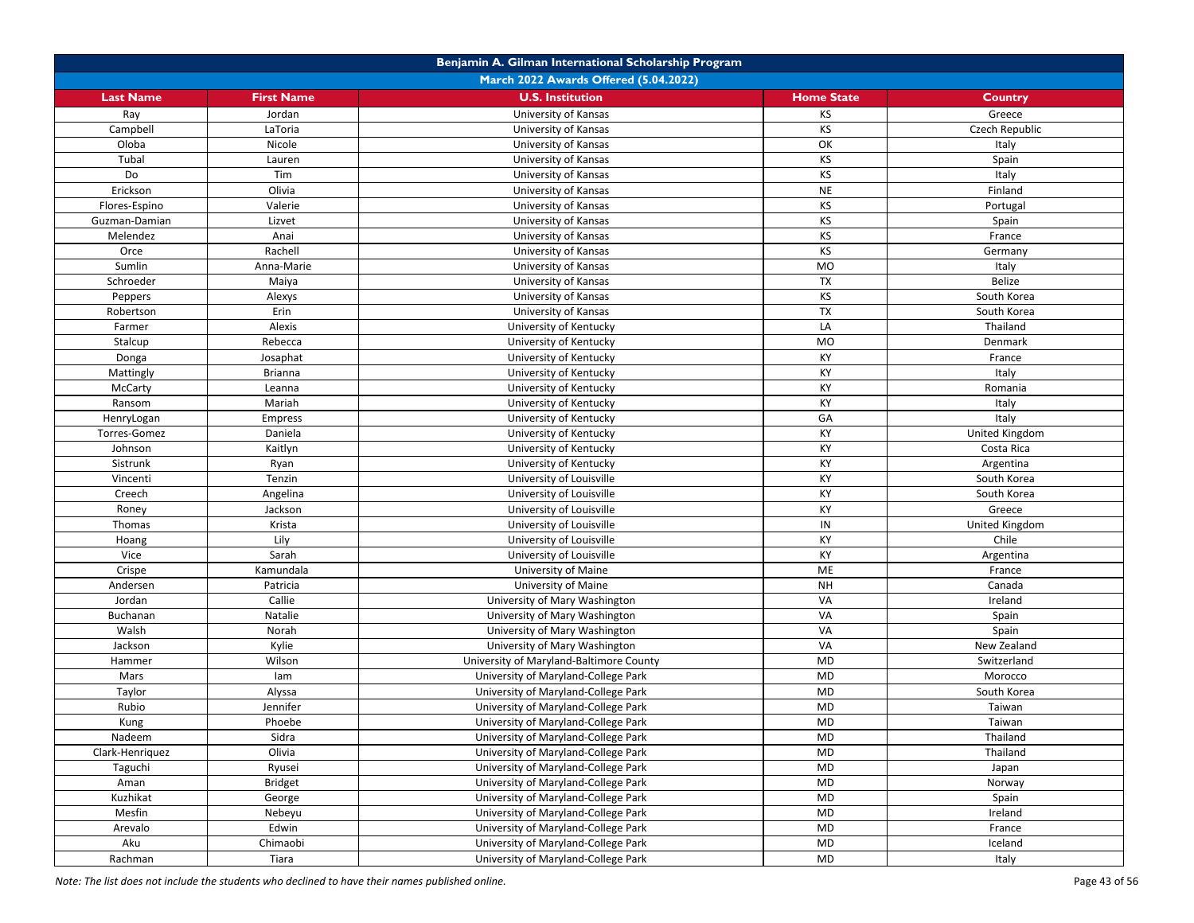| Benjamin A. Gilman International Scholarship Program | | | | |
|---|---|---|---|---|
| March 2022 Awards Offered (5.04.2022) | | | | |
| **Last Name** | **First Name** | **U.S. Institution** | **Home State** | **Country** |
| Ray | Jordan | University of Kansas | KS | Greece |
| Campbell | LaToria | University of Kansas | KS | Czech Republic |
| Oloba | Nicole | University of Kansas | OK | Italy |
| Tubal | Lauren | University of Kansas | KS | Spain |
| Do | Tim | University of Kansas | KS | Italy |
| Erickson | Olivia | University of Kansas | NE | Finland |
| Flores-Espino | Valerie | University of Kansas | KS | Portugal |
| Guzman-Damian | Lizvet | University of Kansas | KS | Spain |
| Melendez | Anai | University of Kansas | KS | France |
| Orce | Rachell | University of Kansas | KS | Germany |
| Sumlin | Anna-Marie | University of Kansas | MO | Italy |
| Schroeder | Maiya | University of Kansas | TX | Belize |
| Peppers | Alexys | University of Kansas | KS | South Korea |
| Robertson | Erin | University of Kansas | TX | South Korea |
| Farmer | Alexis | University of Kentucky | LA | Thailand |
| Stalcup | Rebecca | University of Kentucky | MO | Denmark |
| Donga | Josaphat | University of Kentucky | KY | France |
| Mattingly | Brianna | University of Kentucky | KY | Italy |
| McCarty | Leanna | University of Kentucky | KY | Romania |
| Ransom | Mariah | University of Kentucky | KY | Italy |
| HenryLogan | Empress | University of Kentucky | GA | Italy |
| Torres-Gomez | Daniela | University of Kentucky | KY | United Kingdom |
| Johnson | Kaitlyn | University of Kentucky | KY | Costa Rica |
| Sistrunk | Ryan | University of Kentucky | KY | Argentina |
| Vincenti | Tenzin | University of Louisville | KY | South Korea |
| Creech | Angelina | University of Louisville | KY | South Korea |
| Roney | Jackson | University of Louisville | KY | Greece |
| Thomas | Krista | University of Louisville | IN | United Kingdom |
| Hoang | Lily | University of Louisville | KY | Chile |
| Vice | Sarah | University of Louisville | KY | Argentina |
| Crispe | Kamundala | University of Maine | ME | France |
| Andersen | Patricia | University of Maine | NH | Canada |
| Jordan | Callie | University of Mary Washington | VA | Ireland |
| Buchanan | Natalie | University of Mary Washington | VA | Spain |
| Walsh | Norah | University of Mary Washington | VA | Spain |
| Jackson | Kylie | University of Mary Washington | VA | New Zealand |
| Hammer | Wilson | University of Maryland-Baltimore County | MD | Switzerland |
| Mars | Iam | University of Maryland-College Park | MD | Morocco |
| Taylor | Alyssa | University of Maryland-College Park | MD | South Korea |
| Rubio | Jennifer | University of Maryland-College Park | MD | Taiwan |
| Kung | Phoebe | University of Maryland-College Park | MD | Taiwan |
| Nadeem | Sidra | University of Maryland-College Park | MD | Thailand |
| Clark-Henriquez | Olivia | University of Maryland-College Park | MD | Thailand |
| Taguchi | Ryusei | University of Maryland-College Park | MD | Japan |
| Aman | Bridget | University of Maryland-College Park | MD | Norway |
| Kuzhikat | George | University of Maryland-College Park | MD | Spain |
| Mesfin | Nebeyu | University of Maryland-College Park | MD | Ireland |
| Arevalo | Edwin | University of Maryland-College Park | MD | France |
| Aku | Chimaobi | University of Maryland-College Park | MD | Iceland |
| Rachman | Tiara | University of Maryland-College Park | MD | Italy |

*Note: The list does not include the students who declined to have their names published online.*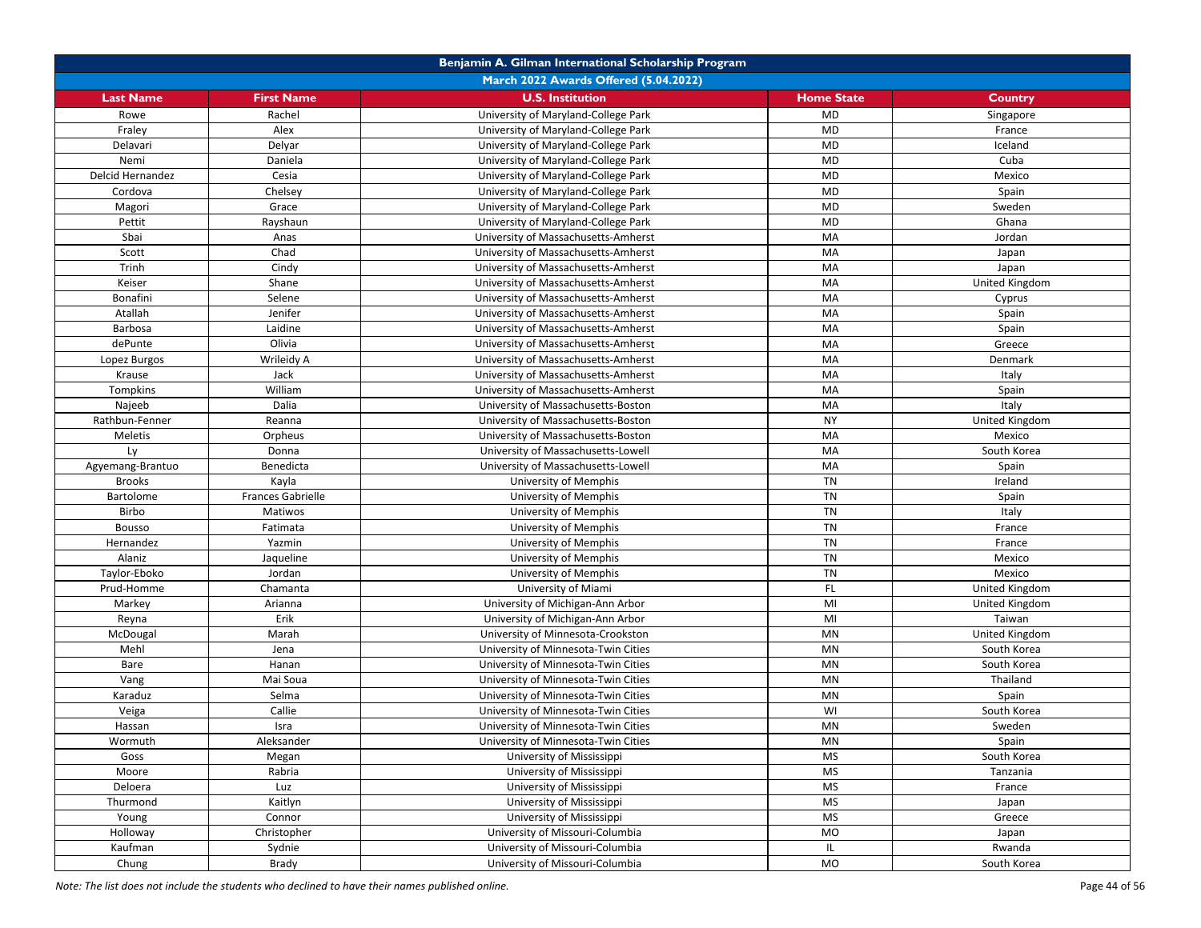| Benjamin A. Gilman International Scholarship Program | | | | |
|---|---|---|---|---|
| March 2022 Awards Offered (5.04.2022) | | | | |
| **Last Name** | **First Name** | **U.S. Institution** | **Home State** | **Country** |
| Rowe | Rachel | University of Maryland-College Park | MD | Singapore |
| Fraley | Alex | University of Maryland-College Park | MD | France |
| Delavari | Delyar | University of Maryland-College Park | MD | Iceland |
| Nemi | Daniela | University of Maryland-College Park | MD | Cuba |
| Delcid Hernandez | Cesia | University of Maryland-College Park | MD | Mexico |
| Cordova | Chelsey | University of Maryland-College Park | MD | Spain |
| Magori | Grace | University of Maryland-College Park | MD | Sweden |
| Pettit | Rayshaun | University of Maryland-College Park | MD | Ghana |
| Sbai | Anas | University of Massachusetts-Amherst | MA | Jordan |
| Scott | Chad | University of Massachusetts-Amherst | MA | Japan |
| Trinh | Cindy | University of Massachusetts-Amherst | MA | Japan |
| Keiser | Shane | University of Massachusetts-Amherst | MA | United Kingdom |
| Bonafini | Selene | University of Massachusetts-Amherst | MA | Cyprus |
| Atallah | Jenifer | University of Massachusetts-Amherst | MA | Spain |
| Barbosa | Laidine | University of Massachusetts-Amherst | MA | Spain |
| dePunte | Olivia | University of Massachusetts-Amherst | MA | Greece |
| Lopez Burgos | Wrileidy A | University of Massachusetts-Amherst | MA | Denmark |
| Krause | Jack | University of Massachusetts-Amherst | MA | Italy |
| Tompkins | William | University of Massachusetts-Amherst | MA | Spain |
| Najeeb | Dalia | University of Massachusetts-Boston | MA | Italy |
| Rathbun-Fenner | Reanna | University of Massachusetts-Boston | NY | United Kingdom |
| Meletis | Orpheus | University of Massachusetts-Boston | MA | Mexico |
| Ly | Donna | University of Massachusetts-Lowell | MA | South Korea |
| Agyemang-Brantuo | Benedicta | University of Massachusetts-Lowell | MA | Spain |
| Brooks | Kayla | University of Memphis | TN | Ireland |
| Bartolome | Frances Gabrielle | University of Memphis | TN | Spain |
| Birbo | Matiwos | University of Memphis | TN | Italy |
| Bousso | Fatimata | University of Memphis | TN | France |
| Hernandez | Yazmin | University of Memphis | TN | France |
| Alaniz | Jaqueline | University of Memphis | TN | Mexico |
| Taylor-Eboko | Jordan | University of Memphis | TN | Mexico |
| Prud-Homme | Chamanta | University of Miami | FL | United Kingdom |
| Markey | Arianna | University of Michigan-Ann Arbor | MI | United Kingdom |
| Reyna | Erik | University of Michigan-Ann Arbor | MI | Taiwan |
| McDougal | Marah | University of Minnesota-Crookston | MN | United Kingdom |
| Mehl | Jena | University of Minnesota-Twin Cities | MN | South Korea |
| Bare | Hanan | University of Minnesota-Twin Cities | MN | South Korea |
| Vang | Mai Soua | University of Minnesota-Twin Cities | MN | Thailand |
| Karaduz | Selma | University of Minnesota-Twin Cities | MN | Spain |
| Veiga | Callie | University of Minnesota-Twin Cities | WI | South Korea |
| Hassan | Isra | University of Minnesota-Twin Cities | MN | Sweden |
| Wormuth | Aleksander | University of Minnesota-Twin Cities | MN | Spain |
| Goss | Megan | University of Mississippi | MS | South Korea |
| Moore | Rabria | University of Mississippi | MS | Tanzania |
| Deloera | Luz | University of Mississippi | MS | France |
| Thurmond | Kaitlyn | University of Mississippi | MS | Japan |
| Young | Connor | University of Mississippi | MS | Greece |
| Holloway | Christopher | University of Missouri-Columbia | MO | Japan |
| Kaufman | Sydnie | University of Missouri-Columbia | IL | Rwanda |
| Chung | Brady | University of Missouri-Columbia | MO | South Korea |

*Note: The list does not include the students who declined to have their names published online.*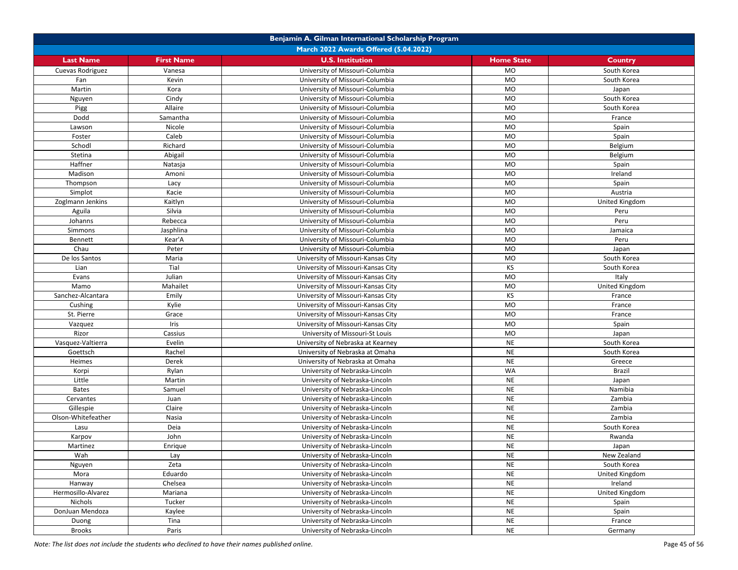| Benjamin A. Gilman International Scholarship Program | | | | |
|---|---|---|---|---|
| March 2022 Awards Offered (5.04.2022) | | | | |
| **Last Name** | **First Name** | **U.S. Institution** | **Home State** | **Country** |
| Cuevas Rodriguez | Vanesa | University of Missouri-Columbia | MO | South Korea |
| Fan | Kevin | University of Missouri-Columbia | MO | South Korea |
| Martin | Kora | University of Missouri-Columbia | MO | Japan |
| Nguyen | Cindy | University of Missouri-Columbia | MO | South Korea |
| Pigg | Allaire | University of Missouri-Columbia | MO | South Korea |
| Dodd | Samantha | University of Missouri-Columbia | MO | France |
| Lawson | Nicole | University of Missouri-Columbia | MO | Spain |
| Foster | Caleb | University of Missouri-Columbia | MO | Spain |
| Schodl | Richard | University of Missouri-Columbia | MO | Belgium |
| Stetina | Abigail | University of Missouri-Columbia | MO | Belgium |
| Haffner | Natasja | University of Missouri-Columbia | MO | Spain |
| Madison | Amoni | University of Missouri-Columbia | MO | Ireland |
| Thompson | Lacy | University of Missouri-Columbia | MO | Spain |
| Simplot | Kacie | University of Missouri-Columbia | MO | Austria |
| Zoglmann Jenkins | Kaitlyn | University of Missouri-Columbia | MO | United Kingdom |
| Aguila | Silvia | University of Missouri-Columbia | MO | Peru |
| Johanns | Rebecca | University of Missouri-Columbia | MO | Peru |
| Simmons | Jasphlina | University of Missouri-Columbia | MO | Jamaica |
| Bennett | Kear'A | University of Missouri-Columbia | MO | Peru |
| Chau | Peter | University of Missouri-Columbia | MO | Japan |
| De los Santos | Maria | University of Missouri-Kansas City | MO | South Korea |
| Lian | Tial | University of Missouri-Kansas City | KS | South Korea |
| Evans | Julian | University of Missouri-Kansas City | MO | Italy |
| Mamo | Mahailet | University of Missouri-Kansas City | MO | United Kingdom |
| Sanchez-Alcantara | Emily | University of Missouri-Kansas City | KS | France |
| Cushing | Kylie | University of Missouri-Kansas City | MO | France |
| St. Pierre | Grace | University of Missouri-Kansas City | MO | France |
| Vazquez | Iris | University of Missouri-Kansas City | MO | Spain |
| Rizor | Cassius | University of Missouri-St Louis | MO | Japan |
| Vasquez-Valtierra | Evelin | University of Nebraska at Kearney | NE | South Korea |
| Goettsch | Rachel | University of Nebraska at Omaha | NE | South Korea |
| Heimes | Derek | University of Nebraska at Omaha | NE | Greece |
| Korpi | Rylan | University of Nebraska-Lincoln | WA | Brazil |
| Little | Martin | University of Nebraska-Lincoln | NE | Japan |
| Bates | Samuel | University of Nebraska-Lincoln | NE | Namibia |
| Cervantes | Juan | University of Nebraska-Lincoln | NE | Zambia |
| Gillespie | Claire | University of Nebraska-Lincoln | NE | Zambia |
| Olson-Whitefeather | Nasia | University of Nebraska-Lincoln | NE | Zambia |
| Lasu | Deia | University of Nebraska-Lincoln | NE | South Korea |
| Karpov | John | University of Nebraska-Lincoln | NE | Rwanda |
| Martinez | Enrique | University of Nebraska-Lincoln | NE | Japan |
| Wah | Lay | University of Nebraska-Lincoln | NE | New Zealand |
| Nguyen | Zeta | University of Nebraska-Lincoln | NE | South Korea |
| Mora | Eduardo | University of Nebraska-Lincoln | NE | United Kingdom |
| Hanway | Chelsea | University of Nebraska-Lincoln | NE | Ireland |
| Hermosillo-Alvarez | Mariana | University of Nebraska-Lincoln | NE | United Kingdom |
| Nichols | Tucker | University of Nebraska-Lincoln | NE | Spain |
| DonJuan Mendoza | Kaylee | University of Nebraska-Lincoln | NE | Spain |
| Duong | Tina | University of Nebraska-Lincoln | NE | France |
| Brooks | Paris | University of Nebraska-Lincoln | NE | Germany |

*Note: The list does not include the students who declined to have their names published online.*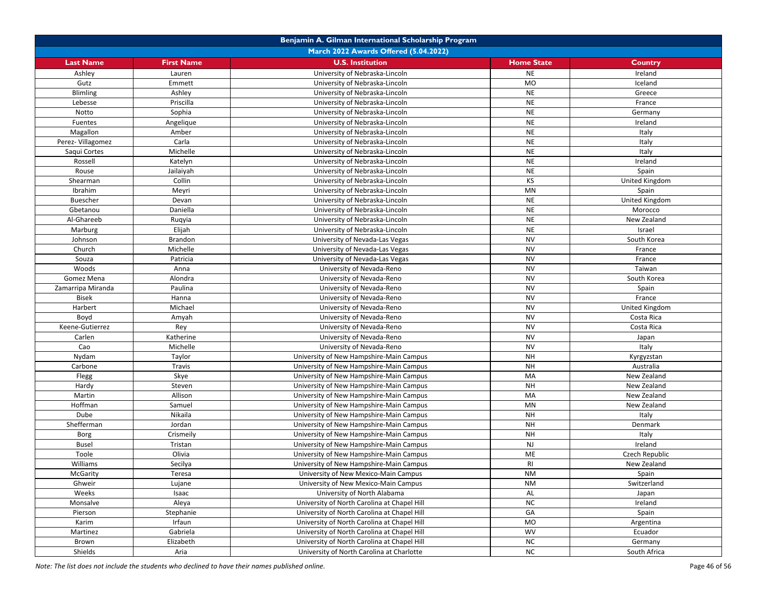| Benjamin A. Gilman International Scholarship Program | | | | |
|---|---|---|---|---|
| March 2022 Awards Offered (5.04.2022) | | | | |
| **Last Name** | **First Name** | **U.S. Institution** | **Home State** | **Country** |
| Ashley | Lauren | University of Nebraska-Lincoln | NE | Ireland |
| Gutz | Emmett | University of Nebraska-Lincoln | MO | Iceland |
| Blimling | Ashley | University of Nebraska-Lincoln | NE | Greece |
| Lebesse | Priscilla | University of Nebraska-Lincoln | NE | France |
| Notto | Sophia | University of Nebraska-Lincoln | NE | Germany |
| Fuentes | Angelique | University of Nebraska-Lincoln | NE | Ireland |
| Magallon | Amber | University of Nebraska-Lincoln | NE | Italy |
| Perez- Villagomez | Carla | University of Nebraska-Lincoln | NE | Italy |
| Saqui Cortes | Michelle | University of Nebraska-Lincoln | NE | Italy |
| Rossell | Katelyn | University of Nebraska-Lincoln | NE | Ireland |
| Rouse | Jailaiyah | University of Nebraska-Lincoln | NE | Spain |
| Shearman | Collin | University of Nebraska-Lincoln | KS | United Kingdom |
| Ibrahim | Meyri | University of Nebraska-Lincoln | MN | Spain |
| Buescher | Devan | University of Nebraska-Lincoln | NE | United Kingdom |
| Gbetanou | Daniella | University of Nebraska-Lincoln | NE | Morocco |
| Al-Ghareeb | Ruqyia | University of Nebraska-Lincoln | NE | New Zealand |
| Marburg | Elijah | University of Nebraska-Lincoln | NE | Israel |
| Johnson | Brandon | University of Nevada-Las Vegas | NV | South Korea |
| Church | Michelle | University of Nevada-Las Vegas | NV | France |
| Souza | Patricia | University of Nevada-Las Vegas | NV | France |
| Woods | Anna | University of Nevada-Reno | NV | Taiwan |
| Gomez Mena | Alondra | University of Nevada-Reno | NV | South Korea |
| Zamarripa Miranda | Paulina | University of Nevada-Reno | NV | Spain |
| Bisek | Hanna | University of Nevada-Reno | NV | France |
| Harbert | Michael | University of Nevada-Reno | NV | United Kingdom |
| Boyd | Amyah | University of Nevada-Reno | NV | Costa Rica |
| Keene-Gutierrez | Rey | University of Nevada-Reno | NV | Costa Rica |
| Carlen | Katherine | University of Nevada-Reno | NV | Japan |
| Cao | Michelle | University of Nevada-Reno | NV | Italy |
| Nydam | Taylor | University of New Hampshire-Main Campus | NH | Kyrgyzstan |
| Carbone | Travis | University of New Hampshire-Main Campus | NH | Australia |
| Flegg | Skye | University of New Hampshire-Main Campus | MA | New Zealand |
| Hardy | Steven | University of New Hampshire-Main Campus | NH | New Zealand |
| Martin | Allison | University of New Hampshire-Main Campus | MA | New Zealand |
| Hoffman | Samuel | University of New Hampshire-Main Campus | MN | New Zealand |
| Dube | Nikaila | University of New Hampshire-Main Campus | NH | Italy |
| Shefferman | Jordan | University of New Hampshire-Main Campus | NH | Denmark |
| Borg | Crismeily | University of New Hampshire-Main Campus | NH | Italy |
| Busel | Tristan | University of New Hampshire-Main Campus | NJ | Ireland |
| Toole | Olivia | University of New Hampshire-Main Campus | ME | Czech Republic |
| Williams | Secilya | University of New Hampshire-Main Campus | RI | New Zealand |
| McGarity | Teresa | University of New Mexico-Main Campus | NM | Spain |
| Ghweir | Lujane | University of New Mexico-Main Campus | NM | Switzerland |
| Weeks | Isaac | University of North Alabama | AL | Japan |
| Monsalve | Aleya | University of North Carolina at Chapel Hill | NC | Ireland |
| Pierson | Stephanie | University of North Carolina at Chapel Hill | GA | Spain |
| Karim | Irfaun | University of North Carolina at Chapel Hill | MO | Argentina |
| Martinez | Gabriela | University of North Carolina at Chapel Hill | WV | Ecuador |
| Brown | Elizabeth | University of North Carolina at Chapel Hill | NC | Germany |
| Shields | Aria | University of North Carolina at Charlotte | NC | South Africa |

*Note: The list does not include the students who declined to have their names published online.*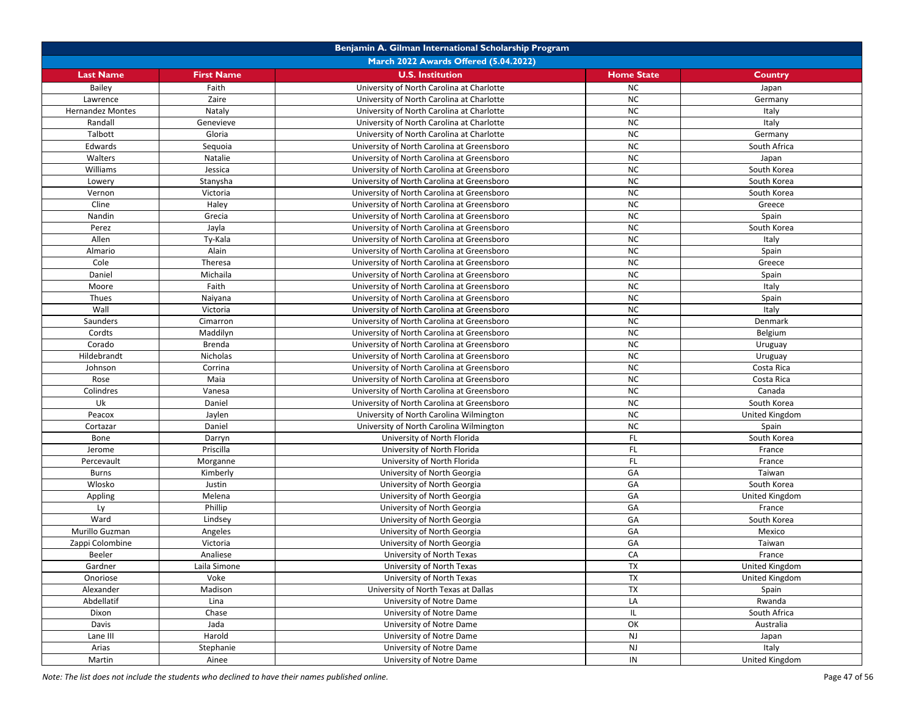| Benjamin A. Gilman International Scholarship Program | | | | |
|---|---|---|---|---|
| March 2022 Awards Offered (5.04.2022) | | | | |
| **Last Name** | **First Name** | **U.S. Institution** | **Home State** | **Country** |
| Bailey | Faith | University of North Carolina at Charlotte | NC | Japan |
| Lawrence | Zaire | University of North Carolina at Charlotte | NC | Germany |
| Hernandez Montes | Nataly | University of North Carolina at Charlotte | NC | Italy |
| Randall | Genevieve | University of North Carolina at Charlotte | NC | Italy |
| Talbott | Gloria | University of North Carolina at Charlotte | NC | Germany |
| Edwards | Sequoia | University of North Carolina at Greensboro | NC | South Africa |
| Walters | Natalie | University of North Carolina at Greensboro | NC | Japan |
| Williams | Jessica | University of North Carolina at Greensboro | NC | South Korea |
| Lowery | Stanysha | University of North Carolina at Greensboro | NC | South Korea |
| Vernon | Victoria | University of North Carolina at Greensboro | NC | South Korea |
| Cline | Haley | University of North Carolina at Greensboro | NC | Greece |
| Nandin | Grecia | University of North Carolina at Greensboro | NC | Spain |
| Perez | Jayla | University of North Carolina at Greensboro | NC | South Korea |
| Allen | Ty-Kala | University of North Carolina at Greensboro | NC | Italy |
| Almario | Alain | University of North Carolina at Greensboro | NC | Spain |
| Cole | Theresa | University of North Carolina at Greensboro | NC | Greece |
| Daniel | Michaila | University of North Carolina at Greensboro | NC | Spain |
| Moore | Faith | University of North Carolina at Greensboro | NC | Italy |
| Thues | Naiyana | University of North Carolina at Greensboro | NC | Spain |
| Wall | Victoria | University of North Carolina at Greensboro | NC | Italy |
| Saunders | Cimarron | University of North Carolina at Greensboro | NC | Denmark |
| Cordts | Maddilyn | University of North Carolina at Greensboro | NC | Belgium |
| Corado | Brenda | University of North Carolina at Greensboro | NC | Uruguay |
| Hildebrandt | Nicholas | University of North Carolina at Greensboro | NC | Uruguay |
| Johnson | Corrina | University of North Carolina at Greensboro | NC | Costa Rica |
| Rose | Maia | University of North Carolina at Greensboro | NC | Costa Rica |
| Colindres | Vanesa | University of North Carolina at Greensboro | NC | Canada |
| Uk | Daniel | University of North Carolina at Greensboro | NC | South Korea |
| Peacox | Jaylen | University of North Carolina Wilmington | NC | United Kingdom |
| Cortazar | Daniel | University of North Carolina Wilmington | NC | Spain |
| Bone | Darryn | University of North Florida | FL | South Korea |
| Jerome | Priscilla | University of North Florida | FL | France |
| Percevault | Morganne | University of North Florida | FL | France |
| Burns | Kimberly | University of North Georgia | GA | Taiwan |
| Wlosko | Justin | University of North Georgia | GA | South Korea |
| Appling | Melena | University of North Georgia | GA | United Kingdom |
| Ly | Phillip | University of North Georgia | GA | France |
| Ward | Lindsey | University of North Georgia | GA | South Korea |
| Murillo Guzman | Angeles | University of North Georgia | GA | Mexico |
| Zappi Colombine | Victoria | University of North Georgia | GA | Taiwan |
| Beeler | Analiese | University of North Texas | CA | France |
| Gardner | Laila Simone | University of North Texas | TX | United Kingdom |
| Onoriose | Voke | University of North Texas | TX | United Kingdom |
| Alexander | Madison | University of North Texas at Dallas | TX | Spain |
| Abdellatif | Lina | University of Notre Dame | LA | Rwanda |
| Dixon | Chase | University of Notre Dame | IL | South Africa |
| Davis | Jada | University of Notre Dame | OK | Australia |
| Lane III | Harold | University of Notre Dame | NJ | Japan |
| Arias | Stephanie | University of Notre Dame | NJ | Italy |
| Martin | Ainee | University of Notre Dame | IN | United Kingdom |

*Note: The list does not include the students who declined to have their names published online.*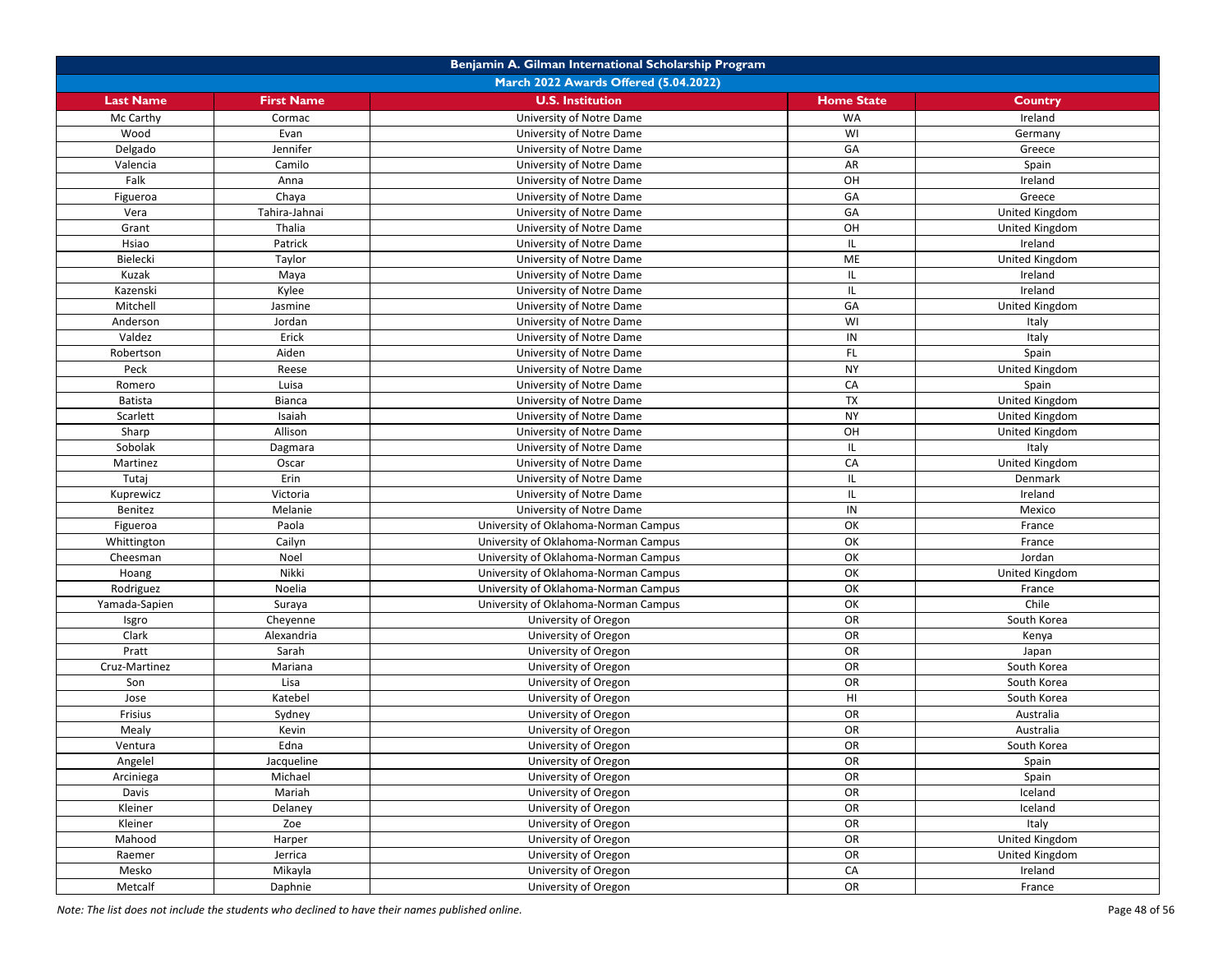| Benjamin A. Gilman International Scholarship Program | | | | |
|---|---|---|---|---|
| March 2022 Awards Offered (5.04.2022) | | | | |
| **Last Name** | **First Name** | **U.S. Institution** | **Home State** | **Country** |
| Mc Carthy | Cormac | University of Notre Dame | WA | Ireland |
| Wood | Evan | University of Notre Dame | WI | Germany |
| Delgado | Jennifer | University of Notre Dame | GA | Greece |
| Valencia | Camilo | University of Notre Dame | AR | Spain |
| Falk | Anna | University of Notre Dame | OH | Ireland |
| Figueroa | Chaya | University of Notre Dame | GA | Greece |
| Vera | Tahira-Jahnai | University of Notre Dame | GA | United Kingdom |
| Grant | Thalia | University of Notre Dame | OH | United Kingdom |
| Hsiao | Patrick | University of Notre Dame | IL | Ireland |
| Bielecki | Taylor | University of Notre Dame | ME | United Kingdom |
| Kuzak | Maya | University of Notre Dame | IL | Ireland |
| Kazenski | Kylee | University of Notre Dame | IL | Ireland |
| Mitchell | Jasmine | University of Notre Dame | GA | United Kingdom |
| Anderson | Jordan | University of Notre Dame | WI | Italy |
| Valdez | Erick | University of Notre Dame | IN | Italy |
| Robertson | Aiden | University of Notre Dame | FL | Spain |
| Peck | Reese | University of Notre Dame | NY | United Kingdom |
| Romero | Luisa | University of Notre Dame | CA | Spain |
| Batista | Bianca | University of Notre Dame | TX | United Kingdom |
| Scarlett | Isaiah | University of Notre Dame | NY | United Kingdom |
| Sharp | Allison | University of Notre Dame | OH | United Kingdom |
| Sobolak | Dagmara | University of Notre Dame | IL | Italy |
| Martinez | Oscar | University of Notre Dame | CA | United Kingdom |
| Tutaj | Erin | University of Notre Dame | IL | Denmark |
| Kuprewicz | Victoria | University of Notre Dame | IL | Ireland |
| Benitez | Melanie | University of Notre Dame | IN | Mexico |
| Figueroa | Paola | University of Oklahoma-Norman Campus | OK | France |
| Whittington | Cailyn | University of Oklahoma-Norman Campus | OK | France |
| Cheesman | Noel | University of Oklahoma-Norman Campus | OK | Jordan |
| Hoang | Nikki | University of Oklahoma-Norman Campus | OK | United Kingdom |
| Rodriguez | Noelia | University of Oklahoma-Norman Campus | OK | France |
| Yamada-Sapien | Suraya | University of Oklahoma-Norman Campus | OK | Chile |
| Isgro | Cheyenne | University of Oregon | OR | South Korea |
| Clark | Alexandria | University of Oregon | OR | Kenya |
| Pratt | Sarah | University of Oregon | OR | Japan |
| Cruz-Martinez | Mariana | University of Oregon | OR | South Korea |
| Son | Lisa | University of Oregon | OR | South Korea |
| Jose | Katebel | University of Oregon | HI | South Korea |
| Frisius | Sydney | University of Oregon | OR | Australia |
| Mealy | Kevin | University of Oregon | OR | Australia |
| Ventura | Edna | University of Oregon | OR | South Korea |
| Angelel | Jacqueline | University of Oregon | OR | Spain |
| Arciniega | Michael | University of Oregon | OR | Spain |
| Davis | Mariah | University of Oregon | OR | Iceland |
| Kleiner | Delaney | University of Oregon | OR | Iceland |
| Kleiner | Zoe | University of Oregon | OR | Italy |
| Mahood | Harper | University of Oregon | OR | United Kingdom |
| Raemer | Jerrica | University of Oregon | OR | United Kingdom |
| Mesko | Mikayla | University of Oregon | CA | Ireland |
| Metcalf | Daphnie | University of Oregon | OR | France |

*Note: The list does not include the students who declined to have their names published online.*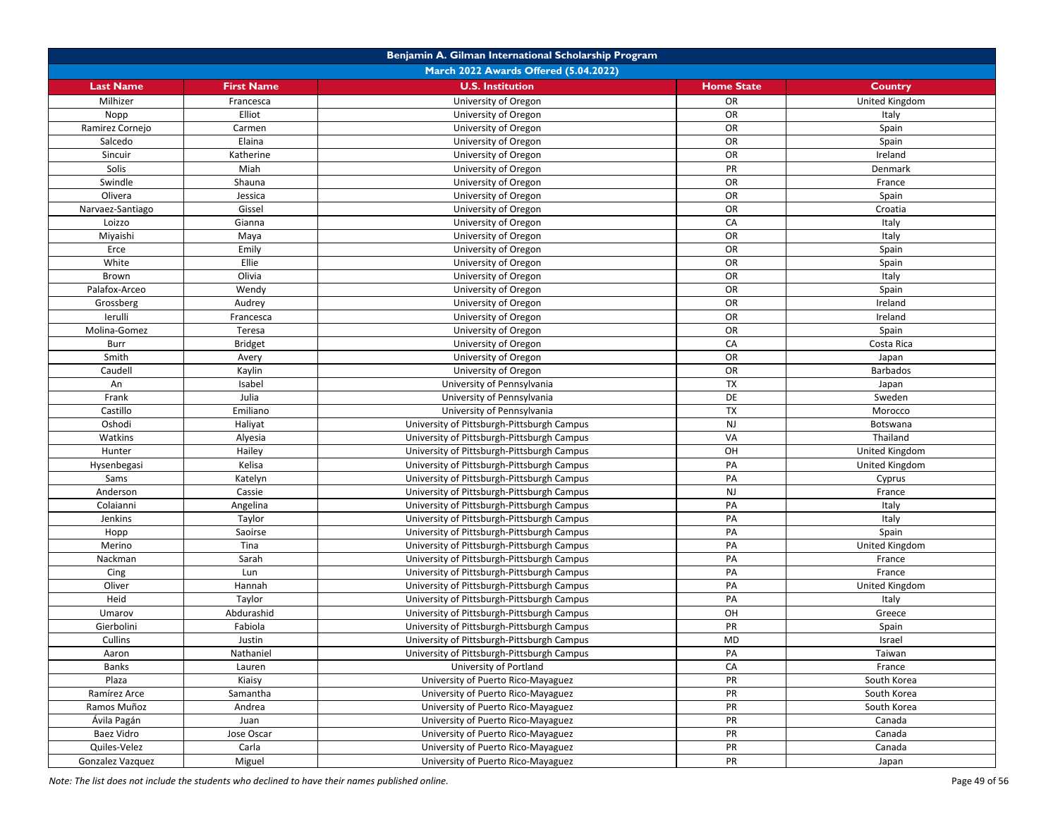| Benjamin A. Gilman International Scholarship Program | | | | |
|---|---|---|---|---|
| March 2022 Awards Offered (5.04.2022) | | | | |
| **Last Name** | **First Name** | **U.S. Institution** | **Home State** | **Country** |
| Milhizer | Francesca | University of Oregon | OR | United Kingdom |
| Nopp | Elliot | University of Oregon | OR | Italy |
| Ramirez Cornejo | Carmen | University of Oregon | OR | Spain |
| Salcedo | Elaina | University of Oregon | OR | Spain |
| Sincuir | Katherine | University of Oregon | OR | Ireland |
| Solis | Miah | University of Oregon | PR | Denmark |
| Swindle | Shauna | University of Oregon | OR | France |
| Olivera | Jessica | University of Oregon | OR | Spain |
| Narvaez-Santiago | Gissel | University of Oregon | OR | Croatia |
| Loizzo | Gianna | University of Oregon | CA | Italy |
| Miyaishi | Maya | University of Oregon | OR | Italy |
| Erce | Emily | University of Oregon | OR | Spain |
| White | Ellie | University of Oregon | OR | Spain |
| Brown | Olivia | University of Oregon | OR | Italy |
| Palafox-Arceo | Wendy | University of Oregon | OR | Spain |
| Grossberg | Audrey | University of Oregon | OR | Ireland |
| Ierulli | Francesca | University of Oregon | OR | Ireland |
| Molina-Gomez | Teresa | University of Oregon | OR | Spain |
| Burr | Bridget | University of Oregon | CA | Costa Rica |
| Smith | Avery | University of Oregon | OR | Japan |
| Caudell | Kaylin | University of Oregon | OR | Barbados |
| An | Isabel | University of Pennsylvania | TX | Japan |
| Frank | Julia | University of Pennsylvania | DE | Sweden |
| Castillo | Emiliano | University of Pennsylvania | TX | Morocco |
| Oshodi | Haliyat | University of Pittsburgh-Pittsburgh Campus | NJ | Botswana |
| Watkins | Alyesia | University of Pittsburgh-Pittsburgh Campus | VA | Thailand |
| Hunter | Hailey | University of Pittsburgh-Pittsburgh Campus | OH | United Kingdom |
| Hysenbegasi | Kelisa | University of Pittsburgh-Pittsburgh Campus | PA | United Kingdom |
| Sams | Katelyn | University of Pittsburgh-Pittsburgh Campus | PA | Cyprus |
| Anderson | Cassie | University of Pittsburgh-Pittsburgh Campus | NJ | France |
| Colaianni | Angelina | University of Pittsburgh-Pittsburgh Campus | PA | Italy |
| Jenkins | Taylor | University of Pittsburgh-Pittsburgh Campus | PA | Italy |
| Hopp | Saoirse | University of Pittsburgh-Pittsburgh Campus | PA | Spain |
| Merino | Tina | University of Pittsburgh-Pittsburgh Campus | PA | United Kingdom |
| Nackman | Sarah | University of Pittsburgh-Pittsburgh Campus | PA | France |
| Cing | Lun | University of Pittsburgh-Pittsburgh Campus | PA | France |
| Oliver | Hannah | University of Pittsburgh-Pittsburgh Campus | PA | United Kingdom |
| Heid | Taylor | University of Pittsburgh-Pittsburgh Campus | PA | Italy |
| Umarov | Abdurashid | University of Pittsburgh-Pittsburgh Campus | OH | Greece |
| Gierbolini | Fabiola | University of Pittsburgh-Pittsburgh Campus | PR | Spain |
| Cullins | Justin | University of Pittsburgh-Pittsburgh Campus | MD | Israel |
| Aaron | Nathaniel | University of Pittsburgh-Pittsburgh Campus | PA | Taiwan |
| Banks | Lauren | University of Portland | CA | France |
| Plaza | Kiaisy | University of Puerto Rico-Mayaguez | PR | South Korea |
| Ramírez Arce | Samantha | University of Puerto Rico-Mayaguez | PR | South Korea |
| Ramos Muñoz | Andrea | University of Puerto Rico-Mayaguez | PR | South Korea |
| Ávila Pagán | Juan | University of Puerto Rico-Mayaguez | PR | Canada |
| Baez Vidro | Jose Oscar | University of Puerto Rico-Mayaguez | PR | Canada |
| Quiles-Velez | Carla | University of Puerto Rico-Mayaguez | PR | Canada |
| Gonzalez Vazquez | Miguel | University of Puerto Rico-Mayaguez | PR | Japan |

*Note: The list does not include the students who declined to have their names published online.*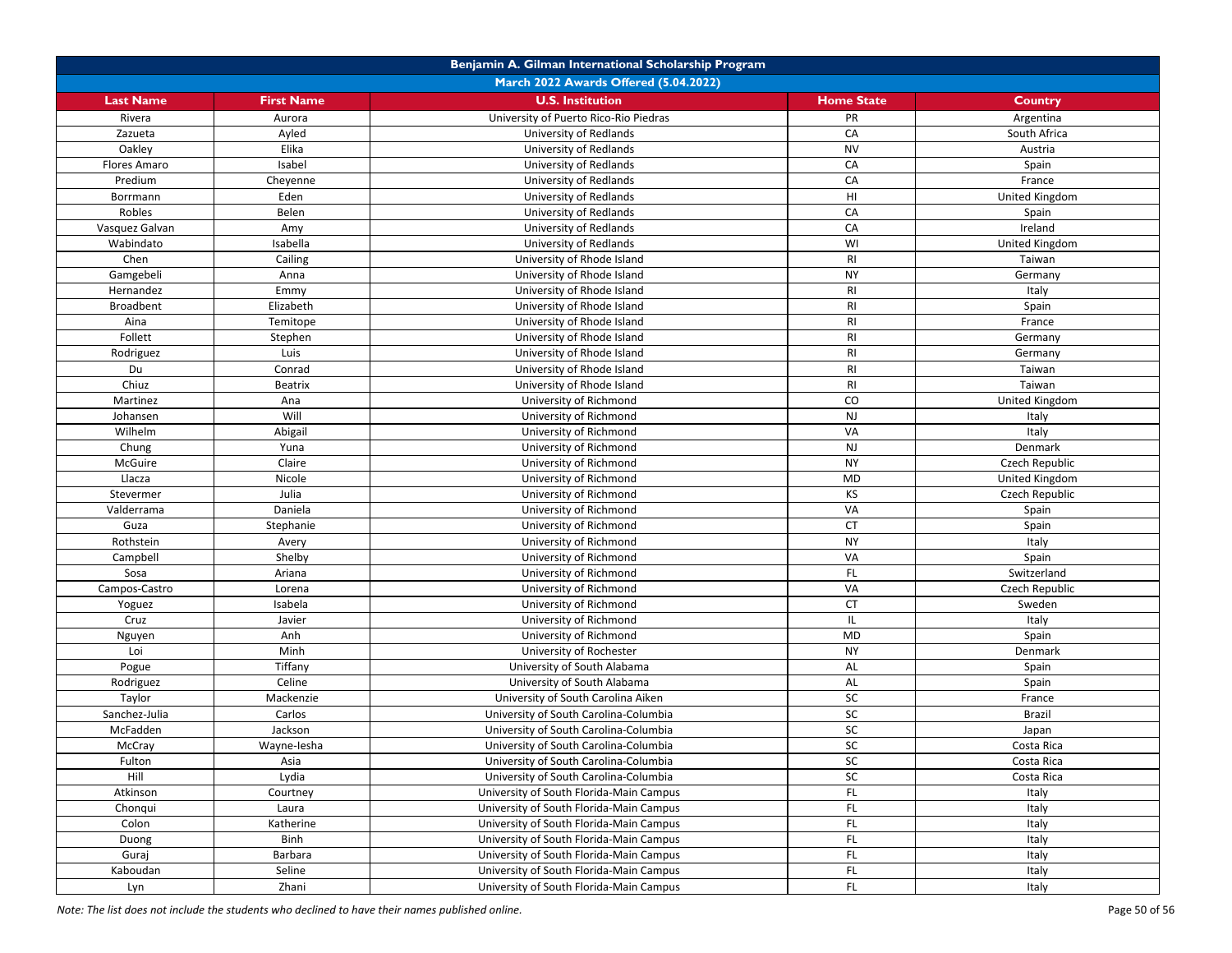| Benjamin A. Gilman International Scholarship Program | | | | |
|---|---|---|---|---|
| March 2022 Awards Offered (5.04.2022) | | | | |
| **Last Name** | **First Name** | **U.S. Institution** | **Home State** | **Country** |
| Rivera | Aurora | University of Puerto Rico-Rio Piedras | PR | Argentina |
| Zazueta | Ayled | University of Redlands | CA | South Africa |
| Oakley | Elika | University of Redlands | NV | Austria |
| Flores Amaro | Isabel | University of Redlands | CA | Spain |
| Predium | Cheyenne | University of Redlands | CA | France |
| Borrmann | Eden | University of Redlands | HI | United Kingdom |
| Robles | Belen | University of Redlands | CA | Spain |
| Vasquez Galvan | Amy | University of Redlands | CA | Ireland |
| Wabindato | Isabella | University of Redlands | WI | United Kingdom |
| Chen | Cailing | University of Rhode Island | RI | Taiwan |
| Gamgebeli | Anna | University of Rhode Island | NY | Germany |
| Hernandez | Emmy | University of Rhode Island | RI | Italy |
| Broadbent | Elizabeth | University of Rhode Island | RI | Spain |
| Aina | Temitope | University of Rhode Island | RI | France |
| Follett | Stephen | University of Rhode Island | RI | Germany |
| Rodriguez | Luis | University of Rhode Island | RI | Germany |
| Du | Conrad | University of Rhode Island | RI | Taiwan |
| Chiuz | Beatrix | University of Rhode Island | RI | Taiwan |
| Martinez | Ana | University of Richmond | CO | United Kingdom |
| Johansen | Will | University of Richmond | NJ | Italy |
| Wilhelm | Abigail | University of Richmond | VA | Italy |
| Chung | Yuna | University of Richmond | NJ | Denmark |
| McGuire | Claire | University of Richmond | NY | Czech Republic |
| Llacza | Nicole | University of Richmond | MD | United Kingdom |
| Stevermer | Julia | University of Richmond | KS | Czech Republic |
| Valderrama | Daniela | University of Richmond | VA | Spain |
| Guza | Stephanie | University of Richmond | CT | Spain |
| Rothstein | Avery | University of Richmond | NY | Italy |
| Campbell | Shelby | University of Richmond | VA | Spain |
| Sosa | Ariana | University of Richmond | FL | Switzerland |
| Campos-Castro | Lorena | University of Richmond | VA | Czech Republic |
| Yoguez | Isabela | University of Richmond | CT | Sweden |
| Cruz | Javier | University of Richmond | IL | Italy |
| Nguyen | Anh | University of Richmond | MD | Spain |
| Loi | Minh | University of Rochester | NY | Denmark |
| Pogue | Tiffany | University of South Alabama | AL | Spain |
| Rodriguez | Celine | University of South Alabama | AL | Spain |
| Taylor | Mackenzie | University of South Carolina Aiken | SC | France |
| Sanchez-Julia | Carlos | University of South Carolina-Columbia | SC | Brazil |
| McFadden | Jackson | University of South Carolina-Columbia | SC | Japan |
| McCray | Wayne-Iesha | University of South Carolina-Columbia | SC | Costa Rica |
| Fulton | Asia | University of South Carolina-Columbia | SC | Costa Rica |
| Hill | Lydia | University of South Carolina-Columbia | SC | Costa Rica |
| Atkinson | Courtney | University of South Florida-Main Campus | FL | Italy |
| Chonqui | Laura | University of South Florida-Main Campus | FL | Italy |
| Colon | Katherine | University of South Florida-Main Campus | FL | Italy |
| Duong | Binh | University of South Florida-Main Campus | FL | Italy |
| Guraj | Barbara | University of South Florida-Main Campus | FL | Italy |
| Kaboudan | Seline | University of South Florida-Main Campus | FL | Italy |
| Lyn | Zhani | University of South Florida-Main Campus | FL | Italy |

*Note: The list does not include the students who declined to have their names published online.*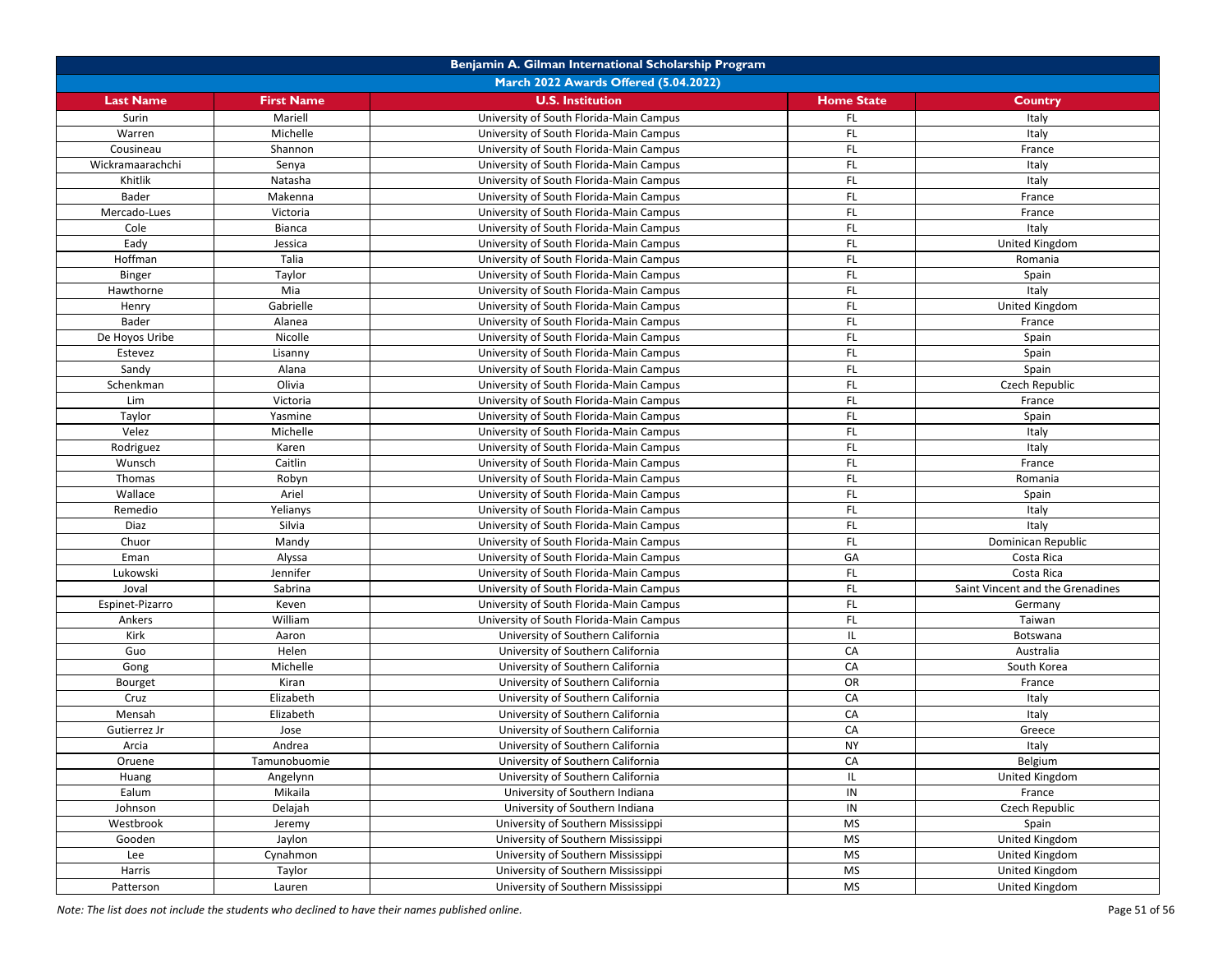| Benjamin A. Gilman International Scholarship Program | | | | |
|---|---|---|---|---|
| March 2022 Awards Offered (5.04.2022) | | | | |
| **Last Name** | **First Name** | **U.S. Institution** | **Home State** | **Country** |
| Surin | Mariell | University of South Florida-Main Campus | FL | Italy |
| Warren | Michelle | University of South Florida-Main Campus | FL | Italy |
| Cousineau | Shannon | University of South Florida-Main Campus | FL | France |
| Wickramaarachchi | Senya | University of South Florida-Main Campus | FL | Italy |
| Khitlik | Natasha | University of South Florida-Main Campus | FL | Italy |
| Bader | Makenna | University of South Florida-Main Campus | FL | France |
| Mercado-Lues | Victoria | University of South Florida-Main Campus | FL | France |
| Cole | Bianca | University of South Florida-Main Campus | FL | Italy |
| Eady | Jessica | University of South Florida-Main Campus | FL | United Kingdom |
| Hoffman | Talia | University of South Florida-Main Campus | FL | Romania |
| Binger | Taylor | University of South Florida-Main Campus | FL | Spain |
| Hawthorne | Mia | University of South Florida-Main Campus | FL | Italy |
| Henry | Gabrielle | University of South Florida-Main Campus | FL | United Kingdom |
| Bader | Alanea | University of South Florida-Main Campus | FL | France |
| De Hoyos Uribe | Nicolle | University of South Florida-Main Campus | FL | Spain |
| Estevez | Lisanny | University of South Florida-Main Campus | FL | Spain |
| Sandy | Alana | University of South Florida-Main Campus | FL | Spain |
| Schenkman | Olivia | University of South Florida-Main Campus | FL | Czech Republic |
| Lim | Victoria | University of South Florida-Main Campus | FL | France |
| Taylor | Yasmine | University of South Florida-Main Campus | FL | Spain |
| Velez | Michelle | University of South Florida-Main Campus | FL | Italy |
| Rodriguez | Karen | University of South Florida-Main Campus | FL | Italy |
| Wunsch | Caitlin | University of South Florida-Main Campus | FL | France |
| Thomas | Robyn | University of South Florida-Main Campus | FL | Romania |
| Wallace | Ariel | University of South Florida-Main Campus | FL | Spain |
| Remedio | Yelianys | University of South Florida-Main Campus | FL | Italy |
| Diaz | Silvia | University of South Florida-Main Campus | FL | Italy |
| Chuor | Mandy | University of South Florida-Main Campus | FL | Dominican Republic |
| Eman | Alyssa | University of South Florida-Main Campus | GA | Costa Rica |
| Lukowski | Jennifer | University of South Florida-Main Campus | FL | Costa Rica |
| Joval | Sabrina | University of South Florida-Main Campus | FL | Saint Vincent and the Grenadines |
| Espinet-Pizarro | Keven | University of South Florida-Main Campus | FL | Germany |
| Ankers | William | University of South Florida-Main Campus | FL | Taiwan |
| Kirk | Aaron | University of Southern California | IL | Botswana |
| Guo | Helen | University of Southern California | CA | Australia |
| Gong | Michelle | University of Southern California | CA | South Korea |
| Bourget | Kiran | University of Southern California | OR | France |
| Cruz | Elizabeth | University of Southern California | CA | Italy |
| Mensah | Elizabeth | University of Southern California | CA | Italy |
| Gutierrez Jr | Jose | University of Southern California | CA | Greece |
| Arcia | Andrea | University of Southern California | NY | Italy |
| Oruene | Tamunobuomie | University of Southern California | CA | Belgium |
| Huang | Angelynn | University of Southern California | IL | United Kingdom |
| Ealum | Mikaila | University of Southern Indiana | IN | France |
| Johnson | Delajah | University of Southern Indiana | IN | Czech Republic |
| Westbrook | Jeremy | University of Southern Mississippi | MS | Spain |
| Gooden | Jaylon | University of Southern Mississippi | MS | United Kingdom |
| Lee | Cynahmon | University of Southern Mississippi | MS | United Kingdom |
| Harris | Taylor | University of Southern Mississippi | MS | United Kingdom |
| Patterson | Lauren | University of Southern Mississippi | MS | United Kingdom |

*Note: The list does not include the students who declined to have their names published online.*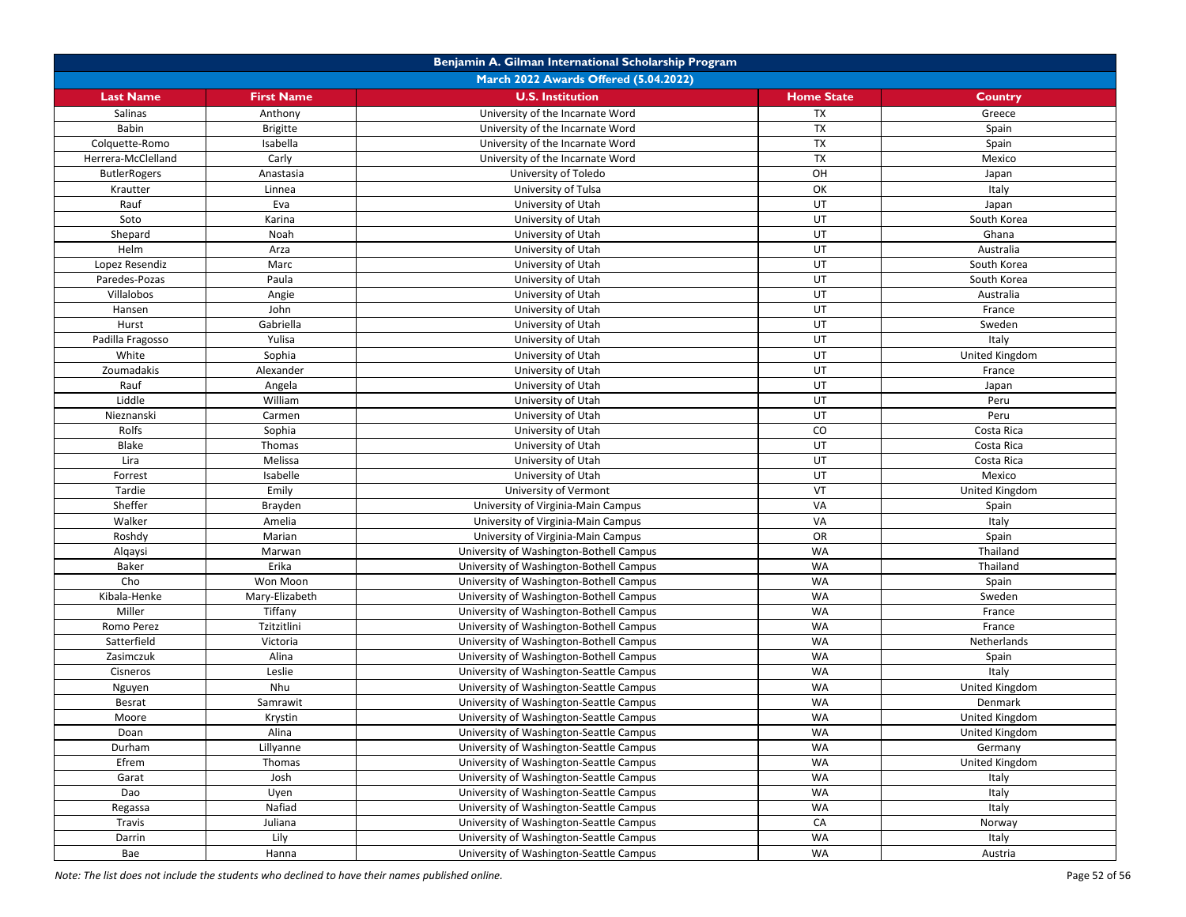| Benjamin A. Gilman International Scholarship Program | | | | |
|---|---|---|---|---|
| March 2022 Awards Offered (5.04.2022) | | | | |
| **Last Name** | **First Name** | **U.S. Institution** | **Home State** | **Country** |
| Salinas | Anthony | University of the Incarnate Word | TX | Greece |
| Babin | Brigitte | University of the Incarnate Word | TX | Spain |
| Colquette-Romo | Isabella | University of the Incarnate Word | TX | Spain |
| Herrera-McClelland | Carly | University of the Incarnate Word | TX | Mexico |
| ButlerRogers | Anastasia | University of Toledo | OH | Japan |
| Krautter | Linnea | University of Tulsa | OK | Italy |
| Rauf | Eva | University of Utah | UT | Japan |
| Soto | Karina | University of Utah | UT | South Korea |
| Shepard | Noah | University of Utah | UT | Ghana |
| Helm | Arza | University of Utah | UT | Australia |
| Lopez Resendiz | Marc | University of Utah | UT | South Korea |
| Paredes-Pozas | Paula | University of Utah | UT | South Korea |
| Villalobos | Angie | University of Utah | UT | Australia |
| Hansen | John | University of Utah | UT | France |
| Hurst | Gabriella | University of Utah | UT | Sweden |
| Padilla Fragosso | Yulisa | University of Utah | UT | Italy |
| White | Sophia | University of Utah | UT | United Kingdom |
| Zoumadakis | Alexander | University of Utah | UT | France |
| Rauf | Angela | University of Utah | UT | Japan |
| Liddle | William | University of Utah | UT | Peru |
| Nieznanski | Carmen | University of Utah | UT | Peru |
| Rolfs | Sophia | University of Utah | CO | Costa Rica |
| Blake | Thomas | University of Utah | UT | Costa Rica |
| Lira | Melissa | University of Utah | UT | Costa Rica |
| Forrest | Isabelle | University of Utah | UT | Mexico |
| Tardie | Emily | University of Vermont | VT | United Kingdom |
| Sheffer | Brayden | University of Virginia-Main Campus | VA | Spain |
| Walker | Amelia | University of Virginia-Main Campus | VA | Italy |
| Roshdy | Marian | University of Virginia-Main Campus | OR | Spain |
| Alqaysi | Marwan | University of Washington-Bothell Campus | WA | Thailand |
| Baker | Erika | University of Washington-Bothell Campus | WA | Thailand |
| Cho | Won Moon | University of Washington-Bothell Campus | WA | Spain |
| Kibala-Henke | Mary-Elizabeth | University of Washington-Bothell Campus | WA | Sweden |
| Miller | Tiffany | University of Washington-Bothell Campus | WA | France |
| Romo Perez | Tzitzitlini | University of Washington-Bothell Campus | WA | France |
| Satterfield | Victoria | University of Washington-Bothell Campus | WA | Netherlands |
| Zasimczuk | Alina | University of Washington-Bothell Campus | WA | Spain |
| Cisneros | Leslie | University of Washington-Seattle Campus | WA | Italy |
| Nguyen | Nhu | University of Washington-Seattle Campus | WA | United Kingdom |
| Besrat | Samrawit | University of Washington-Seattle Campus | WA | Denmark |
| Moore | Krystin | University of Washington-Seattle Campus | WA | United Kingdom |
| Doan | Alina | University of Washington-Seattle Campus | WA | United Kingdom |
| Durham | Lillyanne | University of Washington-Seattle Campus | WA | Germany |
| Efrem | Thomas | University of Washington-Seattle Campus | WA | United Kingdom |
| Garat | Josh | University of Washington-Seattle Campus | WA | Italy |
| Dao | Uyen | University of Washington-Seattle Campus | WA | Italy |
| Regassa | Nafiad | University of Washington-Seattle Campus | WA | Italy |
| Travis | Juliana | University of Washington-Seattle Campus | CA | Norway |
| Darrin | Lily | University of Washington-Seattle Campus | WA | Italy |
| Bae | Hanna | University of Washington-Seattle Campus | WA | Austria |

*Note: The list does not include the students who declined to have their names published online.*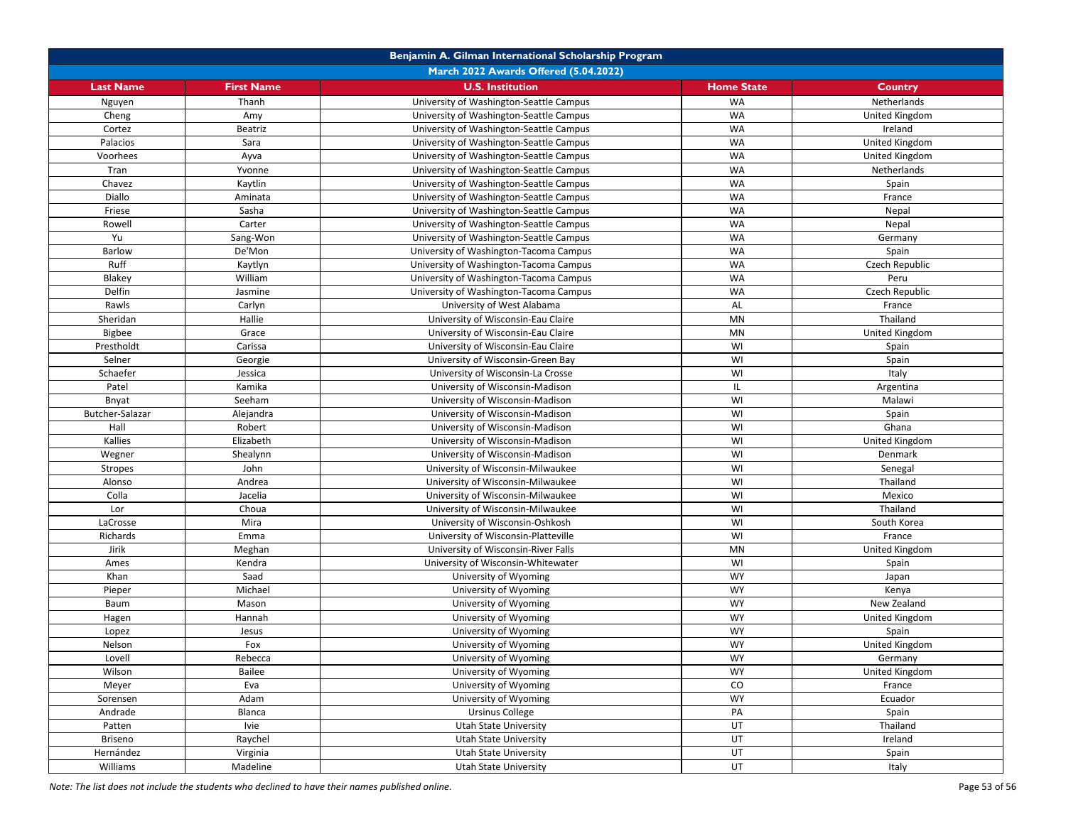| Benjamin A. Gilman International Scholarship Program | | | | |
|---|---|---|---|---|
| March 2022 Awards Offered (5.04.2022) | | | | |
| **Last Name** | **First Name** | **U.S. Institution** | **Home State** | **Country** |
| Nguyen | Thanh | University of Washington-Seattle Campus | WA | Netherlands |
| Cheng | Amy | University of Washington-Seattle Campus | WA | United Kingdom |
| Cortez | Beatriz | University of Washington-Seattle Campus | WA | Ireland |
| Palacios | Sara | University of Washington-Seattle Campus | WA | United Kingdom |
| Voorhees | Ayva | University of Washington-Seattle Campus | WA | United Kingdom |
| Tran | Yvonne | University of Washington-Seattle Campus | WA | Netherlands |
| Chavez | Kaytlin | University of Washington-Seattle Campus | WA | Spain |
| Diallo | Aminata | University of Washington-Seattle Campus | WA | France |
| Friese | Sasha | University of Washington-Seattle Campus | WA | Nepal |
| Rowell | Carter | University of Washington-Seattle Campus | WA | Nepal |
| Yu | Sang-Won | University of Washington-Seattle Campus | WA | Germany |
| Barlow | De'Mon | University of Washington-Tacoma Campus | WA | Spain |
| Ruff | Kaytlyn | University of Washington-Tacoma Campus | WA | Czech Republic |
| Blakey | William | University of Washington-Tacoma Campus | WA | Peru |
| Delfin | Jasmine | University of Washington-Tacoma Campus | WA | Czech Republic |
| Rawls | Carlyn | University of West Alabama | AL | France |
| Sheridan | Hallie | University of Wisconsin-Eau Claire | MN | Thailand |
| Bigbee | Grace | University of Wisconsin-Eau Claire | MN | United Kingdom |
| Prestholdt | Carissa | University of Wisconsin-Eau Claire | WI | Spain |
| Selner | Georgie | University of Wisconsin-Green Bay | WI | Spain |
| Schaefer | Jessica | University of Wisconsin-La Crosse | WI | Italy |
| Patel | Kamika | University of Wisconsin-Madison | IL | Argentina |
| Bnyat | Seeham | University of Wisconsin-Madison | WI | Malawi |
| Butcher-Salazar | Alejandra | University of Wisconsin-Madison | WI | Spain |
| Hall | Robert | University of Wisconsin-Madison | WI | Ghana |
| Kallies | Elizabeth | University of Wisconsin-Madison | WI | United Kingdom |
| Wegner | Shealynn | University of Wisconsin-Madison | WI | Denmark |
| Stropes | John | University of Wisconsin-Milwaukee | WI | Senegal |
| Alonso | Andrea | University of Wisconsin-Milwaukee | WI | Thailand |
| Colla | Jacelia | University of Wisconsin-Milwaukee | WI | Mexico |
| Lor | Choua | University of Wisconsin-Milwaukee | WI | Thailand |
| LaCrosse | Mira | University of Wisconsin-Oshkosh | WI | South Korea |
| Richards | Emma | University of Wisconsin-Platteville | WI | France |
| Jirik | Meghan | University of Wisconsin-River Falls | MN | United Kingdom |
| Ames | Kendra | University of Wisconsin-Whitewater | WI | Spain |
| Khan | Saad | University of Wyoming | WY | Japan |
| Pieper | Michael | University of Wyoming | WY | Kenya |
| Baum | Mason | University of Wyoming | WY | New Zealand |
| Hagen | Hannah | University of Wyoming | WY | United Kingdom |
| Lopez | Jesus | University of Wyoming | WY | Spain |
| Nelson | Fox | University of Wyoming | WY | United Kingdom |
| Lovell | Rebecca | University of Wyoming | WY | Germany |
| Wilson | Bailee | University of Wyoming | WY | United Kingdom |
| Meyer | Eva | University of Wyoming | CO | France |
| Sorensen | Adam | University of Wyoming | WY | Ecuador |
| Andrade | Blanca | Ursinus College | PA | Spain |
| Patten | Ivie | Utah State University | UT | Thailand |
| Briseno | Raychel | Utah State University | UT | Ireland |
| Hernández | Virginia | Utah State University | UT | Spain |
| Williams | Madeline | Utah State University | UT | Italy |

*Note: The list does not include the students who declined to have their names published online.*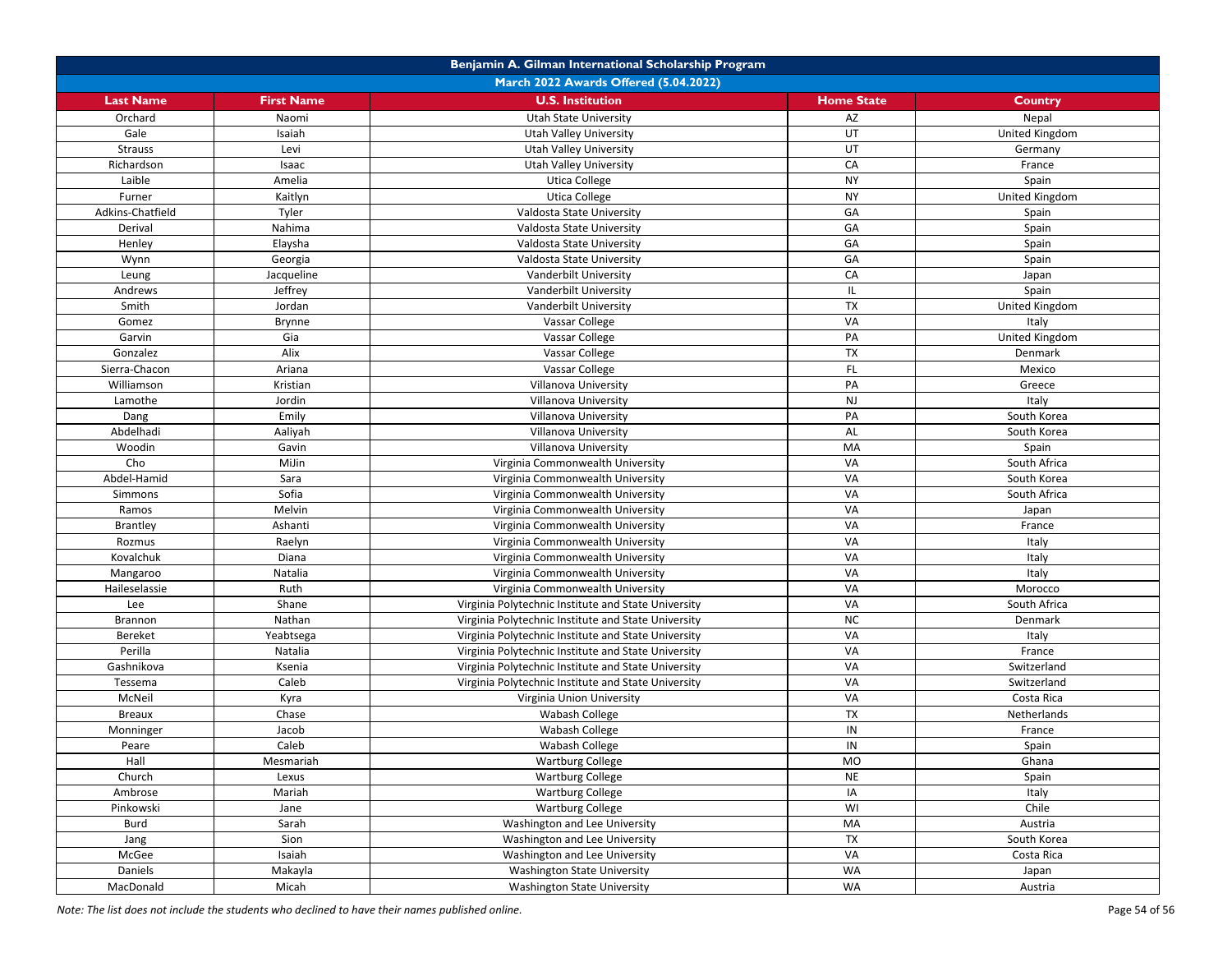| Benjamin A. Gilman International Scholarship Program | | | | |
|---|---|---|---|---|
| March 2022 Awards Offered (5.04.2022) | | | | |
| **Last Name** | **First Name** | **U.S. Institution** | **Home State** | **Country** |
| Orchard | Naomi | Utah State University | AZ | Nepal |
| Gale | Isaiah | Utah Valley University | UT | United Kingdom |
| Strauss | Levi | Utah Valley University | UT | Germany |
| Richardson | Isaac | Utah Valley University | CA | France |
| Laible | Amelia | Utica College | NY | Spain |
| Furner | Kaitlyn | Utica College | NY | United Kingdom |
| Adkins-Chatfield | Tyler | Valdosta State University | GA | Spain |
| Derival | Nahima | Valdosta State University | GA | Spain |
| Henley | Elaysha | Valdosta State University | GA | Spain |
| Wynn | Georgia | Valdosta State University | GA | Spain |
| Leung | Jacqueline | Vanderbilt University | CA | Japan |
| Andrews | Jeffrey | Vanderbilt University | IL | Spain |
| Smith | Jordan | Vanderbilt University | TX | United Kingdom |
| Gomez | Brynne | Vassar College | VA | Italy |
| Garvin | Gia | Vassar College | PA | United Kingdom |
| Gonzalez | Alix | Vassar College | TX | Denmark |
| Sierra-Chacon | Ariana | Vassar College | FL | Mexico |
| Williamson | Kristian | Villanova University | PA | Greece |
| Lamothe | Jordin | Villanova University | NJ | Italy |
| Dang | Emily | Villanova University | PA | South Korea |
| Abdelhadi | Aaliyah | Villanova University | AL | South Korea |
| Woodin | Gavin | Villanova University | MA | Spain |
| Cho | MiJin | Virginia Commonwealth University | VA | South Africa |
| Abdel-Hamid | Sara | Virginia Commonwealth University | VA | South Korea |
| Simmons | Sofia | Virginia Commonwealth University | VA | South Africa |
| Ramos | Melvin | Virginia Commonwealth University | VA | Japan |
| Brantley | Ashanti | Virginia Commonwealth University | VA | France |
| Rozmus | Raelyn | Virginia Commonwealth University | VA | Italy |
| Kovalchuk | Diana | Virginia Commonwealth University | VA | Italy |
| Mangaroo | Natalia | Virginia Commonwealth University | VA | Italy |
| Haileselassie | Ruth | Virginia Commonwealth University | VA | Morocco |
| Lee | Shane | Virginia Polytechnic Institute and State University | VA | South Africa |
| Brannon | Nathan | Virginia Polytechnic Institute and State University | NC | Denmark |
| Bereket | Yeabtsega | Virginia Polytechnic Institute and State University | VA | Italy |
| Perilla | Natalia | Virginia Polytechnic Institute and State University | VA | France |
| Gashnikova | Ksenia | Virginia Polytechnic Institute and State University | VA | Switzerland |
| Tessema | Caleb | Virginia Polytechnic Institute and State University | VA | Switzerland |
| McNeil | Kyra | Virginia Union University | VA | Costa Rica |
| Breaux | Chase | Wabash College | TX | Netherlands |
| Monninger | Jacob | Wabash College | IN | France |
| Peare | Caleb | Wabash College | IN | Spain |
| Hall | Mesmariah | Wartburg College | MO | Ghana |
| Church | Lexus | Wartburg College | NE | Spain |
| Ambrose | Mariah | Wartburg College | IA | Italy |
| Pinkowski | Jane | Wartburg College | WI | Chile |
| Burd | Sarah | Washington and Lee University | MA | Austria |
| Jang | Sion | Washington and Lee University | TX | South Korea |
| McGee | Isaiah | Washington and Lee University | VA | Costa Rica |
| Daniels | Makayla | Washington State University | WA | Japan |
| MacDonald | Micah | Washington State University | WA | Austria |

*Note: The list does not include the students who declined to have their names published online.*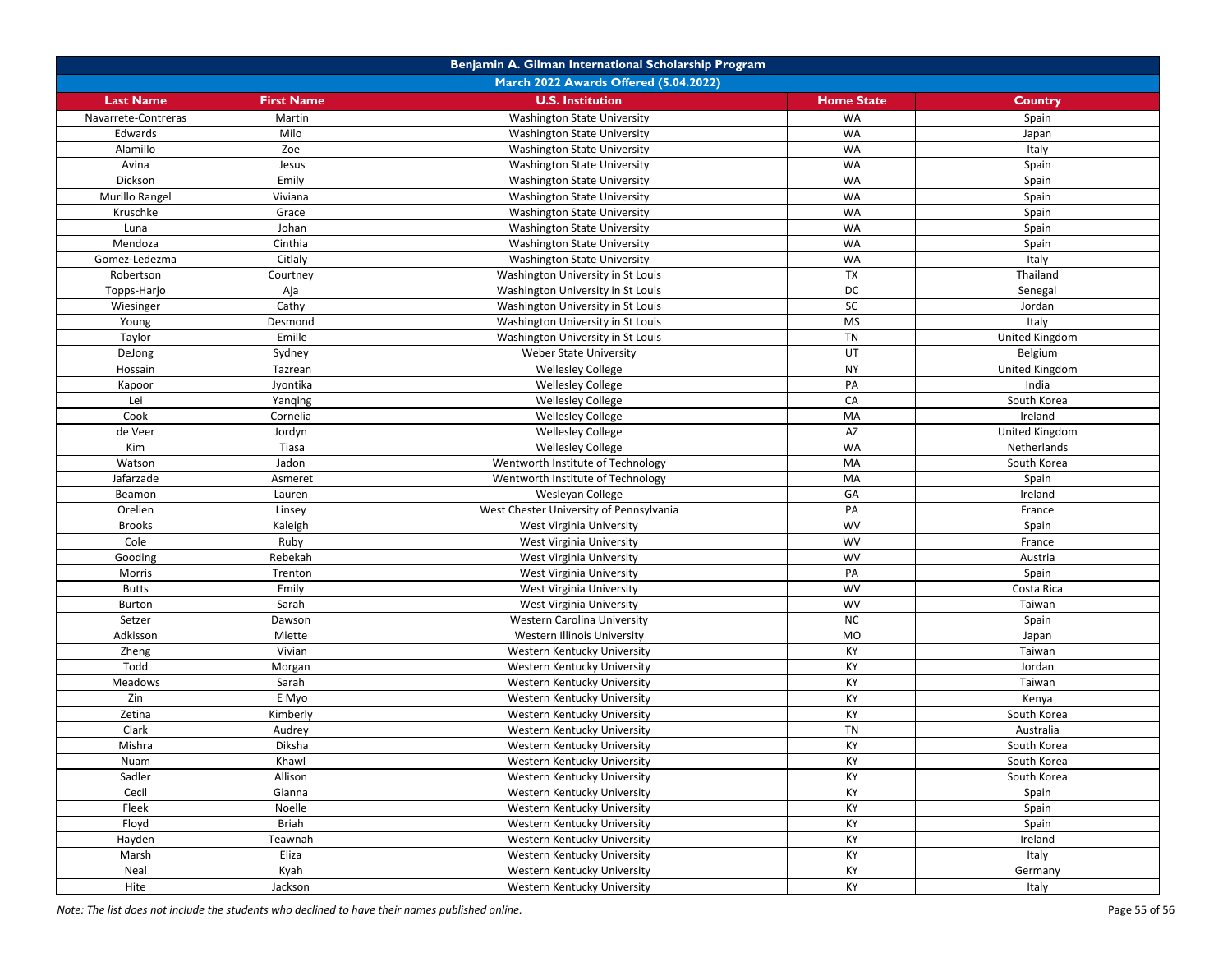| Benjamin A. Gilman International Scholarship Program | | | | |
|---|---|---|---|---|
| March 2022 Awards Offered (5.04.2022) | | | | |
| **Last Name** | **First Name** | **U.S. Institution** | **Home State** | **Country** |
| Navarrete-Contreras | Martin | Washington State University | WA | Spain |
| Edwards | Milo | Washington State University | WA | Japan |
| Alamillo | Zoe | Washington State University | WA | Italy |
| Avina | Jesus | Washington State University | WA | Spain |
| Dickson | Emily | Washington State University | WA | Spain |
| Murillo Rangel | Viviana | Washington State University | WA | Spain |
| Kruschke | Grace | Washington State University | WA | Spain |
| Luna | Johan | Washington State University | WA | Spain |
| Mendoza | Cinthia | Washington State University | WA | Spain |
| Gomez-Ledezma | Citlaly | Washington State University | WA | Italy |
| Robertson | Courtney | Washington University in St Louis | TX | Thailand |
| Topps-Harjo | Aja | Washington University in St Louis | DC | Senegal |
| Wiesinger | Cathy | Washington University in St Louis | SC | Jordan |
| Young | Desmond | Washington University in St Louis | MS | Italy |
| Taylor | Emille | Washington University in St Louis | TN | United Kingdom |
| DeJong | Sydney | Weber State University | UT | Belgium |
| Hossain | Tazrean | Wellesley College | NY | United Kingdom |
| Kapoor | Jyontika | Wellesley College | PA | India |
| Lei | Yanqing | Wellesley College | CA | South Korea |
| Cook | Cornelia | Wellesley College | MA | Ireland |
| de Veer | Jordyn | Wellesley College | AZ | United Kingdom |
| Kim | Tiasa | Wellesley College | WA | Netherlands |
| Watson | Jadon | Wentworth Institute of Technology | MA | South Korea |
| Jafarzade | Asmeret | Wentworth Institute of Technology | MA | Spain |
| Beamon | Lauren | Wesleyan College | GA | Ireland |
| Orelien | Linsey | West Chester University of Pennsylvania | PA | France |
| Brooks | Kaleigh | West Virginia University | WV | Spain |
| Cole | Ruby | West Virginia University | WV | France |
| Gooding | Rebekah | West Virginia University | WV | Austria |
| Morris | Trenton | West Virginia University | PA | Spain |
| Butts | Emily | West Virginia University | WV | Costa Rica |
| Burton | Sarah | West Virginia University | WV | Taiwan |
| Setzer | Dawson | Western Carolina University | NC | Spain |
| Adkisson | Miette | Western Illinois University | MO | Japan |
| Zheng | Vivian | Western Kentucky University | KY | Taiwan |
| Todd | Morgan | Western Kentucky University | KY | Jordan |
| Meadows | Sarah | Western Kentucky University | KY | Taiwan |
| Zin | E Myo | Western Kentucky University | KY | Kenya |
| Zetina | Kimberly | Western Kentucky University | KY | South Korea |
| Clark | Audrey | Western Kentucky University | TN | Australia |
| Mishra | Diksha | Western Kentucky University | KY | South Korea |
| Nuam | Khawl | Western Kentucky University | KY | South Korea |
| Sadler | Allison | Western Kentucky University | KY | South Korea |
| Cecil | Gianna | Western Kentucky University | KY | Spain |
| Fleek | Noelle | Western Kentucky University | KY | Spain |
| Floyd | Briah | Western Kentucky University | KY | Spain |
| Hayden | Teawnah | Western Kentucky University | KY | Ireland |
| Marsh | Eliza | Western Kentucky University | KY | Italy |
| Neal | Kyah | Western Kentucky University | KY | Germany |
| Hite | Jackson | Western Kentucky University | KY | Italy |

*Note: The list does not include the students who declined to have their names published online.*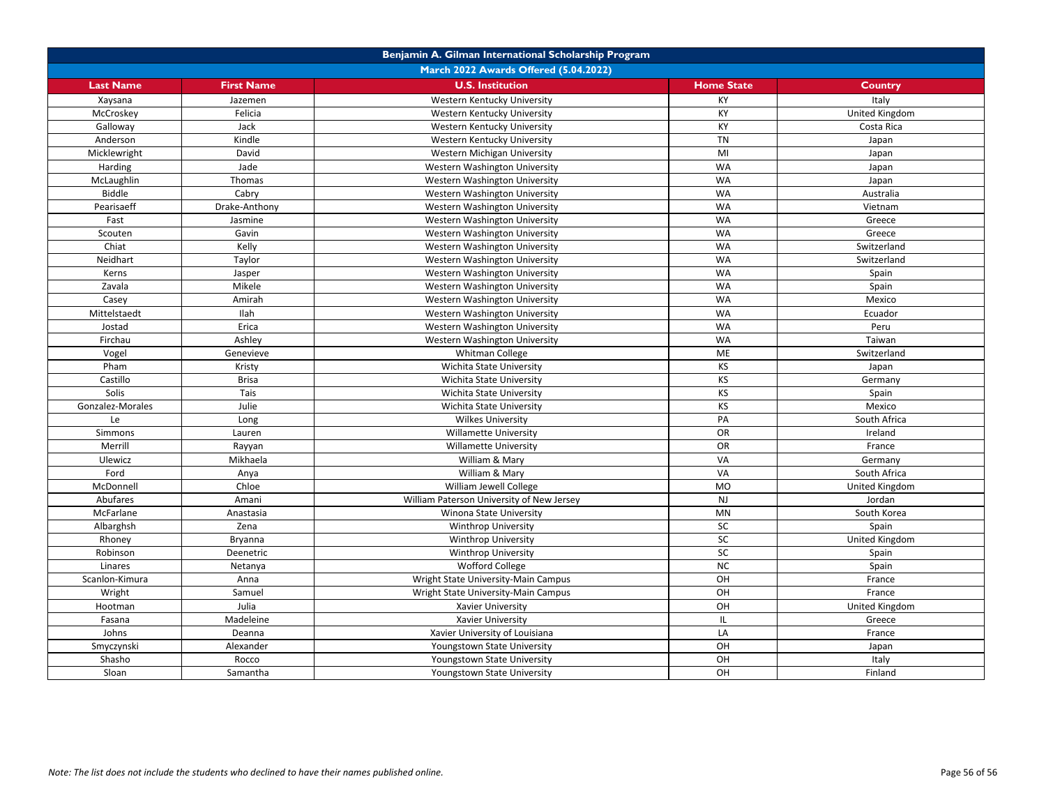| Benjamin A. Gilman International Scholarship Program | | | | |
|---|---|---|---|---|
| March 2022 Awards Offered (5.04.2022) | | | | |
| **Last Name** | **First Name** | **U.S. Institution** | **Home State** | **Country** |
| Xaysana | Jazemen | Western Kentucky University | KY | Italy |
| McCroskey | Felicia | Western Kentucky University | KY | United Kingdom |
| Galloway | Jack | Western Kentucky University | KY | Costa Rica |
| Anderson | Kindle | Western Kentucky University | TN | Japan |
| Micklewright | David | Western Michigan University | MI | Japan |
| Harding | Jade | Western Washington University | WA | Japan |
| McLaughlin | Thomas | Western Washington University | WA | Japan |
| Biddle | Cabry | Western Washington University | WA | Australia |
| Pearisaeff | Drake-Anthony | Western Washington University | WA | Vietnam |
| Fast | Jasmine | Western Washington University | WA | Greece |
| Scouten | Gavin | Western Washington University | WA | Greece |
| Chiat | Kelly | Western Washington University | WA | Switzerland |
| Neidhart | Taylor | Western Washington University | WA | Switzerland |
| Kerns | Jasper | Western Washington University | WA | Spain |
| Zavala | Mikele | Western Washington University | WA | Spain |
| Casey | Amirah | Western Washington University | WA | Mexico |
| Mittelstaedt | Ilah | Western Washington University | WA | Ecuador |
| Jostad | Erica | Western Washington University | WA | Peru |
| Firchau | Ashley | Western Washington University | WA | Taiwan |
| Vogel | Genevieve | Whitman College | ME | Switzerland |
| Pham | Kristy | Wichita State University | KS | Japan |
| Castillo | Brisa | Wichita State University | KS | Germany |
| Solis | Tais | Wichita State University | KS | Spain |
| Gonzalez-Morales | Julie | Wichita State University | KS | Mexico |
| Le | Long | Wilkes University | PA | South Africa |
| Simmons | Lauren | Willamette University | OR | Ireland |
| Merrill | Rayyan | Willamette University | OR | France |
| Ulewicz | Mikhaela | William & Mary | VA | Germany |
| Ford | Anya | William & Mary | VA | South Africa |
| McDonnell | Chloe | William Jewell College | MO | United Kingdom |
| Abufares | Amani | William Paterson University of New Jersey | NJ | Jordan |
| McFarlane | Anastasia | Winona State University | MN | South Korea |
| Albarghsh | Zena | Winthrop University | SC | Spain |
| Rhoney | Bryanna | Winthrop University | SC | United Kingdom |
| Robinson | Deenetric | Winthrop University | SC | Spain |
| Linares | Netanya | Wofford College | NC | Spain |
| Scanlon-Kimura | Anna | Wright State University-Main Campus | OH | France |
| Wright | Samuel | Wright State University-Main Campus | OH | France |
| Hootman | Julia | Xavier University | OH | United Kingdom |
| Fasana | Madeleine | Xavier University | IL | Greece |
| Johns | Deanna | Xavier University of Louisiana | LA | France |
| Smyczynski | Alexander | Youngstown State University | OH | Japan |
| Shasho | Rocco | Youngstown State University | OH | Italy |
| Sloan | Samantha | Youngstown State University | OH | Finland |

*Note: The list does not include the students who declined to have their names published online.*